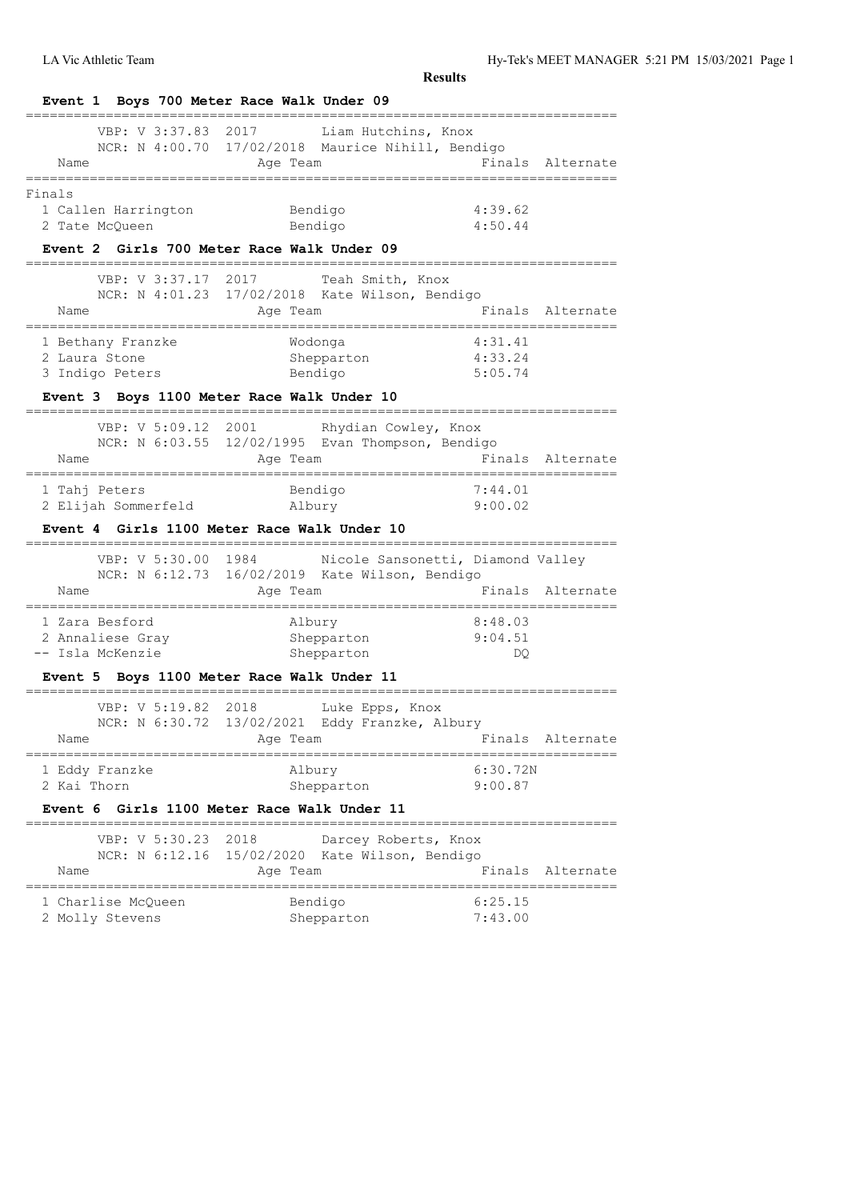**Results**

### Event 1 Boys 700 Meter Race Walk Under 09

VBP: V 3:37.83 2017 Liam Hutchins, Knox
NCR: N 4:00.70 17/02/2018 Maurice Nihill, Bendigo

| Name | Age | Team | Finals | Alternate |
|---|---|---|---|---|
| **Finals** | | | | |
| 1 Callen Harrington | | Bendigo | 4:39.62 | |
| 2 Tate McQueen | | Bendigo | 4:50.44 | |

### Event 2 Girls 700 Meter Race Walk Under 09

VBP: V 3:37.17 2017 Teah Smith, Knox
NCR: N 4:01.23 17/02/2018 Kate Wilson, Bendigo

| Name | Age | Team | Finals | Alternate |
|---|---|---|---|---|
| 1 Bethany Franzke | | Wodonga | 4:31.41 | |
| 2 Laura Stone | | Shepparton | 4:33.24 | |
| 3 Indigo Peters | | Bendigo | 5:05.74 | |

### Event 3 Boys 1100 Meter Race Walk Under 10

VBP: V 5:09.12 2001 Rhydian Cowley, Knox
NCR: N 6:03.55 12/02/1995 Evan Thompson, Bendigo

| Name | Age | Team | Finals | Alternate |
|---|---|---|---|---|
| 1 Tahj Peters | | Bendigo | 7:44.01 | |
| 2 Elijah Sommerfeld | | Albury | 9:00.02 | |

### Event 4 Girls 1100 Meter Race Walk Under 10

VBP: V 5:30.00 1984 Nicole Sansonetti, Diamond Valley
NCR: N 6:12.73 16/02/2019 Kate Wilson, Bendigo

| Name | Age | Team | Finals | Alternate |
|---|---|---|---|---|
| 1 Zara Besford | | Albury | 8:48.03 | |
| 2 Annaliese Gray | | Shepparton | 9:04.51 | |
| -- Isla McKenzie | | Shepparton | DQ | |

### Event 5 Boys 1100 Meter Race Walk Under 11

VBP: V 5:19.82 2018 Luke Epps, Knox
NCR: N 6:30.72 13/02/2021 Eddy Franzke, Albury

| Name | Age | Team | Finals | Alternate |
|---|---|---|---|---|
| 1 Eddy Franzke | | Albury | 6:30.72N | |
| 2 Kai Thorn | | Shepparton | 9:00.87 | |

### Event 6 Girls 1100 Meter Race Walk Under 11

VBP: V 5:30.23 2018 Darcey Roberts, Knox
NCR: N 6:12.16 15/02/2020 Kate Wilson, Bendigo

| Name | Age | Team | Finals | Alternate |
|---|---|---|---|---|
| 1 Charlise McQueen | | Bendigo | 6:25.15 | |
| 2 Molly Stevens | | Shepparton | 7:43.00 | |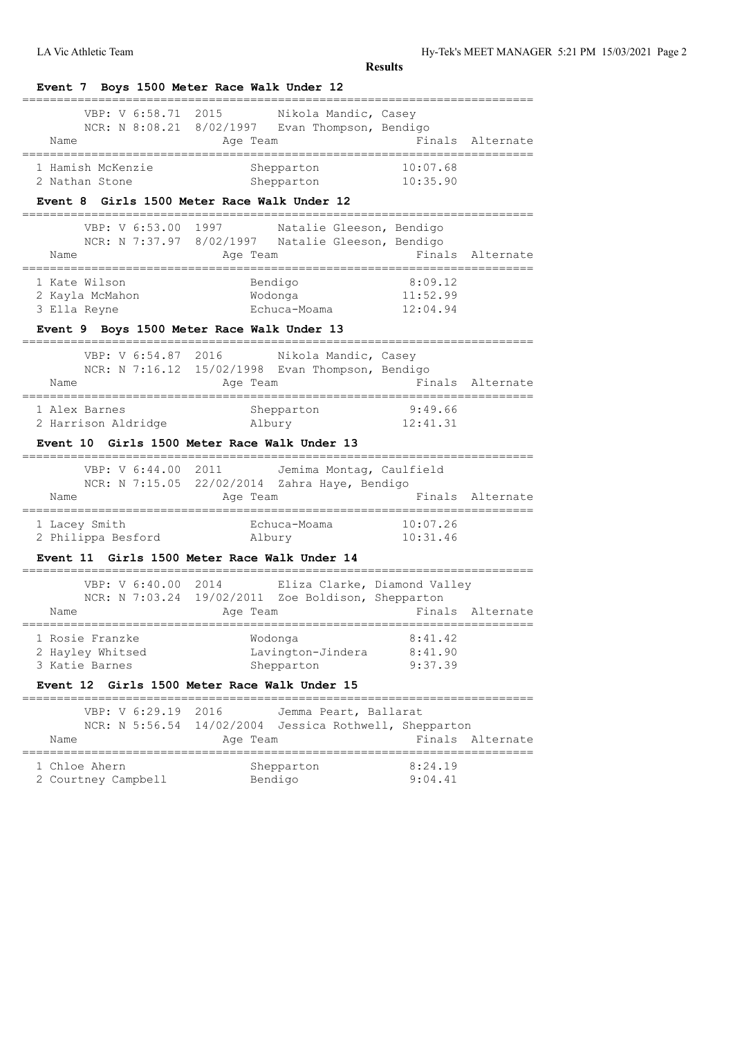**Results**

### Event 7 Boys 1500 Meter Race Walk Under 12

VBP: V 6:58.71 2015 Nikola Mandic, Casey
NCR: N 8:08.21 8/02/1997 Evan Thompson, Bendigo

| Name | Age | Team | Finals | Alternate |
|---|---|---|---|---|
| 1 Hamish McKenzie | | Shepparton | 10:07.68 | |
| 2 Nathan Stone | | Shepparton | 10:35.90 | |

### Event 8 Girls 1500 Meter Race Walk Under 12

VBP: V 6:53.00 1997 Natalie Gleeson, Bendigo
NCR: N 7:37.97 8/02/1997 Natalie Gleeson, Bendigo

| Name | Age | Team | Finals | Alternate |
|---|---|---|---|---|
| 1 Kate Wilson | | Bendigo | 8:09.12 | |
| 2 Kayla McMahon | | Wodonga | 11:52.99 | |
| 3 Ella Reyne | | Echuca-Moama | 12:04.94 | |

### Event 9 Boys 1500 Meter Race Walk Under 13

VBP: V 6:54.87 2016 Nikola Mandic, Casey
NCR: N 7:16.12 15/02/1998 Evan Thompson, Bendigo

| Name | Age | Team | Finals | Alternate |
|---|---|---|---|---|
| 1 Alex Barnes | | Shepparton | 9:49.66 | |
| 2 Harrison Aldridge | | Albury | 12:41.31 | |

### Event 10 Girls 1500 Meter Race Walk Under 13

VBP: V 6:44.00 2011 Jemima Montag, Caulfield
NCR: N 7:15.05 22/02/2014 Zahra Haye, Bendigo

| Name | Age | Team | Finals | Alternate |
|---|---|---|---|---|
| 1 Lacey Smith | | Echuca-Moama | 10:07.26 | |
| 2 Philippa Besford | | Albury | 10:31.46 | |

### Event 11 Girls 1500 Meter Race Walk Under 14

VBP: V 6:40.00 2014 Eliza Clarke, Diamond Valley
NCR: N 7:03.24 19/02/2011 Zoe Boldison, Shepparton

| Name | Age | Team | Finals | Alternate |
|---|---|---|---|---|
| 1 Rosie Franzke | | Wodonga | 8:41.42 | |
| 2 Hayley Whitsed | | Lavington-Jindera | 8:41.90 | |
| 3 Katie Barnes | | Shepparton | 9:37.39 | |

### Event 12 Girls 1500 Meter Race Walk Under 15

VBP: V 6:29.19 2016 Jemma Peart, Ballarat
NCR: N 5:56.54 14/02/2004 Jessica Rothwell, Shepparton

| Name | Age | Team | Finals | Alternate |
|---|---|---|---|---|
| 1 Chloe Ahern | | Shepparton | 8:24.19 | |
| 2 Courtney Campbell | | Bendigo | 9:04.41 | |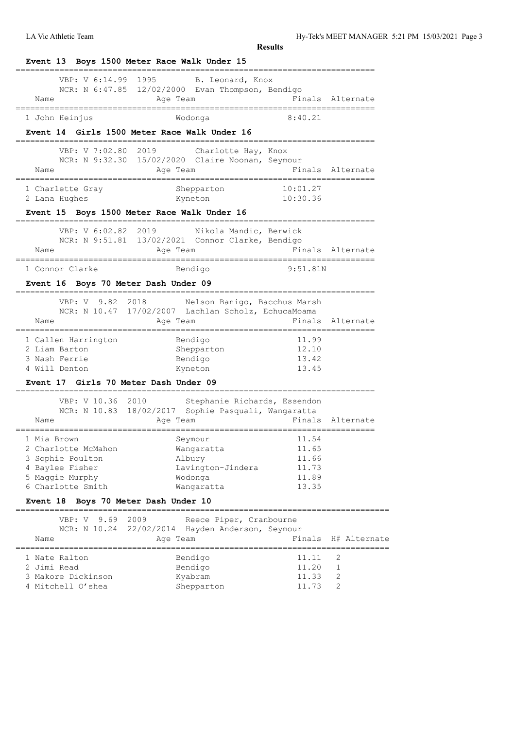**Results**

## Event 13 Boys 1500 Meter Race Walk Under 15

VBP: V 6:14.99 1995 B. Leonard, Knox
NCR: N 6:47.85 12/02/2000 Evan Thompson, Bendigo

| Name | Age | Team | Finals | Alternate |
|---|---|---|---|---|
| 1 John Heinjus | | Wodonga | 8:40.21 | |

## Event 14 Girls 1500 Meter Race Walk Under 16

VBP: V 7:02.80 2019 Charlotte Hay, Knox
NCR: N 9:32.30 15/02/2020 Claire Noonan, Seymour

| Name | Age | Team | Finals | Alternate |
|---|---|---|---|---|
| 1 Charlette Gray | | Shepparton | 10:01.27 | |
| 2 Lana Hughes | | Kyneton | 10:30.36 | |

## Event 15 Boys 1500 Meter Race Walk Under 16

VBP: V 6:02.82 2019 Nikola Mandic, Berwick
NCR: N 9:51.81 13/02/2021 Connor Clarke, Bendigo

| Name | Age | Team | Finals | Alternate |
|---|---|---|---|---|
| 1 Connor Clarke | | Bendigo | 9:51.81N | |

## Event 16 Boys 70 Meter Dash Under 09

VBP: V 9.82 2018 Nelson Banigo, Bacchus Marsh
NCR: N 10.47 17/02/2007 Lachlan Scholz, EchucaMoama

| Name | Age | Team | Finals | Alternate |
|---|---|---|---|---|
| 1 Callen Harrington | | Bendigo | 11.99 | |
| 2 Liam Barton | | Shepparton | 12.10 | |
| 3 Nash Ferrie | | Bendigo | 13.42 | |
| 4 Will Denton | | Kyneton | 13.45 | |

## Event 17 Girls 70 Meter Dash Under 09

VBP: V 10.36 2010 Stephanie Richards, Essendon
NCR: N 10.83 18/02/2017 Sophie Pasquali, Wangaratta

| Name | Age | Team | Finals | Alternate |
|---|---|---|---|---|
| 1 Mia Brown | | Seymour | 11.54 | |
| 2 Charlotte McMahon | | Wangaratta | 11.65 | |
| 3 Sophie Poulton | | Albury | 11.66 | |
| 4 Baylee Fisher | | Lavington-Jindera | 11.73 | |
| 5 Maggie Murphy | | Wodonga | 11.89 | |
| 6 Charlotte Smith | | Wangaratta | 13.35 | |

## Event 18 Boys 70 Meter Dash Under 10

VBP: V 9.69 2009 Reece Piper, Cranbourne
NCR: N 10.24 22/02/2014 Hayden Anderson, Seymour

| Name | Age | Team | Finals | H# | Alternate |
|---|---|---|---|---|---|
| 1 Nate Ralton | | Bendigo | 11.11 | 2 | |
| 2 Jimi Read | | Bendigo | 11.20 | 1 | |
| 3 Makore Dickinson | | Kyabram | 11.33 | 2 | |
| 4 Mitchell O'shea | | Shepparton | 11.73 | 2 | |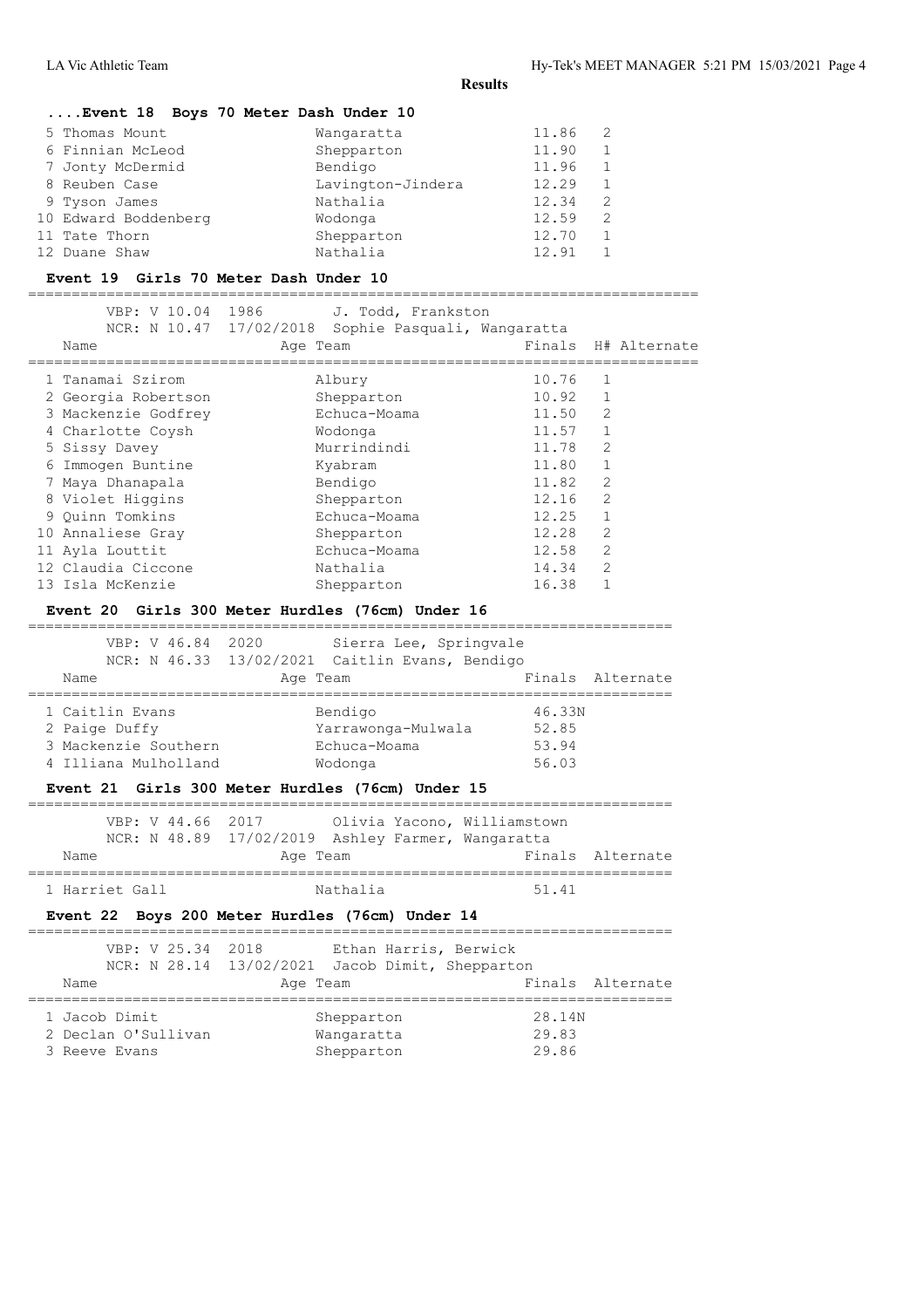**Results**

### ....Event 18 Boys 70 Meter Dash Under 10

| Name | Age | Team | Finals | H# |
|---|---|---|---|---|
| 5 Thomas Mount | | Wangaratta | 11.86 | 2 |
| 6 Finnian McLeod | | Shepparton | 11.90 | 1 |
| 7 Jonty McDermid | | Bendigo | 11.96 | 1 |
| 8 Reuben Case | | Lavington-Jindera | 12.29 | 1 |
| 9 Tyson James | | Nathalia | 12.34 | 2 |
| 10 Edward Boddenberg | | Wodonga | 12.59 | 2 |
| 11 Tate Thorn | | Shepparton | 12.70 | 1 |
| 12 Duane Shaw | | Nathalia | 12.91 | 1 |

### Event 19 Girls 70 Meter Dash Under 10

VBP: V 10.04 1986 J. Todd, Frankston
NCR: N 10.47 17/02/2018 Sophie Pasquali, Wangaratta

| Name | Age | Team | Finals | H# | Alternate |
|---|---|---|---|---|---|
| 1 Tanamai Szirom | | Albury | 10.76 | 1 | |
| 2 Georgia Robertson | | Shepparton | 10.92 | 1 | |
| 3 Mackenzie Godfrey | | Echuca-Moama | 11.50 | 2 | |
| 4 Charlotte Coysh | | Wodonga | 11.57 | 1 | |
| 5 Sissy Davey | | Murrindindi | 11.78 | 2 | |
| 6 Immogen Buntine | | Kyabram | 11.80 | 1 | |
| 7 Maya Dhanapala | | Bendigo | 11.82 | 2 | |
| 8 Violet Higgins | | Shepparton | 12.16 | 2 | |
| 9 Quinn Tomkins | | Echuca-Moama | 12.25 | 1 | |
| 10 Annaliese Gray | | Shepparton | 12.28 | 2 | |
| 11 Ayla Louttit | | Echuca-Moama | 12.58 | 2 | |
| 12 Claudia Ciccone | | Nathalia | 14.34 | 2 | |
| 13 Isla McKenzie | | Shepparton | 16.38 | 1 | |

### Event 20 Girls 300 Meter Hurdles (76cm) Under 16

VBP: V 46.84 2020 Sierra Lee, Springvale
NCR: N 46.33 13/02/2021 Caitlin Evans, Bendigo

| Name | Age | Team | Finals | Alternate |
|---|---|---|---|---|
| 1 Caitlin Evans | | Bendigo | 46.33N | |
| 2 Paige Duffy | | Yarrawonga-Mulwala | 52.85 | |
| 3 Mackenzie Southern | | Echuca-Moama | 53.94 | |
| 4 Illiana Mulholland | | Wodonga | 56.03 | |

### Event 21 Girls 300 Meter Hurdles (76cm) Under 15

VBP: V 44.66 2017 Olivia Yacono, Williamstown
NCR: N 48.89 17/02/2019 Ashley Farmer, Wangaratta

| Name | Age | Team | Finals | Alternate |
|---|---|---|---|---|
| 1 Harriet Gall | | Nathalia | 51.41 | |

### Event 22 Boys 200 Meter Hurdles (76cm) Under 14

VBP: V 25.34 2018 Ethan Harris, Berwick
NCR: N 28.14 13/02/2021 Jacob Dimit, Shepparton

| Name | Age | Team | Finals | Alternate |
|---|---|---|---|---|
| 1 Jacob Dimit | | Shepparton | 28.14N | |
| 2 Declan O'Sullivan | | Wangaratta | 29.83 | |
| 3 Reeve Evans | | Shepparton | 29.86 | |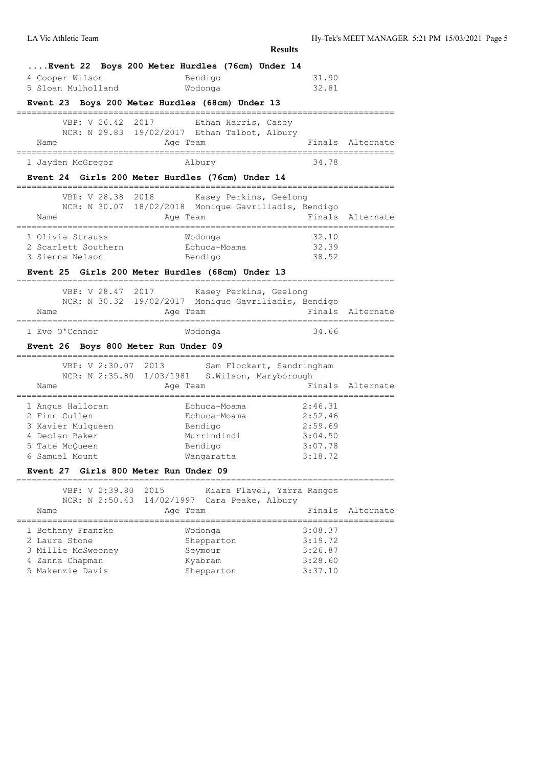**Results**

### ....Event 22 Boys 200 Meter Hurdles (76cm) Under 14

| Name | Age | Team | Finals | Alternate |
|---|---|---|---|---|
| 4 Cooper Wilson | | Bendigo | 31.90 | |
| 5 Sloan Mulholland | | Wodonga | 32.81 | |

### Event 23 Boys 200 Meter Hurdles (68cm) Under 13

VBP: V 26.42 2017 Ethan Harris, Casey
NCR: N 29.83 19/02/2017 Ethan Talbot, Albury

| Name | Age | Team | Finals | Alternate |
|---|---|---|---|---|
| 1 Jayden McGregor | | Albury | 34.78 | |

### Event 24 Girls 200 Meter Hurdles (76cm) Under 14

VBP: V 28.38 2018 Kasey Perkins, Geelong
NCR: N 30.07 18/02/2018 Monique Gavriliadis, Bendigo

| Name | Age | Team | Finals | Alternate |
|---|---|---|---|---|
| 1 Olivia Strauss | | Wodonga | 32.10 | |
| 2 Scarlett Southern | | Echuca-Moama | 32.39 | |
| 3 Sienna Nelson | | Bendigo | 38.52 | |

### Event 25 Girls 200 Meter Hurdles (68cm) Under 13

VBP: V 28.47 2017 Kasey Perkins, Geelong
NCR: N 30.32 19/02/2017 Monique Gavriliadis, Bendigo

| Name | Age | Team | Finals | Alternate |
|---|---|---|---|---|
| 1 Eve O'Connor | | Wodonga | 34.66 | |

### Event 26 Boys 800 Meter Run Under 09

VBP: V 2:30.07 2013 Sam Flockart, Sandringham
NCR: N 2:35.80 1/03/1981 S.Wilson, Maryborough

| Name | Age | Team | Finals | Alternate |
|---|---|---|---|---|
| 1 Angus Halloran | | Echuca-Moama | 2:46.31 | |
| 2 Finn Cullen | | Echuca-Moama | 2:52.46 | |
| 3 Xavier Mulqueen | | Bendigo | 2:59.69 | |
| 4 Declan Baker | | Murrindindi | 3:04.50 | |
| 5 Tate McQueen | | Bendigo | 3:07.78 | |
| 6 Samuel Mount | | Wangaratta | 3:18.72 | |

### Event 27 Girls 800 Meter Run Under 09

VBP: V 2:39.80 2015 Kiara Flavel, Yarra Ranges
NCR: N 2:50.43 14/02/1997 Cara Peake, Albury

| Name | Age | Team | Finals | Alternate |
|---|---|---|---|---|
| 1 Bethany Franzke | | Wodonga | 3:08.37 | |
| 2 Laura Stone | | Shepparton | 3:19.72 | |
| 3 Millie McSweeney | | Seymour | 3:26.87 | |
| 4 Zanna Chapman | | Kyabram | 3:28.60 | |
| 5 Makenzie Davis | | Shepparton | 3:37.10 | |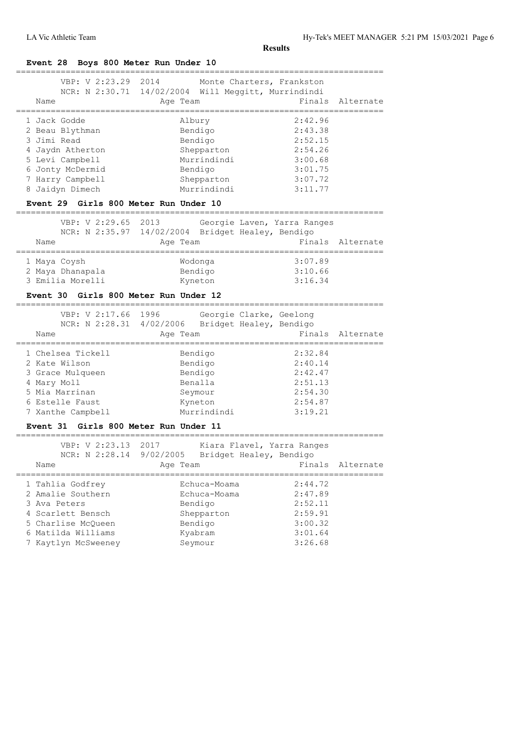**Results**

### Event 28 Boys 800 Meter Run Under 10

VBP: V 2:23.29 2014 Monte Charters, Frankston
NCR: N 2:30.71 14/02/2004 Will Meggitt, Murrindindi

| Name | Age | Team | Finals | Alternate |
|---|---|---|---|---|
| 1 Jack Godde | | Albury | 2:42.96 | |
| 2 Beau Blythman | | Bendigo | 2:43.38 | |
| 3 Jimi Read | | Bendigo | 2:52.15 | |
| 4 Jaydn Atherton | | Shepparton | 2:54.26 | |
| 5 Levi Campbell | | Murrindindi | 3:00.68 | |
| 6 Jonty McDermid | | Bendigo | 3:01.75 | |
| 7 Harry Campbell | | Shepparton | 3:07.72 | |
| 8 Jaidyn Dimech | | Murrindindi | 3:11.77 | |

### Event 29 Girls 800 Meter Run Under 10

VBP: V 2:29.65 2013 Georgie Laven, Yarra Ranges
NCR: N 2:35.97 14/02/2004 Bridget Healey, Bendigo

| Name | Age | Team | Finals | Alternate |
|---|---|---|---|---|
| 1 Maya Coysh | | Wodonga | 3:07.89 | |
| 2 Maya Dhanapala | | Bendigo | 3:10.66 | |
| 3 Emilia Morelli | | Kyneton | 3:16.34 | |

### Event 30 Girls 800 Meter Run Under 12

VBP: V 2:17.66 1996 Georgie Clarke, Geelong
NCR: N 2:28.31 4/02/2006 Bridget Healey, Bendigo

| Name | Age | Team | Finals | Alternate |
|---|---|---|---|---|
| 1 Chelsea Tickell | | Bendigo | 2:32.84 | |
| 2 Kate Wilson | | Bendigo | 2:40.14 | |
| 3 Grace Mulqueen | | Bendigo | 2:42.47 | |
| 4 Mary Moll | | Benalla | 2:51.13 | |
| 5 Mia Marrinan | | Seymour | 2:54.30 | |
| 6 Estelle Faust | | Kyneton | 2:54.87 | |
| 7 Xanthe Campbell | | Murrindindi | 3:19.21 | |

### Event 31 Girls 800 Meter Run Under 11

VBP: V 2:23.13 2017 Kiara Flavel, Yarra Ranges
NCR: N 2:28.14 9/02/2005 Bridget Healey, Bendigo

| Name | Age | Team | Finals | Alternate |
|---|---|---|---|---|
| 1 Tahlia Godfrey | | Echuca-Moama | 2:44.72 | |
| 2 Amalie Southern | | Echuca-Moama | 2:47.89 | |
| 3 Ava Peters | | Bendigo | 2:52.11 | |
| 4 Scarlett Bensch | | Shepparton | 2:59.91 | |
| 5 Charlise McQueen | | Bendigo | 3:00.32 | |
| 6 Matilda Williams | | Kyabram | 3:01.64 | |
| 7 Kaytlyn McSweeney | | Seymour | 3:26.68 | |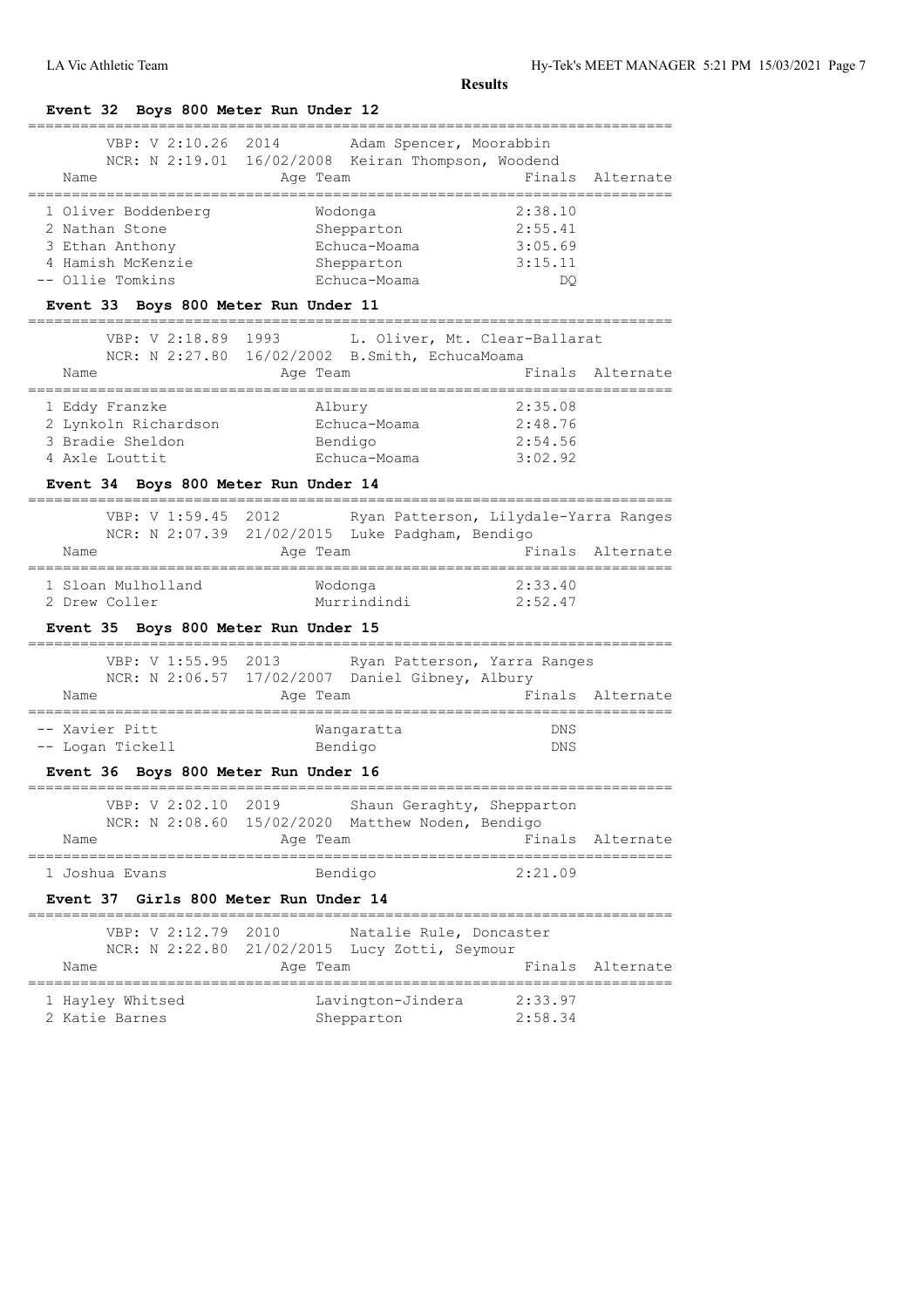**Results**

### Event 32 Boys 800 Meter Run Under 12

VBP: V 2:10.26 2014 Adam Spencer, Moorabbin
NCR: N 2:19.01 16/02/2008 Keiran Thompson, Woodend

| Name | Age Team | Finals | Alternate |
|---|---|---|---|
| 1 Oliver Boddenberg | Wodonga | 2:38.10 | |
| 2 Nathan Stone | Shepparton | 2:55.41 | |
| 3 Ethan Anthony | Echuca-Moama | 3:05.69 | |
| 4 Hamish McKenzie | Shepparton | 3:15.11 | |
| -- Ollie Tomkins | Echuca-Moama | DQ | |

### Event 33 Boys 800 Meter Run Under 11

VBP: V 2:18.89 1993 L. Oliver, Mt. Clear-Ballarat
NCR: N 2:27.80 16/02/2002 B.Smith, EchucaMoama

| Name | Age Team | Finals | Alternate |
|---|---|---|---|
| 1 Eddy Franzke | Albury | 2:35.08 | |
| 2 Lynkoln Richardson | Echuca-Moama | 2:48.76 | |
| 3 Bradie Sheldon | Bendigo | 2:54.56 | |
| 4 Axle Louttit | Echuca-Moama | 3:02.92 | |

### Event 34 Boys 800 Meter Run Under 14

VBP: V 1:59.45 2012 Ryan Patterson, Lilydale-Yarra Ranges
NCR: N 2:07.39 21/02/2015 Luke Padgham, Bendigo

| Name | Age Team | Finals | Alternate |
|---|---|---|---|
| 1 Sloan Mulholland | Wodonga | 2:33.40 | |
| 2 Drew Coller | Murrindindi | 2:52.47 | |

### Event 35 Boys 800 Meter Run Under 15

VBP: V 1:55.95 2013 Ryan Patterson, Yarra Ranges
NCR: N 2:06.57 17/02/2007 Daniel Gibney, Albury

| Name | Age Team | Finals | Alternate |
|---|---|---|---|
| -- Xavier Pitt | Wangaratta | DNS | |
| -- Logan Tickell | Bendigo | DNS | |

### Event 36 Boys 800 Meter Run Under 16

VBP: V 2:02.10 2019 Shaun Geraghty, Shepparton
NCR: N 2:08.60 15/02/2020 Matthew Noden, Bendigo

| Name | Age Team | Finals | Alternate |
|---|---|---|---|
| 1 Joshua Evans | Bendigo | 2:21.09 | |

### Event 37 Girls 800 Meter Run Under 14

VBP: V 2:12.79 2010 Natalie Rule, Doncaster
NCR: N 2:22.80 21/02/2015 Lucy Zotti, Seymour

| Name | Age Team | Finals | Alternate |
|---|---|---|---|
| 1 Hayley Whitsed | Lavington-Jindera | 2:33.97 | |
| 2 Katie Barnes | Shepparton | 2:58.34 | |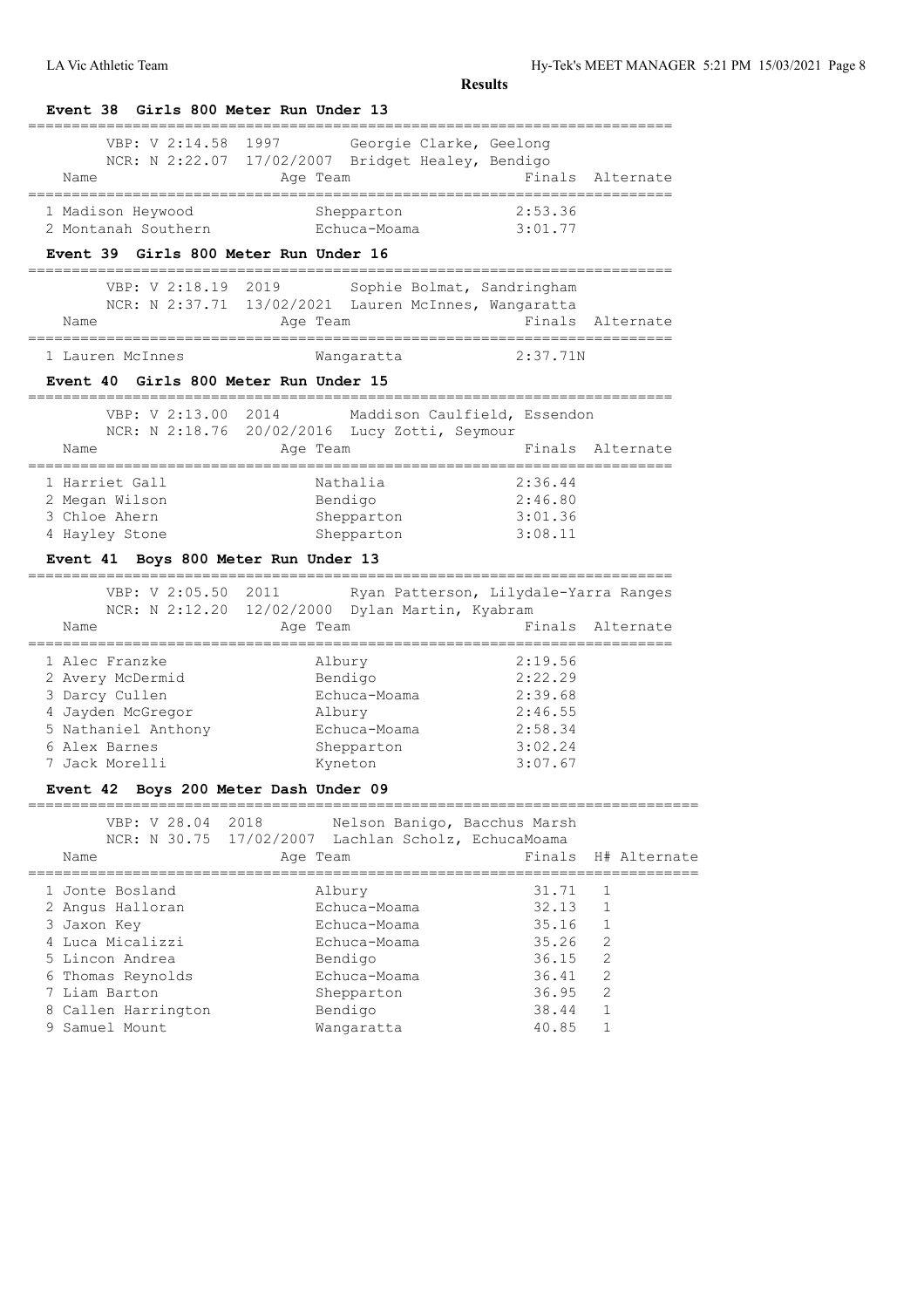**Results**

## Event 38 Girls 800 Meter Run Under 13

VBP: V 2:14.58 1997 Georgie Clarke, Geelong
NCR: N 2:22.07 17/02/2007 Bridget Healey, Bendigo

| Name | Age | Team | Finals | Alternate |
|---|---|---|---|---|
| 1 Madison Heywood | | Shepparton | 2:53.36 | |
| 2 Montanah Southern | | Echuca-Moama | 3:01.77 | |

## Event 39 Girls 800 Meter Run Under 16

VBP: V 2:18.19 2019 Sophie Bolmat, Sandringham
NCR: N 2:37.71 13/02/2021 Lauren McInnes, Wangaratta

| Name | Age | Team | Finals | Alternate |
|---|---|---|---|---|
| 1 Lauren McInnes | | Wangaratta | 2:37.71N | |

## Event 40 Girls 800 Meter Run Under 15

VBP: V 2:13.00 2014 Maddison Caulfield, Essendon
NCR: N 2:18.76 20/02/2016 Lucy Zotti, Seymour

| Name | Age | Team | Finals | Alternate |
|---|---|---|---|---|
| 1 Harriet Gall | | Nathalia | 2:36.44 | |
| 2 Megan Wilson | | Bendigo | 2:46.80 | |
| 3 Chloe Ahern | | Shepparton | 3:01.36 | |
| 4 Hayley Stone | | Shepparton | 3:08.11 | |

## Event 41 Boys 800 Meter Run Under 13

VBP: V 2:05.50 2011 Ryan Patterson, Lilydale-Yarra Ranges
NCR: N 2:12.20 12/02/2000 Dylan Martin, Kyabram

| Name | Age | Team | Finals | Alternate |
|---|---|---|---|---|
| 1 Alec Franzke | | Albury | 2:19.56 | |
| 2 Avery McDermid | | Bendigo | 2:22.29 | |
| 3 Darcy Cullen | | Echuca-Moama | 2:39.68 | |
| 4 Jayden McGregor | | Albury | 2:46.55 | |
| 5 Nathaniel Anthony | | Echuca-Moama | 2:58.34 | |
| 6 Alex Barnes | | Shepparton | 3:02.24 | |
| 7 Jack Morelli | | Kyneton | 3:07.67 | |

## Event 42 Boys 200 Meter Dash Under 09

VBP: V 28.04 2018 Nelson Banigo, Bacchus Marsh
NCR: N 30.75 17/02/2007 Lachlan Scholz, EchucaMoama

| Name | Age | Team | Finals | H# | Alternate |
|---|---|---|---|---|---|
| 1 Jonte Bosland | | Albury | 31.71 | 1 | |
| 2 Angus Halloran | | Echuca-Moama | 32.13 | 1 | |
| 3 Jaxon Key | | Echuca-Moama | 35.16 | 1 | |
| 4 Luca Micalizzi | | Echuca-Moama | 35.26 | 2 | |
| 5 Lincon Andrea | | Bendigo | 36.15 | 2 | |
| 6 Thomas Reynolds | | Echuca-Moama | 36.41 | 2 | |
| 7 Liam Barton | | Shepparton | 36.95 | 2 | |
| 8 Callen Harrington | | Bendigo | 38.44 | 1 | |
| 9 Samuel Mount | | Wangaratta | 40.85 | 1 | |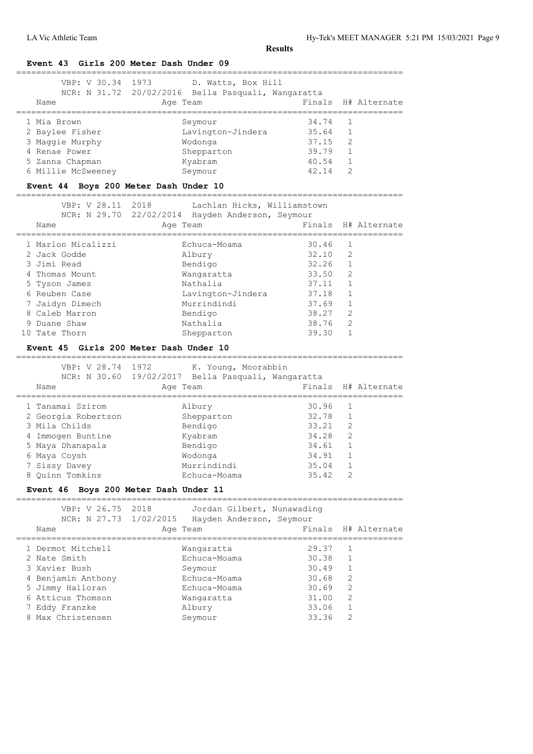## Results

### Event 43 Girls 200 Meter Dash Under 09

VBP: V 30.34 1973 D. Watts, Box Hill
NCR: N 31.72 20/02/2016 Bella Pasquali, Wangaratta

| | Name | Age | Team | Finals | H# | Alternate |
|---|---|---|---|---|---|---|
| 1 | Mia Brown | | Seymour | 34.74 | 1 | |
| 2 | Baylee Fisher | | Lavington-Jindera | 35.64 | 1 | |
| 3 | Maggie Murphy | | Wodonga | 37.15 | 2 | |
| 4 | Renae Power | | Shepparton | 39.79 | 1 | |
| 5 | Zanna Chapman | | Kyabram | 40.54 | 1 | |
| 6 | Millie McSweeney | | Seymour | 42.14 | 2 | |

### Event 44 Boys 200 Meter Dash Under 10

VBP: V 28.11 2018 Lachlan Hicks, Williamstown
NCR: N 29.70 22/02/2014 Hayden Anderson, Seymour

| | Name | Age | Team | Finals | H# | Alternate |
|---|---|---|---|---|---|---|
| 1 | Marlon Micalizzi | | Echuca-Moama | 30.46 | 1 | |
| 2 | Jack Godde | | Albury | 32.10 | 2 | |
| 3 | Jimi Read | | Bendigo | 32.26 | 1 | |
| 4 | Thomas Mount | | Wangaratta | 33.50 | 2 | |
| 5 | Tyson James | | Nathalia | 37.11 | 1 | |
| 6 | Reuben Case | | Lavington-Jindera | 37.18 | 1 | |
| 7 | Jaidyn Dimech | | Murrindindi | 37.69 | 1 | |
| 8 | Caleb Marron | | Bendigo | 38.27 | 2 | |
| 9 | Duane Shaw | | Nathalia | 38.76 | 2 | |
| 10 | Tate Thorn | | Shepparton | 39.30 | 1 | |

### Event 45 Girls 200 Meter Dash Under 10

VBP: V 28.74 1972 K. Young, Moorabbin
NCR: N 30.60 19/02/2017 Bella Pasquali, Wangaratta

| | Name | Age | Team | Finals | H# | Alternate |
|---|---|---|---|---|---|---|
| 1 | Tanamai Szirom | | Albury | 30.96 | 1 | |
| 2 | Georgia Robertson | | Shepparton | 32.78 | 1 | |
| 3 | Mila Childs | | Bendigo | 33.21 | 2 | |
| 4 | Immogen Buntine | | Kyabram | 34.28 | 2 | |
| 5 | Maya Dhanapala | | Bendigo | 34.61 | 1 | |
| 6 | Maya Coysh | | Wodonga | 34.91 | 1 | |
| 7 | Sissy Davey | | Murrindindi | 35.04 | 1 | |
| 8 | Quinn Tomkins | | Echuca-Moama | 35.42 | 2 | |

### Event 46 Boys 200 Meter Dash Under 11

VBP: V 26.75 2018 Jordan Gilbert, Nunawading
NCR: N 27.73 1/02/2015 Hayden Anderson, Seymour

| | Name | Age | Team | Finals | H# | Alternate |
|---|---|---|---|---|---|---|
| 1 | Dermot Mitchell | | Wangaratta | 29.37 | 1 | |
| 2 | Nate Smith | | Echuca-Moama | 30.38 | 1 | |
| 3 | Xavier Bush | | Seymour | 30.49 | 1 | |
| 4 | Benjamin Anthony | | Echuca-Moama | 30.68 | 2 | |
| 5 | Jimmy Halloran | | Echuca-Moama | 30.69 | 2 | |
| 6 | Atticus Thomson | | Wangaratta | 31.00 | 2 | |
| 7 | Eddy Franzke | | Albury | 33.06 | 1 | |
| 8 | Max Christensen | | Seymour | 33.36 | 2 | |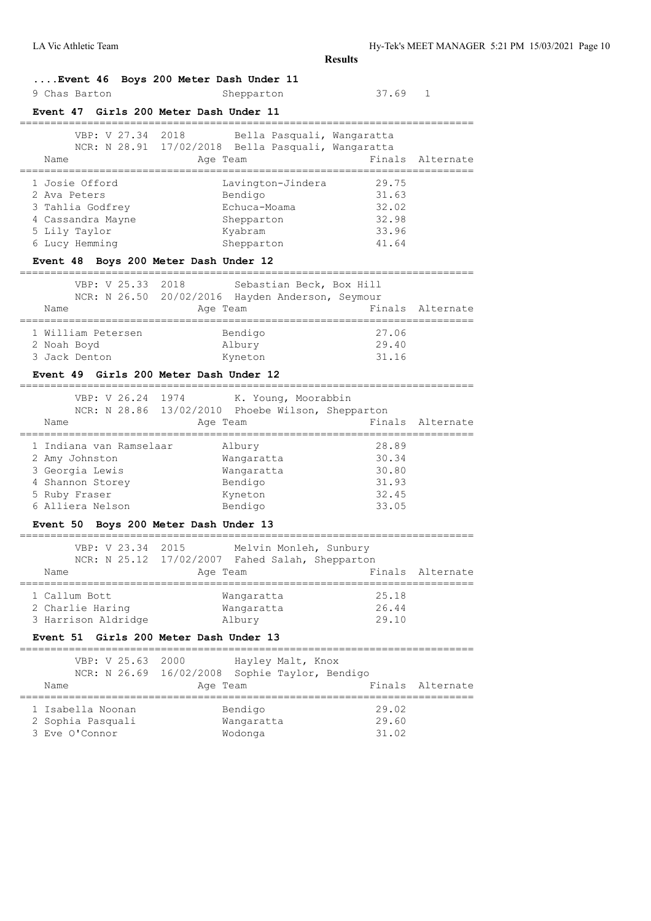**Results**

### ....Event 46 Boys 200 Meter Dash Under 11

| Name | Age | Team | Finals | Alternate |
|---|---|---|---|---|
| 9 Chas Barton | | Shepparton | 37.69 | 1 |

### Event 47 Girls 200 Meter Dash Under 11

VBP: V 27.34 2018 Bella Pasquali, Wangaratta
NCR: N 28.91 17/02/2018 Bella Pasquali, Wangaratta

| Name | Age | Team | Finals | Alternate |
|---|---|---|---|---|
| 1 Josie Offord | | Lavington-Jindera | 29.75 | |
| 2 Ava Peters | | Bendigo | 31.63 | |
| 3 Tahlia Godfrey | | Echuca-Moama | 32.02 | |
| 4 Cassandra Mayne | | Shepparton | 32.98 | |
| 5 Lily Taylor | | Kyabram | 33.96 | |
| 6 Lucy Hemming | | Shepparton | 41.64 | |

### Event 48 Boys 200 Meter Dash Under 12

VBP: V 25.33 2018 Sebastian Beck, Box Hill
NCR: N 26.50 20/02/2016 Hayden Anderson, Seymour

| Name | Age | Team | Finals | Alternate |
|---|---|---|---|---|
| 1 William Petersen | | Bendigo | 27.06 | |
| 2 Noah Boyd | | Albury | 29.40 | |
| 3 Jack Denton | | Kyneton | 31.16 | |

### Event 49 Girls 200 Meter Dash Under 12

VBP: V 26.24 1974 K. Young, Moorabbin
NCR: N 28.86 13/02/2010 Phoebe Wilson, Shepparton

| Name | Age | Team | Finals | Alternate |
|---|---|---|---|---|
| 1 Indiana van Ramselaar | | Albury | 28.89 | |
| 2 Amy Johnston | | Wangaratta | 30.34 | |
| 3 Georgia Lewis | | Wangaratta | 30.80 | |
| 4 Shannon Storey | | Bendigo | 31.93 | |
| 5 Ruby Fraser | | Kyneton | 32.45 | |
| 6 Alliera Nelson | | Bendigo | 33.05 | |

### Event 50 Boys 200 Meter Dash Under 13

VBP: V 23.34 2015 Melvin Monleh, Sunbury
NCR: N 25.12 17/02/2007 Fahed Salah, Shepparton

| Name | Age | Team | Finals | Alternate |
|---|---|---|---|---|
| 1 Callum Bott | | Wangaratta | 25.18 | |
| 2 Charlie Haring | | Wangaratta | 26.44 | |
| 3 Harrison Aldridge | | Albury | 29.10 | |

### Event 51 Girls 200 Meter Dash Under 13

VBP: V 25.63 2000 Hayley Malt, Knox
NCR: N 26.69 16/02/2008 Sophie Taylor, Bendigo

| Name | Age | Team | Finals | Alternate |
|---|---|---|---|---|
| 1 Isabella Noonan | | Bendigo | 29.02 | |
| 2 Sophia Pasquali | | Wangaratta | 29.60 | |
| 3 Eve O'Connor | | Wodonga | 31.02 | |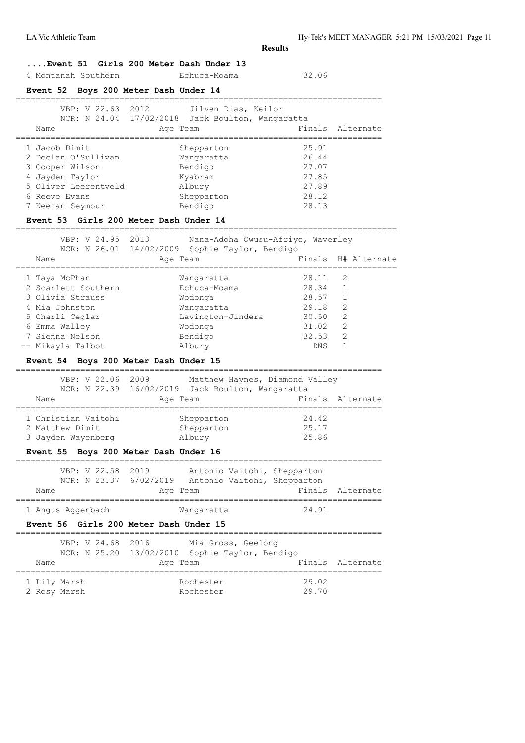**Results**

### ....Event 51 Girls 200 Meter Dash Under 13

| Name | Age | Team | Finals |
|---|---|---|---|
| 4 Montanah Southern | | Echuca-Moama | 32.06 |

### Event 52 Boys 200 Meter Dash Under 14

VBP: V 22.63 2012 Jilven Dias, Keilor
NCR: N 24.04 17/02/2018 Jack Boulton, Wangaratta

| Name | Age | Team | Finals | Alternate |
|---|---|---|---|---|
| 1 Jacob Dimit | | Shepparton | 25.91 | |
| 2 Declan O'Sullivan | | Wangaratta | 26.44 | |
| 3 Cooper Wilson | | Bendigo | 27.07 | |
| 4 Jayden Taylor | | Kyabram | 27.85 | |
| 5 Oliver Leerentveld | | Albury | 27.89 | |
| 6 Reeve Evans | | Shepparton | 28.12 | |
| 7 Keenan Seymour | | Bendigo | 28.13 | |

### Event 53 Girls 200 Meter Dash Under 14

VBP: V 24.95 2013 Nana-Adoha Owusu-Afriye, Waverley
NCR: N 26.01 14/02/2009 Sophie Taylor, Bendigo

| Name | Age | Team | Finals | H# | Alternate |
|---|---|---|---|---|---|
| 1 Taya McPhan | | Wangaratta | 28.11 | 2 | |
| 2 Scarlett Southern | | Echuca-Moama | 28.34 | 1 | |
| 3 Olivia Strauss | | Wodonga | 28.57 | 1 | |
| 4 Mia Johnston | | Wangaratta | 29.18 | 2 | |
| 5 Charli Ceglar | | Lavington-Jindera | 30.50 | 2 | |
| 6 Emma Walley | | Wodonga | 31.02 | 2 | |
| 7 Sienna Nelson | | Bendigo | 32.53 | 2 | |
| -- Mikayla Talbot | | Albury | DNS | 1 | |

### Event 54 Boys 200 Meter Dash Under 15

VBP: V 22.06 2009 Matthew Haynes, Diamond Valley
NCR: N 22.39 16/02/2019 Jack Boulton, Wangaratta

| Name | Age | Team | Finals | Alternate |
|---|---|---|---|---|
| 1 Christian Vaitohi | | Shepparton | 24.42 | |
| 2 Matthew Dimit | | Shepparton | 25.17 | |
| 3 Jayden Wayenberg | | Albury | 25.86 | |

### Event 55 Boys 200 Meter Dash Under 16

VBP: V 22.58 2019 Antonio Vaitohi, Shepparton
NCR: N 23.37 6/02/2019 Antonio Vaitohi, Shepparton

| Name | Age | Team | Finals | Alternate |
|---|---|---|---|---|
| 1 Angus Aggenbach | | Wangaratta | 24.91 | |

### Event 56 Girls 200 Meter Dash Under 15

VBP: V 24.68 2016 Mia Gross, Geelong
NCR: N 25.20 13/02/2010 Sophie Taylor, Bendigo

| Name | Age | Team | Finals | Alternate |
|---|---|---|---|---|
| 1 Lily Marsh | | Rochester | 29.02 | |
| 2 Rosy Marsh | | Rochester | 29.70 | |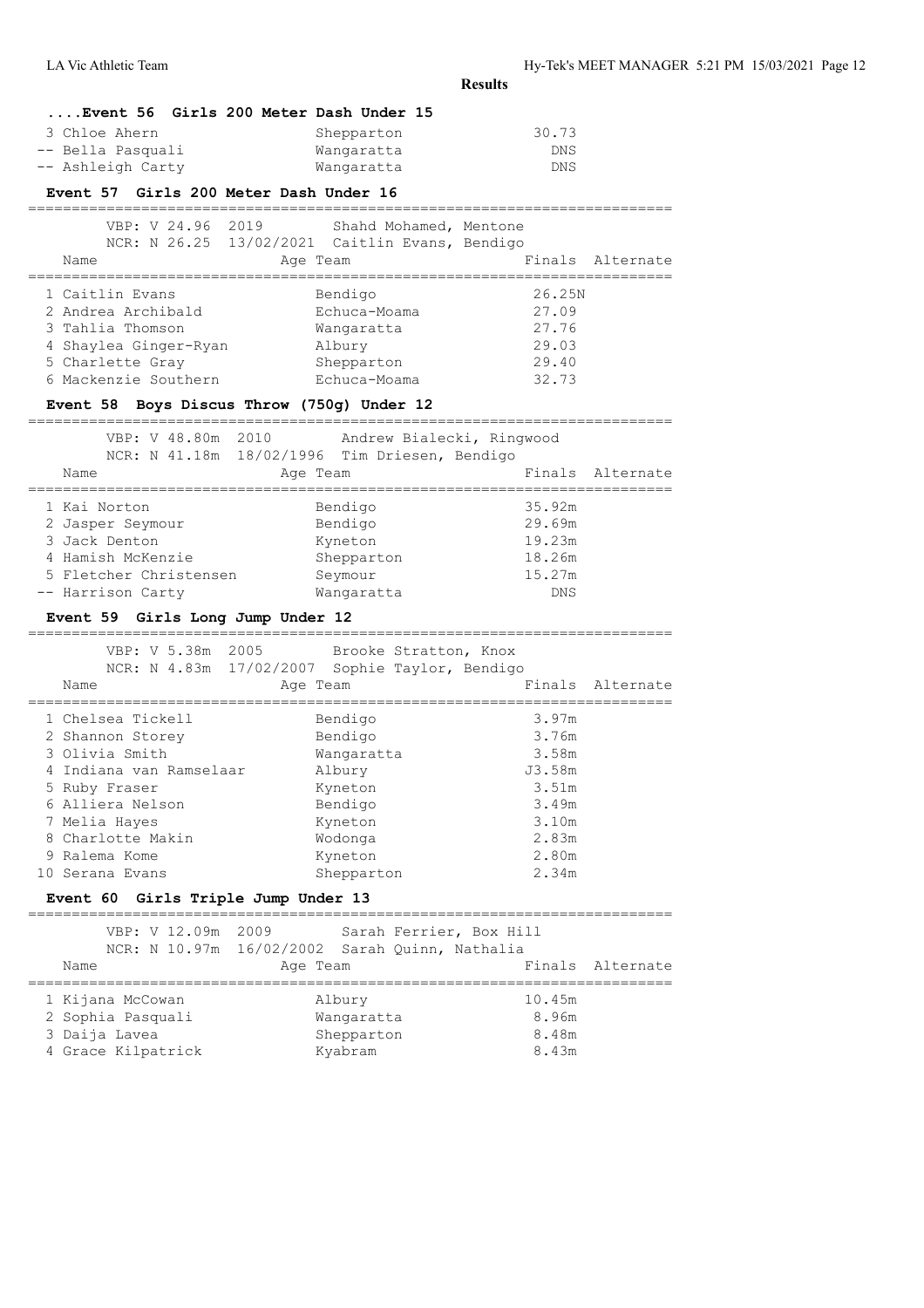**Results**

### ....Event 56 Girls 200 Meter Dash Under 15

| Name | Team | Finals |
|---|---|---|
| 3 Chloe Ahern | Shepparton | 30.73 |
| -- Bella Pasquali | Wangaratta | DNS |
| -- Ashleigh Carty | Wangaratta | DNS |

### Event 57 Girls 200 Meter Dash Under 16

VBP: V 24.96 2019 Shahd Mohamed, Mentone
NCR: N 26.25 13/02/2021 Caitlin Evans, Bendigo

| Name | Age Team | Finals | Alternate |
|---|---|---|---|
| 1 Caitlin Evans | Bendigo | 26.25N | |
| 2 Andrea Archibald | Echuca-Moama | 27.09 | |
| 3 Tahlia Thomson | Wangaratta | 27.76 | |
| 4 Shaylea Ginger-Ryan | Albury | 29.03 | |
| 5 Charlette Gray | Shepparton | 29.40 | |
| 6 Mackenzie Southern | Echuca-Moama | 32.73 | |

### Event 58 Boys Discus Throw (750g) Under 12

VBP: V 48.80m 2010 Andrew Bialecki, Ringwood
NCR: N 41.18m 18/02/1996 Tim Driesen, Bendigo

| Name | Age Team | Finals | Alternate |
|---|---|---|---|
| 1 Kai Norton | Bendigo | 35.92m | |
| 2 Jasper Seymour | Bendigo | 29.69m | |
| 3 Jack Denton | Kyneton | 19.23m | |
| 4 Hamish McKenzie | Shepparton | 18.26m | |
| 5 Fletcher Christensen | Seymour | 15.27m | |
| -- Harrison Carty | Wangaratta | DNS | |

### Event 59 Girls Long Jump Under 12

VBP: V 5.38m 2005 Brooke Stratton, Knox
NCR: N 4.83m 17/02/2007 Sophie Taylor, Bendigo

| Name | Age Team | Finals | Alternate |
|---|---|---|---|
| 1 Chelsea Tickell | Bendigo | 3.97m | |
| 2 Shannon Storey | Bendigo | 3.76m | |
| 3 Olivia Smith | Wangaratta | 3.58m | |
| 4 Indiana van Ramselaar | Albury | J3.58m | |
| 5 Ruby Fraser | Kyneton | 3.51m | |
| 6 Alliera Nelson | Bendigo | 3.49m | |
| 7 Melia Hayes | Kyneton | 3.10m | |
| 8 Charlotte Makin | Wodonga | 2.83m | |
| 9 Ralema Kome | Kyneton | 2.80m | |
| 10 Serana Evans | Shepparton | 2.34m | |

### Event 60 Girls Triple Jump Under 13

VBP: V 12.09m 2009 Sarah Ferrier, Box Hill
NCR: N 10.97m 16/02/2002 Sarah Quinn, Nathalia

| Name | Age Team | Finals | Alternate |
|---|---|---|---|
| 1 Kijana McCowan | Albury | 10.45m | |
| 2 Sophia Pasquali | Wangaratta | 8.96m | |
| 3 Daija Lavea | Shepparton | 8.48m | |
| 4 Grace Kilpatrick | Kyabram | 8.43m | |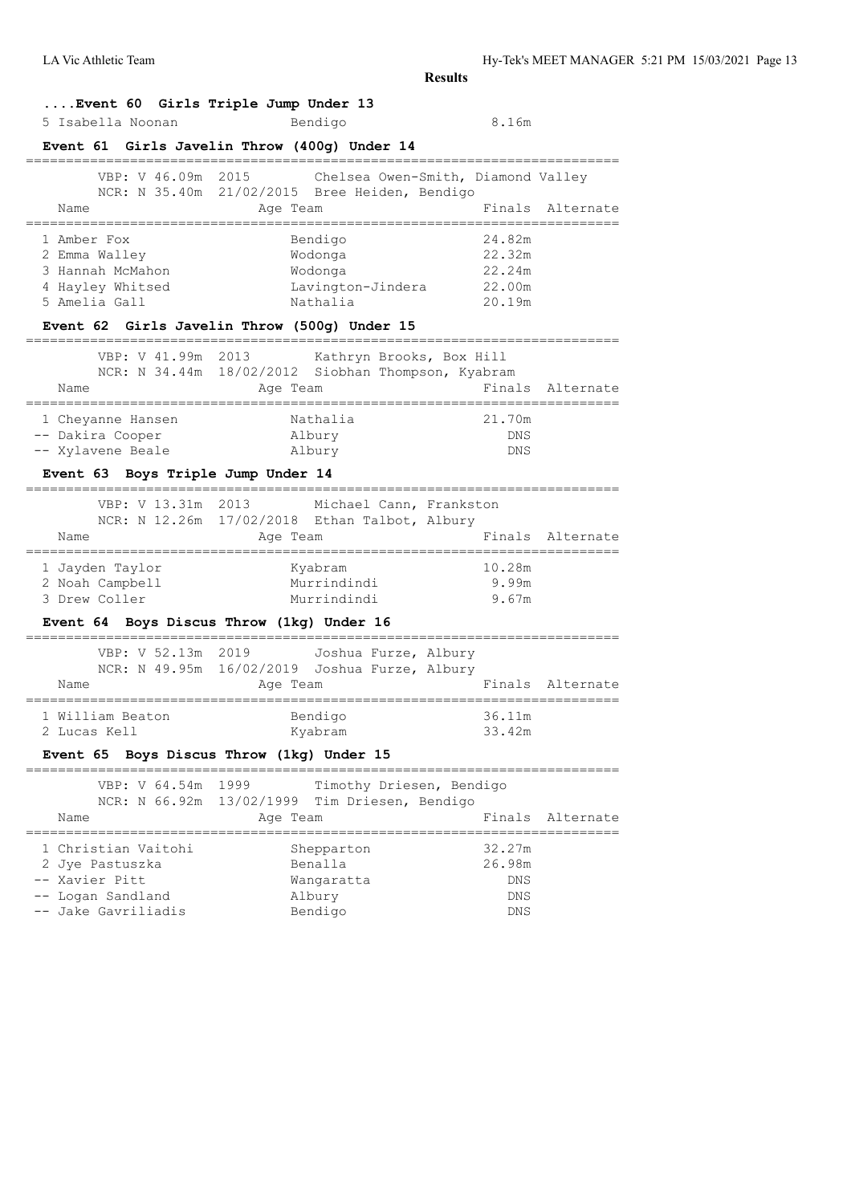**Results**

### ....Event 60 Girls Triple Jump Under 13

| Name | Age Team | Finals | Alternate |
|---|---|---|---|
| 5 Isabella Noonan | Bendigo | 8.16m | |

### Event 61 Girls Javelin Throw (400g) Under 14

VBP: V 46.09m 2015 Chelsea Owen-Smith, Diamond Valley
NCR: N 35.40m 21/02/2015 Bree Heiden, Bendigo

| Name | Age Team | Finals | Alternate |
|---|---|---|---|
| 1 Amber Fox | Bendigo | 24.82m | |
| 2 Emma Walley | Wodonga | 22.32m | |
| 3 Hannah McMahon | Wodonga | 22.24m | |
| 4 Hayley Whitsed | Lavington-Jindera | 22.00m | |
| 5 Amelia Gall | Nathalia | 20.19m | |

### Event 62 Girls Javelin Throw (500g) Under 15

VBP: V 41.99m 2013 Kathryn Brooks, Box Hill
NCR: N 34.44m 18/02/2012 Siobhan Thompson, Kyabram

| Name | Age Team | Finals | Alternate |
|---|---|---|---|
| 1 Cheyanne Hansen | Nathalia | 21.70m | |
| -- Dakira Cooper | Albury | DNS | |
| -- Xylavene Beale | Albury | DNS | |

### Event 63 Boys Triple Jump Under 14

VBP: V 13.31m 2013 Michael Cann, Frankston
NCR: N 12.26m 17/02/2018 Ethan Talbot, Albury

| Name | Age Team | Finals | Alternate |
|---|---|---|---|
| 1 Jayden Taylor | Kyabram | 10.28m | |
| 2 Noah Campbell | Murrindindi | 9.99m | |
| 3 Drew Coller | Murrindindi | 9.67m | |

### Event 64 Boys Discus Throw (1kg) Under 16

VBP: V 52.13m 2019 Joshua Furze, Albury
NCR: N 49.95m 16/02/2019 Joshua Furze, Albury

| Name | Age Team | Finals | Alternate |
|---|---|---|---|
| 1 William Beaton | Bendigo | 36.11m | |
| 2 Lucas Kell | Kyabram | 33.42m | |

### Event 65 Boys Discus Throw (1kg) Under 15

VBP: V 64.54m 1999 Timothy Driesen, Bendigo
NCR: N 66.92m 13/02/1999 Tim Driesen, Bendigo

| Name | Age Team | Finals | Alternate |
|---|---|---|---|
| 1 Christian Vaitohi | Shepparton | 32.27m | |
| 2 Jye Pastuszka | Benalla | 26.98m | |
| -- Xavier Pitt | Wangaratta | DNS | |
| -- Logan Sandland | Albury | DNS | |
| -- Jake Gavriliadis | Bendigo | DNS | |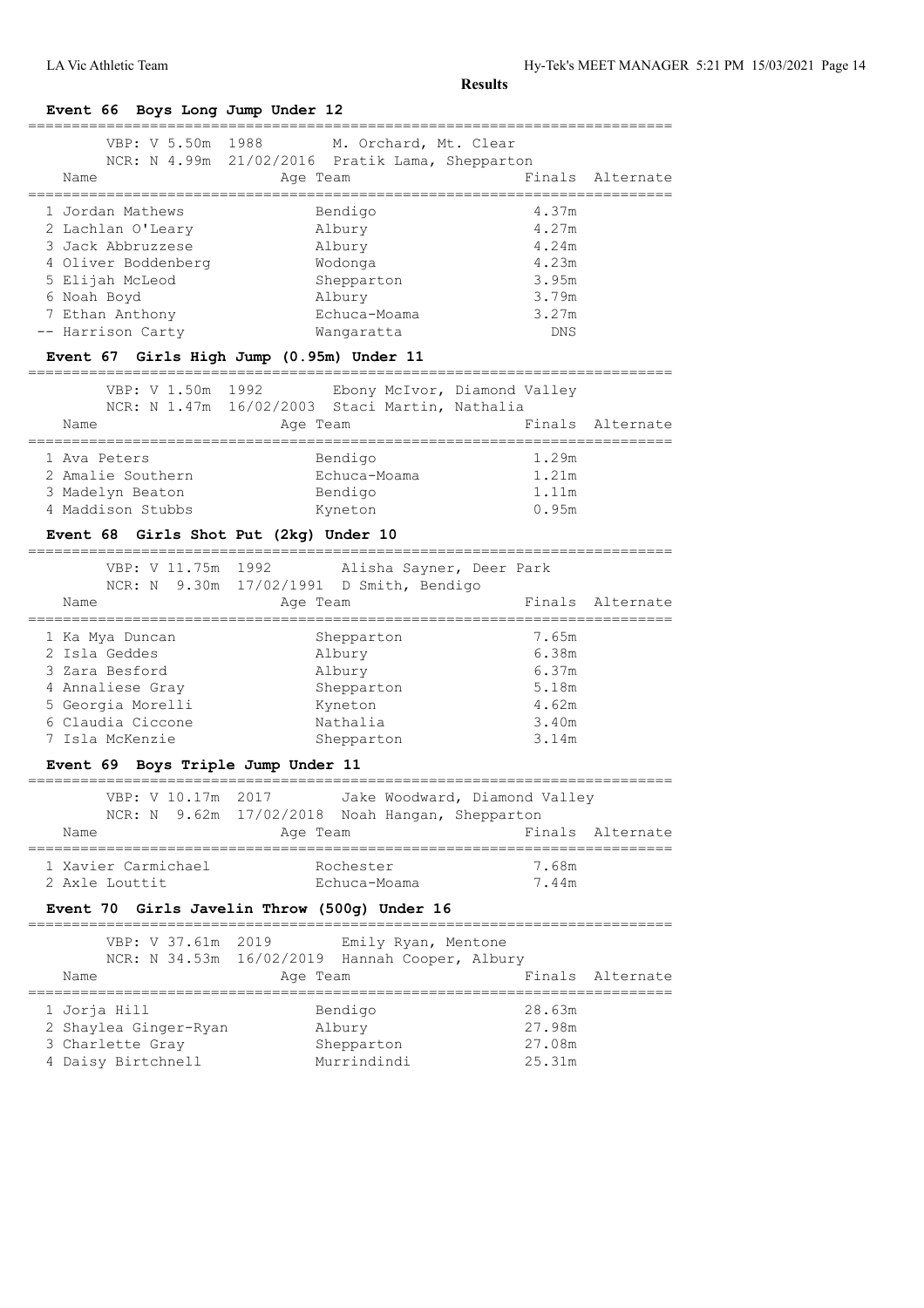**Results**

## Event 66 Boys Long Jump Under 12

VBP: V 5.50m 1988 M. Orchard, Mt. Clear
NCR: N 4.99m 21/02/2016 Pratik Lama, Shepparton

| | Name | Age | Team | Finals | Alternate |
|---|---|---|---|---|---|
| 1 | Jordan Mathews | | Bendigo | 4.37m | |
| 2 | Lachlan O'Leary | | Albury | 4.27m | |
| 3 | Jack Abbruzzese | | Albury | 4.24m | |
| 4 | Oliver Boddenberg | | Wodonga | 4.23m | |
| 5 | Elijah McLeod | | Shepparton | 3.95m | |
| 6 | Noah Boyd | | Albury | 3.79m | |
| 7 | Ethan Anthony | | Echuca-Moama | 3.27m | |
| -- | Harrison Carty | | Wangaratta | DNS | |

## Event 67 Girls High Jump (0.95m) Under 11

VBP: V 1.50m 1992 Ebony McIvor, Diamond Valley
NCR: N 1.47m 16/02/2003 Staci Martin, Nathalia

| | Name | Age | Team | Finals | Alternate |
|---|---|---|---|---|---|
| 1 | Ava Peters | | Bendigo | 1.29m | |
| 2 | Amalie Southern | | Echuca-Moama | 1.21m | |
| 3 | Madelyn Beaton | | Bendigo | 1.11m | |
| 4 | Maddison Stubbs | | Kyneton | 0.95m | |

## Event 68 Girls Shot Put (2kg) Under 10

VBP: V 11.75m 1992 Alisha Sayner, Deer Park
NCR: N 9.30m 17/02/1991 D Smith, Bendigo

| | Name | Age | Team | Finals | Alternate |
|---|---|---|---|---|---|
| 1 | Ka Mya Duncan | | Shepparton | 7.65m | |
| 2 | Isla Geddes | | Albury | 6.38m | |
| 3 | Zara Besford | | Albury | 6.37m | |
| 4 | Annaliese Gray | | Shepparton | 5.18m | |
| 5 | Georgia Morelli | | Kyneton | 4.62m | |
| 6 | Claudia Ciccone | | Nathalia | 3.40m | |
| 7 | Isla McKenzie | | Shepparton | 3.14m | |

## Event 69 Boys Triple Jump Under 11

VBP: V 10.17m 2017 Jake Woodward, Diamond Valley
NCR: N 9.62m 17/02/2018 Noah Hangan, Shepparton

| | Name | Age | Team | Finals | Alternate |
|---|---|---|---|---|---|
| 1 | Xavier Carmichael | | Rochester | 7.68m | |
| 2 | Axle Louttit | | Echuca-Moama | 7.44m | |

## Event 70 Girls Javelin Throw (500g) Under 16

VBP: V 37.61m 2019 Emily Ryan, Mentone
NCR: N 34.53m 16/02/2019 Hannah Cooper, Albury

| | Name | Age | Team | Finals | Alternate |
|---|---|---|---|---|---|
| 1 | Jorja Hill | | Bendigo | 28.63m | |
| 2 | Shaylea Ginger-Ryan | | Albury | 27.98m | |
| 3 | Charlette Gray | | Shepparton | 27.08m | |
| 4 | Daisy Birtchnell | | Murrindindi | 25.31m | |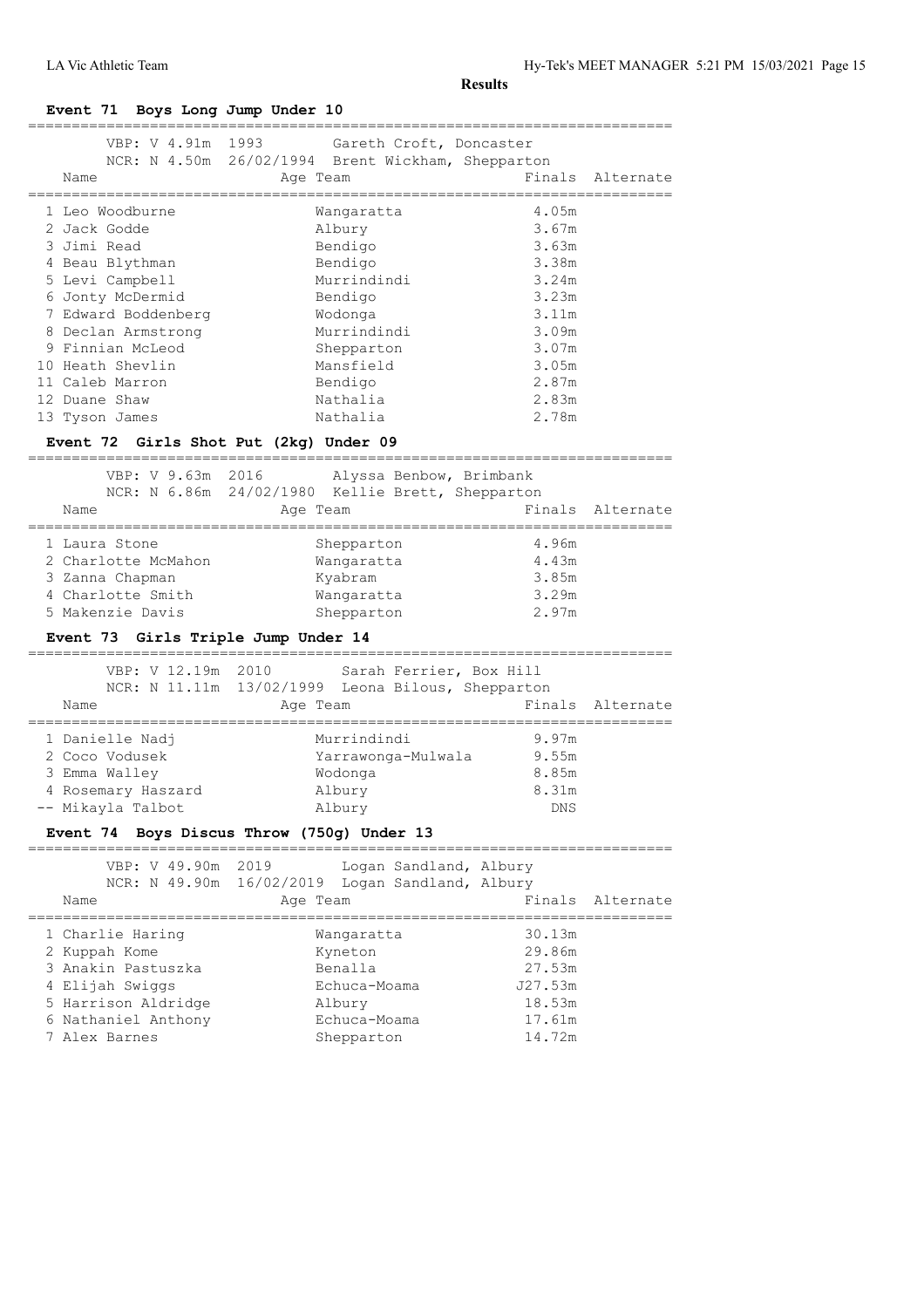**Results**

### Event 71 Boys Long Jump Under 10

VBP: V 4.91m 1993 Gareth Croft, Doncaster
NCR: N 4.50m 26/02/1994 Brent Wickham, Shepparton

| | Name | Age | Team | Finals | Alternate |
|---|---|---|---|---|---|
| 1 | Leo Woodburne | | Wangaratta | 4.05m | |
| 2 | Jack Godde | | Albury | 3.67m | |
| 3 | Jimi Read | | Bendigo | 3.63m | |
| 4 | Beau Blythman | | Bendigo | 3.38m | |
| 5 | Levi Campbell | | Murrindindi | 3.24m | |
| 6 | Jonty McDermid | | Bendigo | 3.23m | |
| 7 | Edward Boddenberg | | Wodonga | 3.11m | |
| 8 | Declan Armstrong | | Murrindindi | 3.09m | |
| 9 | Finnian McLeod | | Shepparton | 3.07m | |
| 10 | Heath Shevlin | | Mansfield | 3.05m | |
| 11 | Caleb Marron | | Bendigo | 2.87m | |
| 12 | Duane Shaw | | Nathalia | 2.83m | |
| 13 | Tyson James | | Nathalia | 2.78m | |

### Event 72 Girls Shot Put (2kg) Under 09

VBP: V 9.63m 2016 Alyssa Benbow, Brimbank
NCR: N 6.86m 24/02/1980 Kellie Brett, Shepparton

| | Name | Age | Team | Finals | Alternate |
|---|---|---|---|---|---|
| 1 | Laura Stone | | Shepparton | 4.96m | |
| 2 | Charlotte McMahon | | Wangaratta | 4.43m | |
| 3 | Zanna Chapman | | Kyabram | 3.85m | |
| 4 | Charlotte Smith | | Wangaratta | 3.29m | |
| 5 | Makenzie Davis | | Shepparton | 2.97m | |

### Event 73 Girls Triple Jump Under 14

VBP: V 12.19m 2010 Sarah Ferrier, Box Hill
NCR: N 11.11m 13/02/1999 Leona Bilous, Shepparton

| | Name | Age | Team | Finals | Alternate |
|---|---|---|---|---|---|
| 1 | Danielle Nadj | | Murrindindi | 9.97m | |
| 2 | Coco Vodusek | | Yarrawonga-Mulwala | 9.55m | |
| 3 | Emma Walley | | Wodonga | 8.85m | |
| 4 | Rosemary Haszard | | Albury | 8.31m | |
| -- | Mikayla Talbot | | Albury | DNS | |

### Event 74 Boys Discus Throw (750g) Under 13

VBP: V 49.90m 2019 Logan Sandland, Albury
NCR: N 49.90m 16/02/2019 Logan Sandland, Albury

| | Name | Age | Team | Finals | Alternate |
|---|---|---|---|---|---|
| 1 | Charlie Haring | | Wangaratta | 30.13m | |
| 2 | Kuppah Kome | | Kyneton | 29.86m | |
| 3 | Anakin Pastuszka | | Benalla | 27.53m | |
| 4 | Elijah Swiggs | | Echuca-Moama | J27.53m | |
| 5 | Harrison Aldridge | | Albury | 18.53m | |
| 6 | Nathaniel Anthony | | Echuca-Moama | 17.61m | |
| 7 | Alex Barnes | | Shepparton | 14.72m | |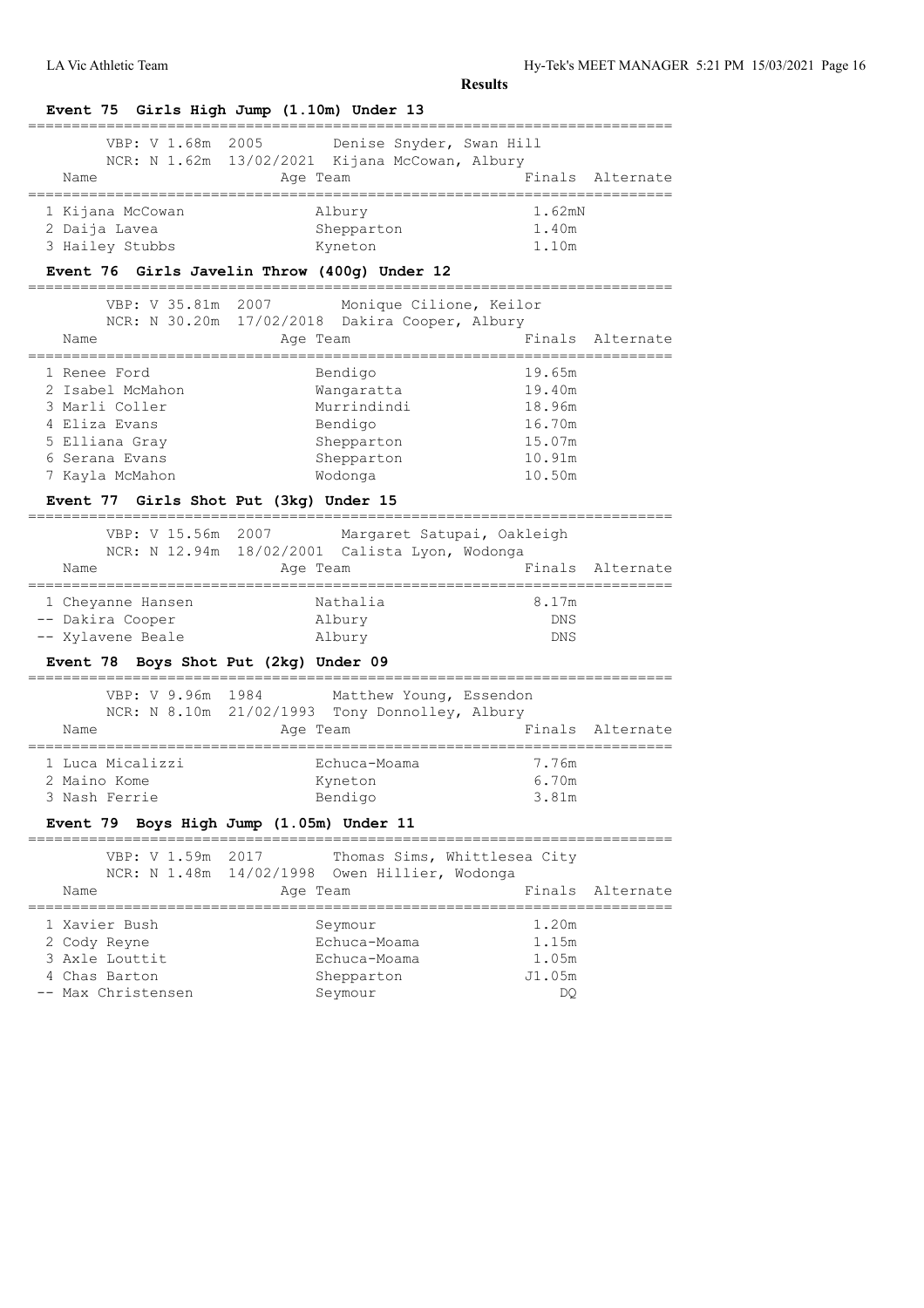**Results**

## Event 75 Girls High Jump (1.10m) Under 13

VBP: V 1.68m 2005 Denise Snyder, Swan Hill
NCR: N 1.62m 13/02/2021 Kijana McCowan, Albury

| Name | Age | Team | Finals | Alternate |
|---|---|---|---|---|
| 1 Kijana McCowan | | Albury | 1.62mN | |
| 2 Daija Lavea | | Shepparton | 1.40m | |
| 3 Hailey Stubbs | | Kyneton | 1.10m | |

## Event 76 Girls Javelin Throw (400g) Under 12

VBP: V 35.81m 2007 Monique Cilione, Keilor
NCR: N 30.20m 17/02/2018 Dakira Cooper, Albury

| Name | Age | Team | Finals | Alternate |
|---|---|---|---|---|
| 1 Renee Ford | | Bendigo | 19.65m | |
| 2 Isabel McMahon | | Wangaratta | 19.40m | |
| 3 Marli Coller | | Murrindindi | 18.96m | |
| 4 Eliza Evans | | Bendigo | 16.70m | |
| 5 Elliana Gray | | Shepparton | 15.07m | |
| 6 Serana Evans | | Shepparton | 10.91m | |
| 7 Kayla McMahon | | Wodonga | 10.50m | |

## Event 77 Girls Shot Put (3kg) Under 15

VBP: V 15.56m 2007 Margaret Satupai, Oakleigh
NCR: N 12.94m 18/02/2001 Calista Lyon, Wodonga

| Name | Age | Team | Finals | Alternate |
|---|---|---|---|---|
| 1 Cheyanne Hansen | | Nathalia | 8.17m | |
| -- Dakira Cooper | | Albury | DNS | |
| -- Xylavene Beale | | Albury | DNS | |

## Event 78 Boys Shot Put (2kg) Under 09

VBP: V 9.96m 1984 Matthew Young, Essendon
NCR: N 8.10m 21/02/1993 Tony Donnolley, Albury

| Name | Age | Team | Finals | Alternate |
|---|---|---|---|---|
| 1 Luca Micalizzi | | Echuca-Moama | 7.76m | |
| 2 Maino Kome | | Kyneton | 6.70m | |
| 3 Nash Ferrie | | Bendigo | 3.81m | |

## Event 79 Boys High Jump (1.05m) Under 11

VBP: V 1.59m 2017 Thomas Sims, Whittlesea City
NCR: N 1.48m 14/02/1998 Owen Hillier, Wodonga

| Name | Age | Team | Finals | Alternate |
|---|---|---|---|---|
| 1 Xavier Bush | | Seymour | 1.20m | |
| 2 Cody Reyne | | Echuca-Moama | 1.15m | |
| 3 Axle Louttit | | Echuca-Moama | 1.05m | |
| 4 Chas Barton | | Shepparton | J1.05m | |
| -- Max Christensen | | Seymour | DQ | |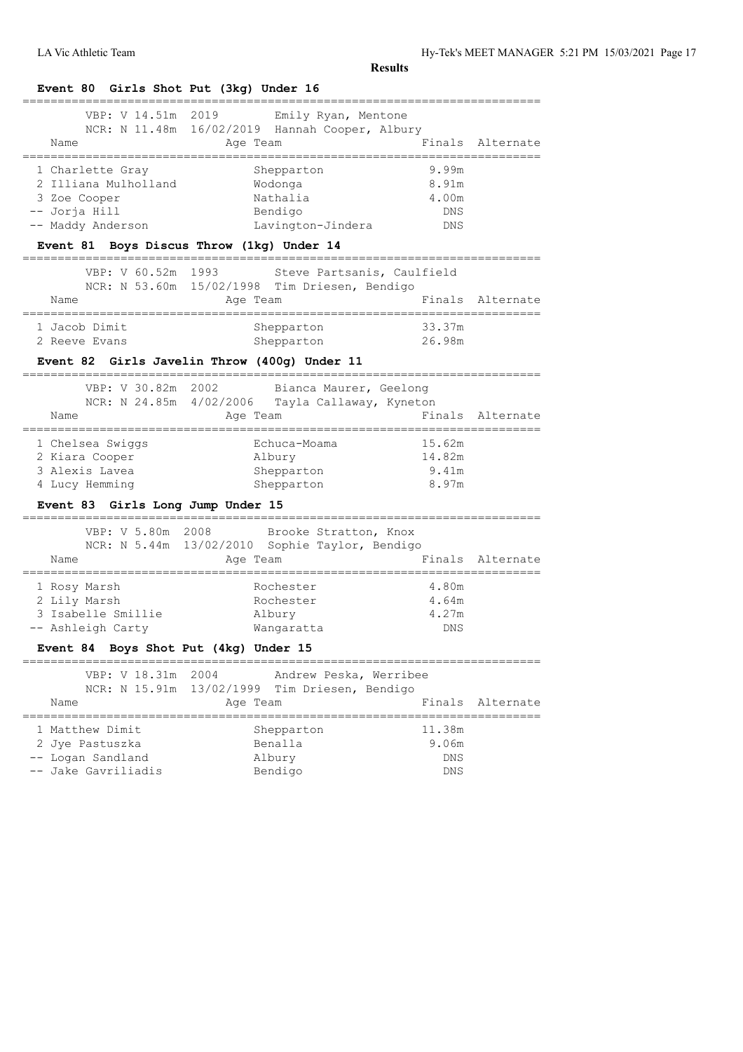**Results**

## Event 80 Girls Shot Put (3kg) Under 16

VBP: V 14.51m 2019 Emily Ryan, Mentone
NCR: N 11.48m 16/02/2019 Hannah Cooper, Albury

| Name | Age | Team | Finals | Alternate |
|---|---|---|---|---|
| 1 Charlette Gray | | Shepparton | 9.99m | |
| 2 Illiana Mulholland | | Wodonga | 8.91m | |
| 3 Zoe Cooper | | Nathalia | 4.00m | |
| -- Jorja Hill | | Bendigo | DNS | |
| -- Maddy Anderson | | Lavington-Jindera | DNS | |

## Event 81 Boys Discus Throw (1kg) Under 14

VBP: V 60.52m 1993 Steve Partsanis, Caulfield
NCR: N 53.60m 15/02/1998 Tim Driesen, Bendigo

| Name | Age | Team | Finals | Alternate |
|---|---|---|---|---|
| 1 Jacob Dimit | | Shepparton | 33.37m | |
| 2 Reeve Evans | | Shepparton | 26.98m | |

## Event 82 Girls Javelin Throw (400g) Under 11

VBP: V 30.82m 2002 Bianca Maurer, Geelong
NCR: N 24.85m 4/02/2006 Tayla Callaway, Kyneton

| Name | Age | Team | Finals | Alternate |
|---|---|---|---|---|
| 1 Chelsea Swiggs | | Echuca-Moama | 15.62m | |
| 2 Kiara Cooper | | Albury | 14.82m | |
| 3 Alexis Lavea | | Shepparton | 9.41m | |
| 4 Lucy Hemming | | Shepparton | 8.97m | |

## Event 83 Girls Long Jump Under 15

VBP: V 5.80m 2008 Brooke Stratton, Knox
NCR: N 5.44m 13/02/2010 Sophie Taylor, Bendigo

| Name | Age | Team | Finals | Alternate |
|---|---|---|---|---|
| 1 Rosy Marsh | | Rochester | 4.80m | |
| 2 Lily Marsh | | Rochester | 4.64m | |
| 3 Isabelle Smillie | | Albury | 4.27m | |
| -- Ashleigh Carty | | Wangaratta | DNS | |

## Event 84 Boys Shot Put (4kg) Under 15

VBP: V 18.31m 2004 Andrew Peska, Werribee
NCR: N 15.91m 13/02/1999 Tim Driesen, Bendigo

| Name | Age | Team | Finals | Alternate |
|---|---|---|---|---|
| 1 Matthew Dimit | | Shepparton | 11.38m | |
| 2 Jye Pastuszka | | Benalla | 9.06m | |
| -- Logan Sandland | | Albury | DNS | |
| -- Jake Gavriliadis | | Bendigo | DNS | |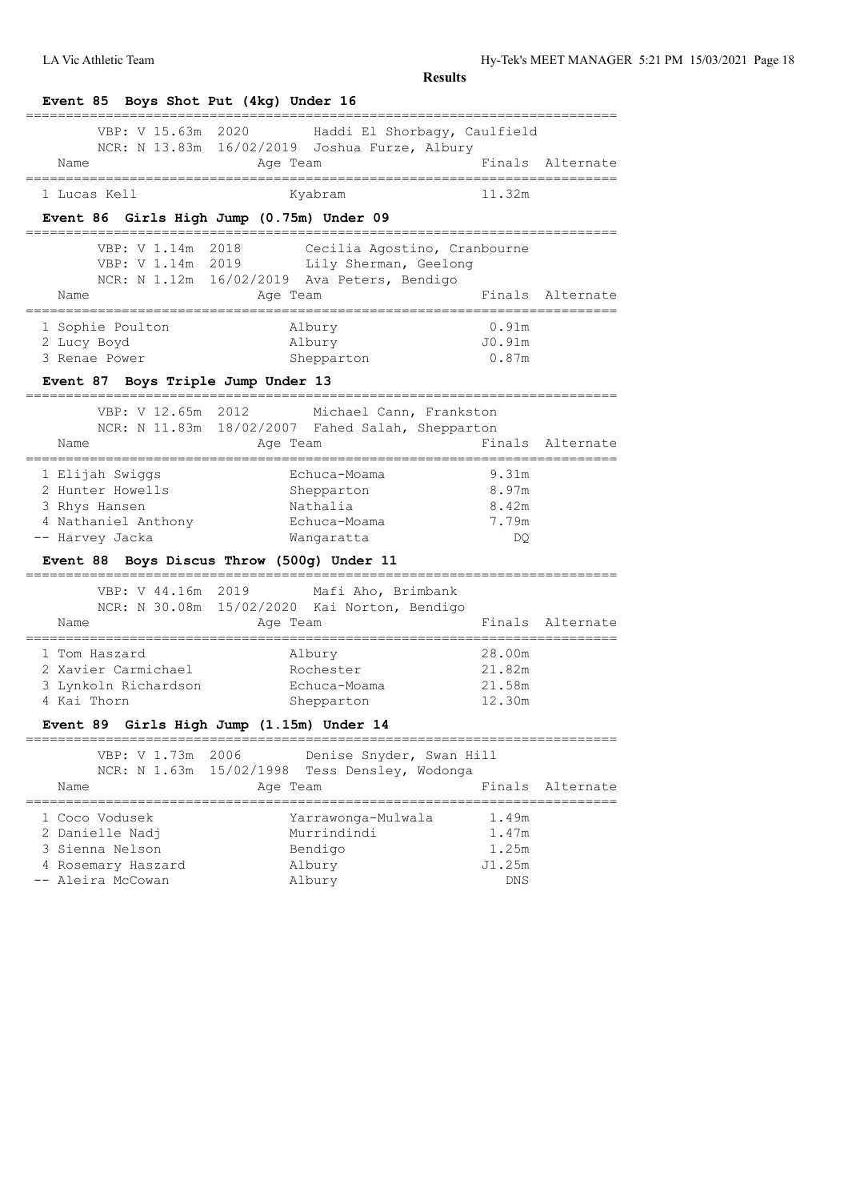**Results**

## Event 85 Boys Shot Put (4kg) Under 16

VBP: V 15.63m 2020 Haddi El Shorbagy, Caulfield
NCR: N 13.83m 16/02/2019 Joshua Furze, Albury

| | Name | Age | Team | Finals | Alternate |
|---|---|---|---|---|---|
| 1 | Lucas Kell | | Kyabram | 11.32m | |

## Event 86 Girls High Jump (0.75m) Under 09

VBP: V 1.14m 2018 Cecilia Agostino, Cranbourne
VBP: V 1.14m 2019 Lily Sherman, Geelong
NCR: N 1.12m 16/02/2019 Ava Peters, Bendigo

| | Name | Age | Team | Finals | Alternate |
|---|---|---|---|---|---|
| 1 | Sophie Poulton | | Albury | 0.91m | |
| 2 | Lucy Boyd | | Albury | J0.91m | |
| 3 | Renae Power | | Shepparton | 0.87m | |

## Event 87 Boys Triple Jump Under 13

VBP: V 12.65m 2012 Michael Cann, Frankston
NCR: N 11.83m 18/02/2007 Fahed Salah, Shepparton

| | Name | Age | Team | Finals | Alternate |
|---|---|---|---|---|---|
| 1 | Elijah Swiggs | | Echuca-Moama | 9.31m | |
| 2 | Hunter Howells | | Shepparton | 8.97m | |
| 3 | Rhys Hansen | | Nathalia | 8.42m | |
| 4 | Nathaniel Anthony | | Echuca-Moama | 7.79m | |
| -- | Harvey Jacka | | Wangaratta | DQ | |

## Event 88 Boys Discus Throw (500g) Under 11

VBP: V 44.16m 2019 Mafi Aho, Brimbank
NCR: N 30.08m 15/02/2020 Kai Norton, Bendigo

| | Name | Age | Team | Finals | Alternate |
|---|---|---|---|---|---|
| 1 | Tom Haszard | | Albury | 28.00m | |
| 2 | Xavier Carmichael | | Rochester | 21.82m | |
| 3 | Lynkoln Richardson | | Echuca-Moama | 21.58m | |
| 4 | Kai Thorn | | Shepparton | 12.30m | |

## Event 89 Girls High Jump (1.15m) Under 14

VBP: V 1.73m 2006 Denise Snyder, Swan Hill
NCR: N 1.63m 15/02/1998 Tess Densley, Wodonga

| | Name | Age | Team | Finals | Alternate |
|---|---|---|---|---|---|
| 1 | Coco Vodusek | | Yarrawonga-Mulwala | 1.49m | |
| 2 | Danielle Nadj | | Murrindindi | 1.47m | |
| 3 | Sienna Nelson | | Bendigo | 1.25m | |
| 4 | Rosemary Haszard | | Albury | J1.25m | |
| -- | Aleira McCowan | | Albury | DNS | |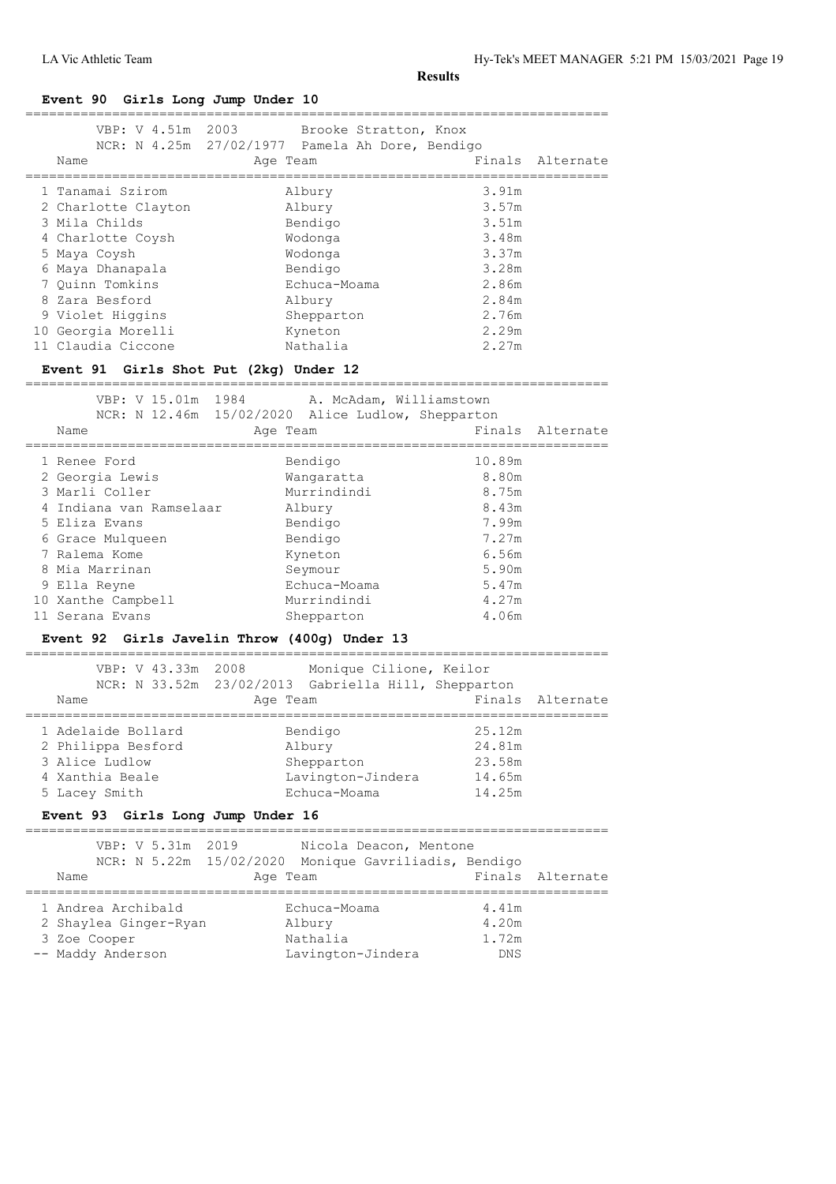**Results**

### Event 90 Girls Long Jump Under 10

VBP: V 4.51m 2003 Brooke Stratton, Knox
NCR: N 4.25m 27/02/1977 Pamela Ah Dore, Bendigo

| Name | Age Team | Finals | Alternate |
|---|---|---|---|
| 1 Tanamai Szirom | Albury | 3.91m | |
| 2 Charlotte Clayton | Albury | 3.57m | |
| 3 Mila Childs | Bendigo | 3.51m | |
| 4 Charlotte Coysh | Wodonga | 3.48m | |
| 5 Maya Coysh | Wodonga | 3.37m | |
| 6 Maya Dhanapala | Bendigo | 3.28m | |
| 7 Quinn Tomkins | Echuca-Moama | 2.86m | |
| 8 Zara Besford | Albury | 2.84m | |
| 9 Violet Higgins | Shepparton | 2.76m | |
| 10 Georgia Morelli | Kyneton | 2.29m | |
| 11 Claudia Ciccone | Nathalia | 2.27m | |

### Event 91 Girls Shot Put (2kg) Under 12

VBP: V 15.01m 1984 A. McAdam, Williamstown
NCR: N 12.46m 15/02/2020 Alice Ludlow, Shepparton

| Name | Age Team | Finals | Alternate |
|---|---|---|---|
| 1 Renee Ford | Bendigo | 10.89m | |
| 2 Georgia Lewis | Wangaratta | 8.80m | |
| 3 Marli Coller | Murrindindi | 8.75m | |
| 4 Indiana van Ramselaar | Albury | 8.43m | |
| 5 Eliza Evans | Bendigo | 7.99m | |
| 6 Grace Mulqueen | Bendigo | 7.27m | |
| 7 Ralema Kome | Kyneton | 6.56m | |
| 8 Mia Marrinan | Seymour | 5.90m | |
| 9 Ella Reyne | Echuca-Moama | 5.47m | |
| 10 Xanthe Campbell | Murrindindi | 4.27m | |
| 11 Serana Evans | Shepparton | 4.06m | |

### Event 92 Girls Javelin Throw (400g) Under 13

VBP: V 43.33m 2008 Monique Cilione, Keilor
NCR: N 33.52m 23/02/2013 Gabriella Hill, Shepparton

| Name | Age Team | Finals | Alternate |
|---|---|---|---|
| 1 Adelaide Bollard | Bendigo | 25.12m | |
| 2 Philippa Besford | Albury | 24.81m | |
| 3 Alice Ludlow | Shepparton | 23.58m | |
| 4 Xanthia Beale | Lavington-Jindera | 14.65m | |
| 5 Lacey Smith | Echuca-Moama | 14.25m | |

### Event 93 Girls Long Jump Under 16

VBP: V 5.31m 2019 Nicola Deacon, Mentone
NCR: N 5.22m 15/02/2020 Monique Gavriliadis, Bendigo

| Name | Age Team | Finals | Alternate |
|---|---|---|---|
| 1 Andrea Archibald | Echuca-Moama | 4.41m | |
| 2 Shaylea Ginger-Ryan | Albury | 4.20m | |
| 3 Zoe Cooper | Nathalia | 1.72m | |
| -- Maddy Anderson | Lavington-Jindera | DNS | |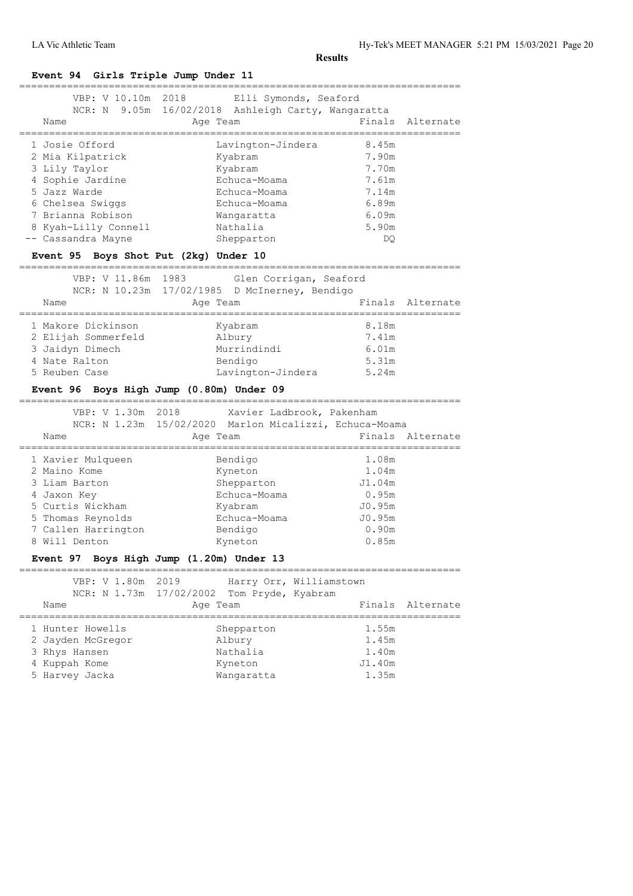**Results**

### Event 94 Girls Triple Jump Under 11

VBP: V 10.10m 2018 Elli Symonds, Seaford
NCR: N 9.05m 16/02/2018 Ashleigh Carty, Wangaratta

| | Name | Age | Team | Finals | Alternate |
|---|---|---|---|---|---|
| 1 | Josie Offord | | Lavington-Jindera | 8.45m | |
| 2 | Mia Kilpatrick | | Kyabram | 7.90m | |
| 3 | Lily Taylor | | Kyabram | 7.70m | |
| 4 | Sophie Jardine | | Echuca-Moama | 7.61m | |
| 5 | Jazz Warde | | Echuca-Moama | 7.14m | |
| 6 | Chelsea Swiggs | | Echuca-Moama | 6.89m | |
| 7 | Brianna Robison | | Wangaratta | 6.09m | |
| 8 | Kyah-Lilly Connell | | Nathalia | 5.90m | |
| -- | Cassandra Mayne | | Shepparton | DQ | |

### Event 95 Boys Shot Put (2kg) Under 10

VBP: V 11.86m 1983 Glen Corrigan, Seaford
NCR: N 10.23m 17/02/1985 D McInerney, Bendigo

| | Name | Age | Team | Finals | Alternate |
|---|---|---|---|---|---|
| 1 | Makore Dickinson | | Kyabram | 8.18m | |
| 2 | Elijah Sommerfeld | | Albury | 7.41m | |
| 3 | Jaidyn Dimech | | Murrindindi | 6.01m | |
| 4 | Nate Ralton | | Bendigo | 5.31m | |
| 5 | Reuben Case | | Lavington-Jindera | 5.24m | |

### Event 96 Boys High Jump (0.80m) Under 09

VBP: V 1.30m 2018 Xavier Ladbrook, Pakenham
NCR: N 1.23m 15/02/2020 Marlon Micalizzi, Echuca-Moama

| | Name | Age | Team | Finals | Alternate |
|---|---|---|---|---|---|
| 1 | Xavier Mulqueen | | Bendigo | 1.08m | |
| 2 | Maino Kome | | Kyneton | 1.04m | |
| 3 | Liam Barton | | Shepparton | J1.04m | |
| 4 | Jaxon Key | | Echuca-Moama | 0.95m | |
| 5 | Curtis Wickham | | Kyabram | J0.95m | |
| 5 | Thomas Reynolds | | Echuca-Moama | J0.95m | |
| 7 | Callen Harrington | | Bendigo | 0.90m | |
| 8 | Will Denton | | Kyneton | 0.85m | |

### Event 97 Boys High Jump (1.20m) Under 13

VBP: V 1.80m 2019 Harry Orr, Williamstown
NCR: N 1.73m 17/02/2002 Tom Pryde, Kyabram

| | Name | Age | Team | Finals | Alternate |
|---|---|---|---|---|---|
| 1 | Hunter Howells | | Shepparton | 1.55m | |
| 2 | Jayden McGregor | | Albury | 1.45m | |
| 3 | Rhys Hansen | | Nathalia | 1.40m | |
| 4 | Kuppah Kome | | Kyneton | J1.40m | |
| 5 | Harvey Jacka | | Wangaratta | 1.35m | |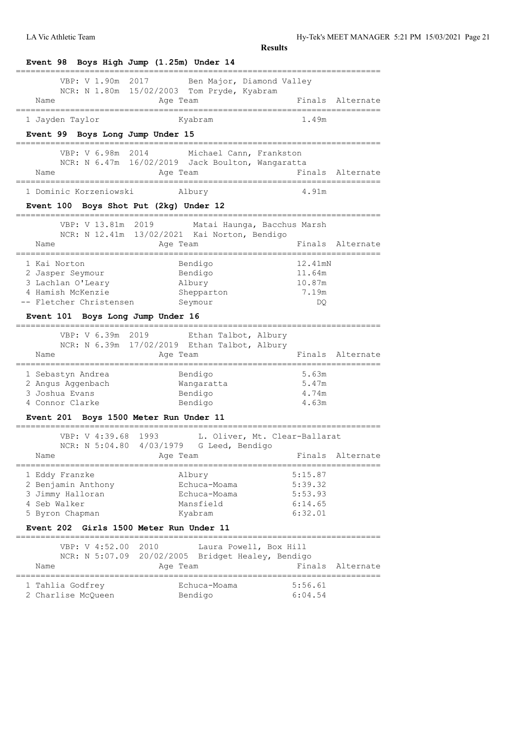**Results**

## Event 98 Boys High Jump (1.25m) Under 14

VBP: V 1.90m 2017 Ben Major, Diamond Valley
NCR: N 1.80m 15/02/2003 Tom Pryde, Kyabram

| Name | Age | Team | Finals | Alternate |
|---|---|---|---|---|
| 1 Jayden Taylor | | Kyabram | 1.49m | |

## Event 99 Boys Long Jump Under 15

VBP: V 6.98m 2014 Michael Cann, Frankston
NCR: N 6.47m 16/02/2019 Jack Boulton, Wangaratta

| Name | Age | Team | Finals | Alternate |
|---|---|---|---|---|
| 1 Dominic Korzeniowski | | Albury | 4.91m | |

## Event 100 Boys Shot Put (2kg) Under 12

VBP: V 13.81m 2019 Matai Haunga, Bacchus Marsh
NCR: N 12.41m 13/02/2021 Kai Norton, Bendigo

| Name | Age | Team | Finals | Alternate |
|---|---|---|---|---|
| 1 Kai Norton | | Bendigo | 12.41mN | |
| 2 Jasper Seymour | | Bendigo | 11.64m | |
| 3 Lachlan O'Leary | | Albury | 10.87m | |
| 4 Hamish McKenzie | | Shepparton | 7.19m | |
| -- Fletcher Christensen | | Seymour | DQ | |

## Event 101 Boys Long Jump Under 16

VBP: V 6.39m 2019 Ethan Talbot, Albury
NCR: N 6.39m 17/02/2019 Ethan Talbot, Albury

| Name | Age | Team | Finals | Alternate |
|---|---|---|---|---|
| 1 Sebastyn Andrea | | Bendigo | 5.63m | |
| 2 Angus Aggenbach | | Wangaratta | 5.47m | |
| 3 Joshua Evans | | Bendigo | 4.74m | |
| 4 Connor Clarke | | Bendigo | 4.63m | |

## Event 201 Boys 1500 Meter Run Under 11

VBP: V 4:39.68 1993 L. Oliver, Mt. Clear-Ballarat
NCR: N 5:04.80 4/03/1979 G Leed, Bendigo

| Name | Age | Team | Finals | Alternate |
|---|---|---|---|---|
| 1 Eddy Franzke | | Albury | 5:15.87 | |
| 2 Benjamin Anthony | | Echuca-Moama | 5:39.32 | |
| 3 Jimmy Halloran | | Echuca-Moama | 5:53.93 | |
| 4 Seb Walker | | Mansfield | 6:14.65 | |
| 5 Byron Chapman | | Kyabram | 6:32.01 | |

## Event 202 Girls 1500 Meter Run Under 11

VBP: V 4:52.00 2010 Laura Powell, Box Hill
NCR: N 5:07.09 20/02/2005 Bridget Healey, Bendigo

| Name | Age | Team | Finals | Alternate |
|---|---|---|---|---|
| 1 Tahlia Godfrey | | Echuca-Moama | 5:56.61 | |
| 2 Charlise McQueen | | Bendigo | 6:04.54 | |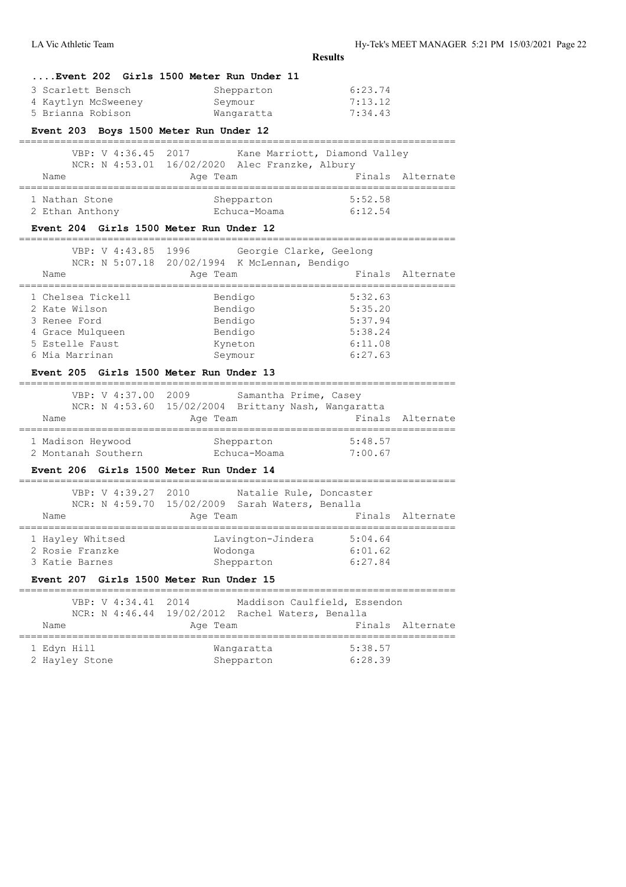**Results**

#### ....Event 202 Girls 1500 Meter Run Under 11

| Name | Age | Team | Finals | Alternate |
|---|---|---|---|---|
| 3 Scarlett Bensch | | Shepparton | 6:23.74 | |
| 4 Kaytlyn McSweeney | | Seymour | 7:13.12 | |
| 5 Brianna Robison | | Wangaratta | 7:34.43 | |

#### Event 203 Boys 1500 Meter Run Under 12

VBP: V 4:36.45 2017 Kane Marriott, Diamond Valley
NCR: N 4:53.01 16/02/2020 Alec Franzke, Albury

| Name | Age | Team | Finals | Alternate |
|---|---|---|---|---|
| 1 Nathan Stone | | Shepparton | 5:52.58 | |
| 2 Ethan Anthony | | Echuca-Moama | 6:12.54 | |

#### Event 204 Girls 1500 Meter Run Under 12

VBP: V 4:43.85 1996 Georgie Clarke, Geelong
NCR: N 5:07.18 20/02/1994 K McLennan, Bendigo

| Name | Age | Team | Finals | Alternate |
|---|---|---|---|---|
| 1 Chelsea Tickell | | Bendigo | 5:32.63 | |
| 2 Kate Wilson | | Bendigo | 5:35.20 | |
| 3 Renee Ford | | Bendigo | 5:37.94 | |
| 4 Grace Mulqueen | | Bendigo | 5:38.24 | |
| 5 Estelle Faust | | Kyneton | 6:11.08 | |
| 6 Mia Marrinan | | Seymour | 6:27.63 | |

#### Event 205 Girls 1500 Meter Run Under 13

VBP: V 4:37.00 2009 Samantha Prime, Casey
NCR: N 4:53.60 15/02/2004 Brittany Nash, Wangaratta

| Name | Age | Team | Finals | Alternate |
|---|---|---|---|---|
| 1 Madison Heywood | | Shepparton | 5:48.57 | |
| 2 Montanah Southern | | Echuca-Moama | 7:00.67 | |

#### Event 206 Girls 1500 Meter Run Under 14

VBP: V 4:39.27 2010 Natalie Rule, Doncaster
NCR: N 4:59.70 15/02/2009 Sarah Waters, Benalla

| Name | Age | Team | Finals | Alternate |
|---|---|---|---|---|
| 1 Hayley Whitsed | | Lavington-Jindera | 5:04.64 | |
| 2 Rosie Franzke | | Wodonga | 6:01.62 | |
| 3 Katie Barnes | | Shepparton | 6:27.84 | |

#### Event 207 Girls 1500 Meter Run Under 15

VBP: V 4:34.41 2014 Maddison Caulfield, Essendon
NCR: N 4:46.44 19/02/2012 Rachel Waters, Benalla

| Name | Age | Team | Finals | Alternate |
|---|---|---|---|---|
| 1 Edyn Hill | | Wangaratta | 5:38.57 | |
| 2 Hayley Stone | | Shepparton | 6:28.39 | |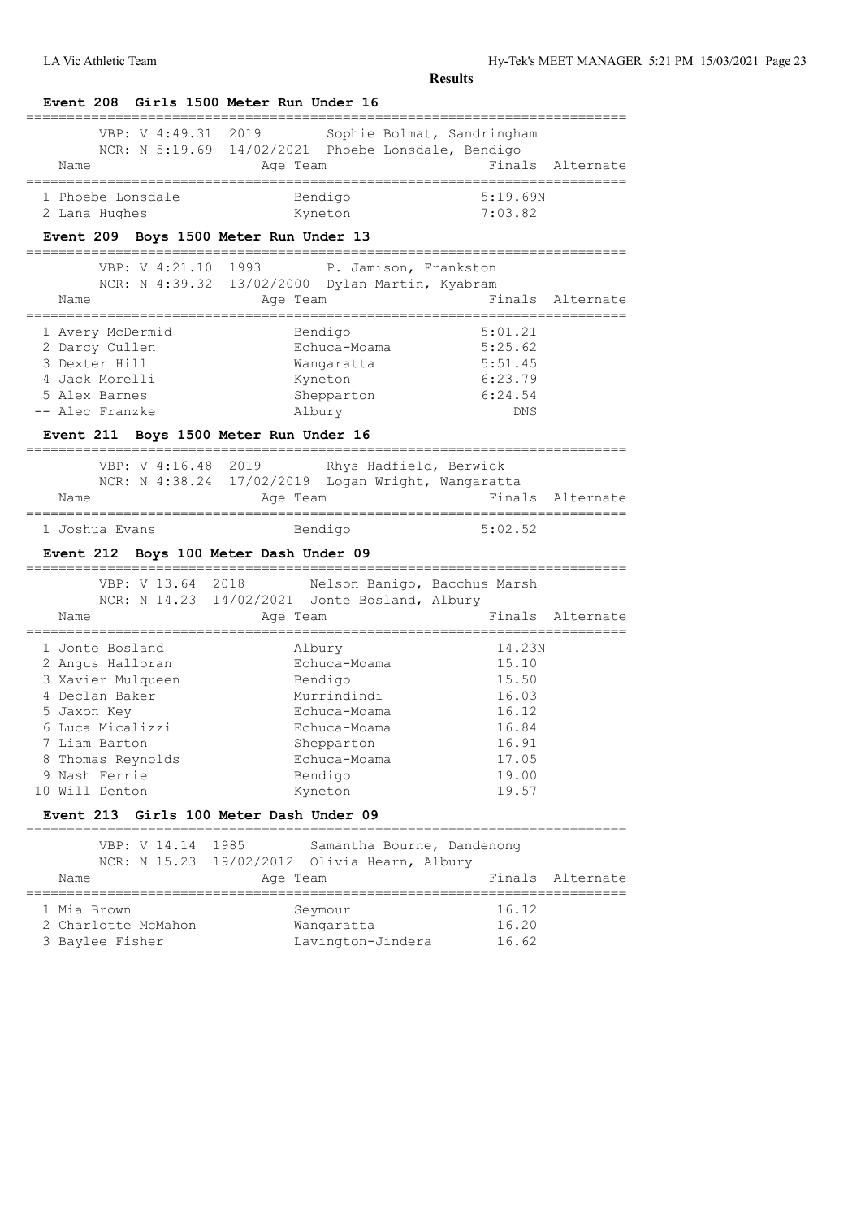**Results**

## Event 208 Girls 1500 Meter Run Under 16

VBP: V 4:49.31 2019 Sophie Bolmat, Sandringham
NCR: N 5:19.69 14/02/2021 Phoebe Lonsdale, Bendigo

| | Name | Age | Team | Finals | Alternate |
|---|---|---|---|---|---|
| 1 | Phoebe Lonsdale | | Bendigo | 5:19.69N | |
| 2 | Lana Hughes | | Kyneton | 7:03.82 | |

## Event 209 Boys 1500 Meter Run Under 13

VBP: V 4:21.10 1993 P. Jamison, Frankston
NCR: N 4:39.32 13/02/2000 Dylan Martin, Kyabram

| | Name | Age | Team | Finals | Alternate |
|---|---|---|---|---|---|
| 1 | Avery McDermid | | Bendigo | 5:01.21 | |
| 2 | Darcy Cullen | | Echuca-Moama | 5:25.62 | |
| 3 | Dexter Hill | | Wangaratta | 5:51.45 | |
| 4 | Jack Morelli | | Kyneton | 6:23.79 | |
| 5 | Alex Barnes | | Shepparton | 6:24.54 | |
| -- | Alec Franzke | | Albury | DNS | |

## Event 211 Boys 1500 Meter Run Under 16

VBP: V 4:16.48 2019 Rhys Hadfield, Berwick
NCR: N 4:38.24 17/02/2019 Logan Wright, Wangaratta

| | Name | Age | Team | Finals | Alternate |
|---|---|---|---|---|---|
| 1 | Joshua Evans | | Bendigo | 5:02.52 | |

## Event 212 Boys 100 Meter Dash Under 09

VBP: V 13.64 2018 Nelson Banigo, Bacchus Marsh
NCR: N 14.23 14/02/2021 Jonte Bosland, Albury

| | Name | Age | Team | Finals | Alternate |
|---|---|---|---|---|---|
| 1 | Jonte Bosland | | Albury | 14.23N | |
| 2 | Angus Halloran | | Echuca-Moama | 15.10 | |
| 3 | Xavier Mulqueen | | Bendigo | 15.50 | |
| 4 | Declan Baker | | Murrindindi | 16.03 | |
| 5 | Jaxon Key | | Echuca-Moama | 16.12 | |
| 6 | Luca Micalizzi | | Echuca-Moama | 16.84 | |
| 7 | Liam Barton | | Shepparton | 16.91 | |
| 8 | Thomas Reynolds | | Echuca-Moama | 17.05 | |
| 9 | Nash Ferrie | | Bendigo | 19.00 | |
| 10 | Will Denton | | Kyneton | 19.57 | |

## Event 213 Girls 100 Meter Dash Under 09

VBP: V 14.14 1985 Samantha Bourne, Dandenong
NCR: N 15.23 19/02/2012 Olivia Hearn, Albury

| | Name | Age | Team | Finals | Alternate |
|---|---|---|---|---|---|
| 1 | Mia Brown | | Seymour | 16.12 | |
| 2 | Charlotte McMahon | | Wangaratta | 16.20 | |
| 3 | Baylee Fisher | | Lavington-Jindera | 16.62 | |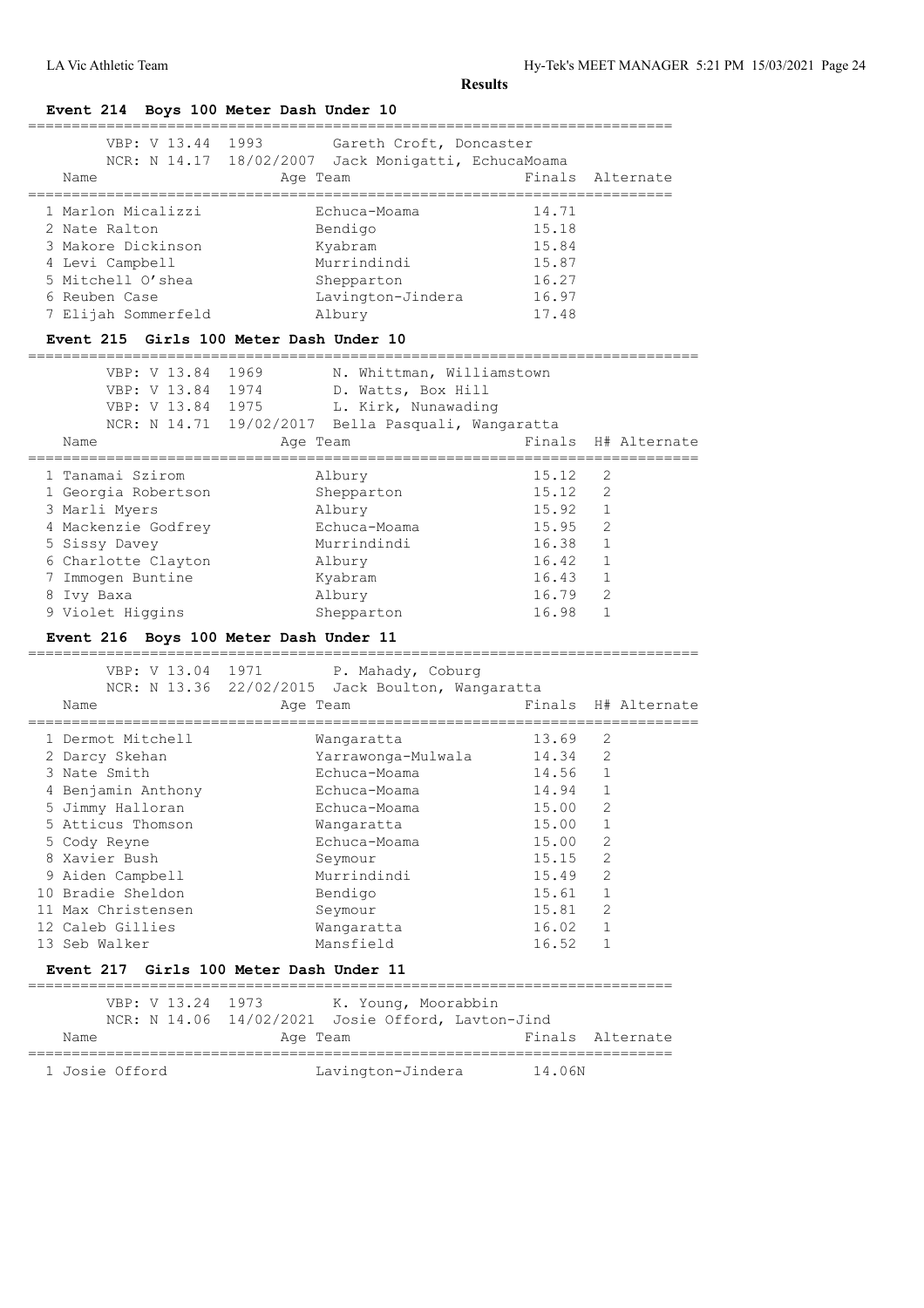**Results**

### Event 214 Boys 100 Meter Dash Under 10

VBP: V 13.44 1993 Gareth Croft, Doncaster
NCR: N 14.17 18/02/2007 Jack Monigatti, EchucaMoama

| Name | Age Team | Finals | Alternate |
|---|---|---|---|
| 1 Marlon Micalizzi | Echuca-Moama | 14.71 | |
| 2 Nate Ralton | Bendigo | 15.18 | |
| 3 Makore Dickinson | Kyabram | 15.84 | |
| 4 Levi Campbell | Murrindindi | 15.87 | |
| 5 Mitchell O'shea | Shepparton | 16.27 | |
| 6 Reuben Case | Lavington-Jindera | 16.97 | |
| 7 Elijah Sommerfeld | Albury | 17.48 | |

### Event 215 Girls 100 Meter Dash Under 10

VBP: V 13.84 1969 N. Whittman, Williamstown
VBP: V 13.84 1974 D. Watts, Box Hill
VBP: V 13.84 1975 L. Kirk, Nunawading
NCR: N 14.71 19/02/2017 Bella Pasquali, Wangaratta

| Name | Age Team | Finals | H# | Alternate |
|---|---|---|---|---|
| 1 Tanamai Szirom | Albury | 15.12 | 2 | |
| 1 Georgia Robertson | Shepparton | 15.12 | 2 | |
| 3 Marli Myers | Albury | 15.92 | 1 | |
| 4 Mackenzie Godfrey | Echuca-Moama | 15.95 | 2 | |
| 5 Sissy Davey | Murrindindi | 16.38 | 1 | |
| 6 Charlotte Clayton | Albury | 16.42 | 1 | |
| 7 Immogen Buntine | Kyabram | 16.43 | 1 | |
| 8 Ivy Baxa | Albury | 16.79 | 2 | |
| 9 Violet Higgins | Shepparton | 16.98 | 1 | |

### Event 216 Boys 100 Meter Dash Under 11

VBP: V 13.04 1971 P. Mahady, Coburg
NCR: N 13.36 22/02/2015 Jack Boulton, Wangaratta

| Name | Age Team | Finals | H# | Alternate |
|---|---|---|---|---|
| 1 Dermot Mitchell | Wangaratta | 13.69 | 2 | |
| 2 Darcy Skehan | Yarrawonga-Mulwala | 14.34 | 2 | |
| 3 Nate Smith | Echuca-Moama | 14.56 | 1 | |
| 4 Benjamin Anthony | Echuca-Moama | 14.94 | 1 | |
| 5 Jimmy Halloran | Echuca-Moama | 15.00 | 2 | |
| 5 Atticus Thomson | Wangaratta | 15.00 | 1 | |
| 5 Cody Reyne | Echuca-Moama | 15.00 | 2 | |
| 8 Xavier Bush | Seymour | 15.15 | 2 | |
| 9 Aiden Campbell | Murrindindi | 15.49 | 2 | |
| 10 Bradie Sheldon | Bendigo | 15.61 | 1 | |
| 11 Max Christensen | Seymour | 15.81 | 2 | |
| 12 Caleb Gillies | Wangaratta | 16.02 | 1 | |
| 13 Seb Walker | Mansfield | 16.52 | 1 | |

### Event 217 Girls 100 Meter Dash Under 11

VBP: V 13.24 1973 K. Young, Moorabbin
NCR: N 14.06 14/02/2021 Josie Offord, Lavton-Jind

| Name | Age Team | Finals | Alternate |
|---|---|---|---|
| 1 Josie Offord | Lavington-Jindera | 14.06N | |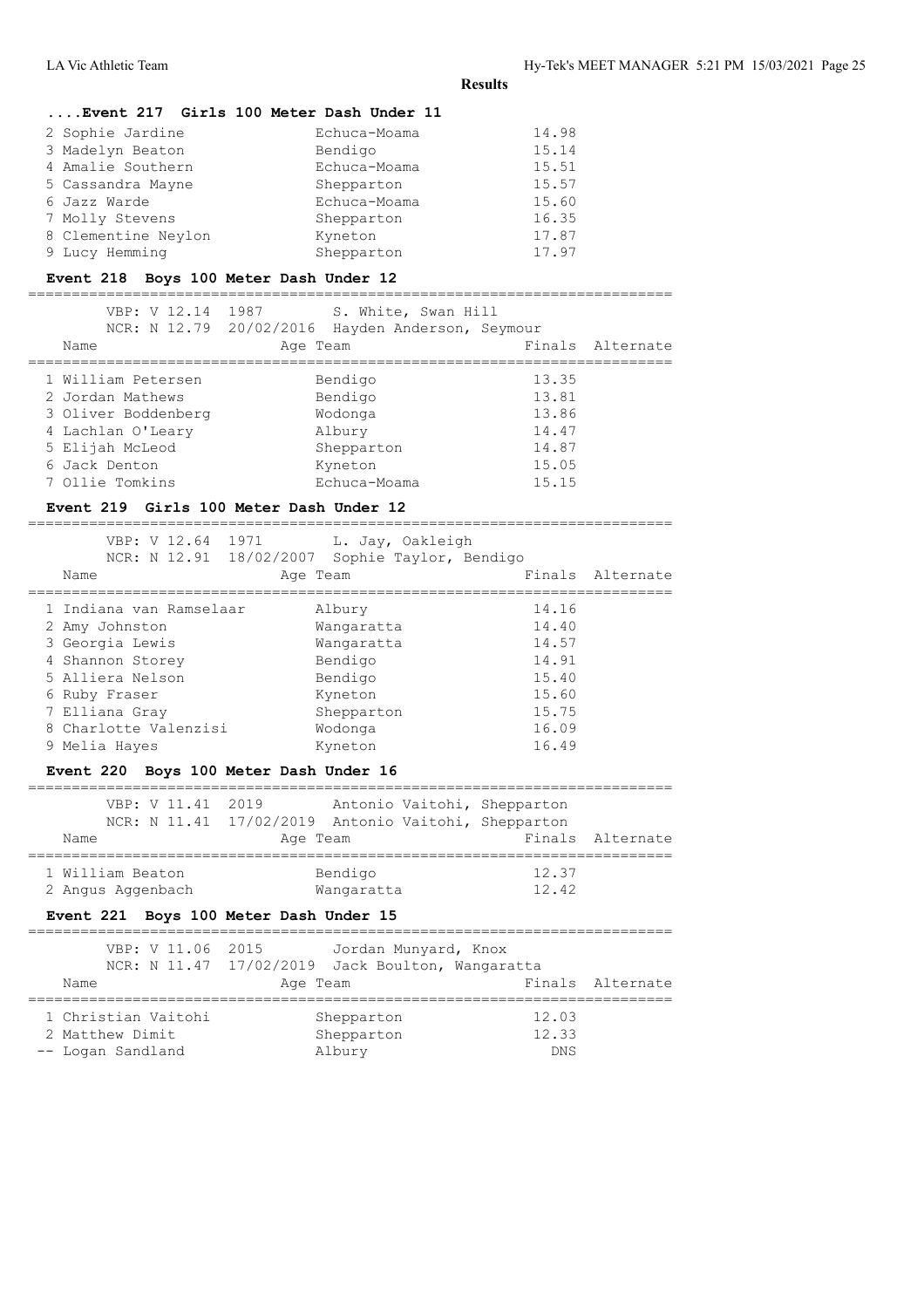**Results**

### ....Event 217 Girls 100 Meter Dash Under 11

| Name | Age Team | Finals |
|---|---|---|
| 2 Sophie Jardine | Echuca-Moama | 14.98 |
| 3 Madelyn Beaton | Bendigo | 15.14 |
| 4 Amalie Southern | Echuca-Moama | 15.51 |
| 5 Cassandra Mayne | Shepparton | 15.57 |
| 6 Jazz Warde | Echuca-Moama | 15.60 |
| 7 Molly Stevens | Shepparton | 16.35 |
| 8 Clementine Neylon | Kyneton | 17.87 |
| 9 Lucy Hemming | Shepparton | 17.97 |

### Event 218 Boys 100 Meter Dash Under 12

VBP: V 12.14 1987 S. White, Swan Hill
NCR: N 12.79 20/02/2016 Hayden Anderson, Seymour

| Name | Age Team | Finals | Alternate |
|---|---|---|---|
| 1 William Petersen | Bendigo | 13.35 | |
| 2 Jordan Mathews | Bendigo | 13.81 | |
| 3 Oliver Boddenberg | Wodonga | 13.86 | |
| 4 Lachlan O'Leary | Albury | 14.47 | |
| 5 Elijah McLeod | Shepparton | 14.87 | |
| 6 Jack Denton | Kyneton | 15.05 | |
| 7 Ollie Tomkins | Echuca-Moama | 15.15 | |

### Event 219 Girls 100 Meter Dash Under 12

VBP: V 12.64 1971 L. Jay, Oakleigh
NCR: N 12.91 18/02/2007 Sophie Taylor, Bendigo

| Name | Age Team | Finals | Alternate |
|---|---|---|---|
| 1 Indiana van Ramselaar | Albury | 14.16 | |
| 2 Amy Johnston | Wangaratta | 14.40 | |
| 3 Georgia Lewis | Wangaratta | 14.57 | |
| 4 Shannon Storey | Bendigo | 14.91 | |
| 5 Alliera Nelson | Bendigo | 15.40 | |
| 6 Ruby Fraser | Kyneton | 15.60 | |
| 7 Elliana Gray | Shepparton | 15.75 | |
| 8 Charlotte Valenzisi | Wodonga | 16.09 | |
| 9 Melia Hayes | Kyneton | 16.49 | |

### Event 220 Boys 100 Meter Dash Under 16

VBP: V 11.41 2019 Antonio Vaitohi, Shepparton
NCR: N 11.41 17/02/2019 Antonio Vaitohi, Shepparton

| Name | Age Team | Finals | Alternate |
|---|---|---|---|
| 1 William Beaton | Bendigo | 12.37 | |
| 2 Angus Aggenbach | Wangaratta | 12.42 | |

### Event 221 Boys 100 Meter Dash Under 15

VBP: V 11.06 2015 Jordan Munyard, Knox
NCR: N 11.47 17/02/2019 Jack Boulton, Wangaratta

| Name | Age Team | Finals | Alternate |
|---|---|---|---|
| 1 Christian Vaitohi | Shepparton | 12.03 | |
| 2 Matthew Dimit | Shepparton | 12.33 | |
| -- Logan Sandland | Albury | DNS | |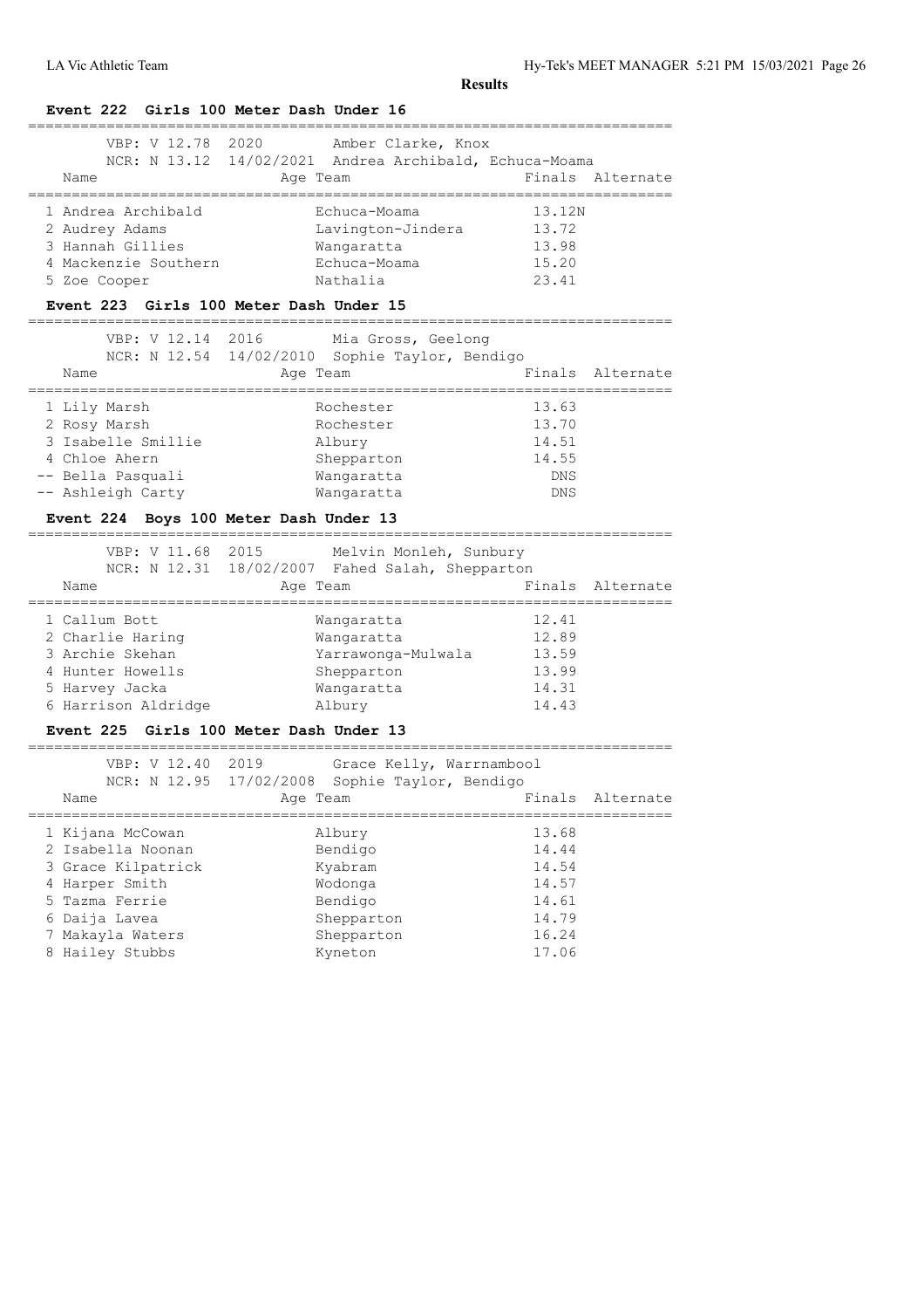**Results**

### Event 222 Girls 100 Meter Dash Under 16

VBP: V 12.78 2020 Amber Clarke, Knox
NCR: N 13.12 14/02/2021 Andrea Archibald, Echuca-Moama

| | Name | Age | Team | Finals | Alternate |
|---|---|---|---|---|---|
| 1 | Andrea Archibald | | Echuca-Moama | 13.12N | |
| 2 | Audrey Adams | | Lavington-Jindera | 13.72 | |
| 3 | Hannah Gillies | | Wangaratta | 13.98 | |
| 4 | Mackenzie Southern | | Echuca-Moama | 15.20 | |
| 5 | Zoe Cooper | | Nathalia | 23.41 | |

### Event 223 Girls 100 Meter Dash Under 15

VBP: V 12.14 2016 Mia Gross, Geelong
NCR: N 12.54 14/02/2010 Sophie Taylor, Bendigo

| | Name | Age | Team | Finals | Alternate |
|---|---|---|---|---|---|
| 1 | Lily Marsh | | Rochester | 13.63 | |
| 2 | Rosy Marsh | | Rochester | 13.70 | |
| 3 | Isabelle Smillie | | Albury | 14.51 | |
| 4 | Chloe Ahern | | Shepparton | 14.55 | |
| -- | Bella Pasquali | | Wangaratta | DNS | |
| -- | Ashleigh Carty | | Wangaratta | DNS | |

### Event 224 Boys 100 Meter Dash Under 13

VBP: V 11.68 2015 Melvin Monleh, Sunbury
NCR: N 12.31 18/02/2007 Fahed Salah, Shepparton

| | Name | Age | Team | Finals | Alternate |
|---|---|---|---|---|---|
| 1 | Callum Bott | | Wangaratta | 12.41 | |
| 2 | Charlie Haring | | Wangaratta | 12.89 | |
| 3 | Archie Skehan | | Yarrawonga-Mulwala | 13.59 | |
| 4 | Hunter Howells | | Shepparton | 13.99 | |
| 5 | Harvey Jacka | | Wangaratta | 14.31 | |
| 6 | Harrison Aldridge | | Albury | 14.43 | |

### Event 225 Girls 100 Meter Dash Under 13

VBP: V 12.40 2019 Grace Kelly, Warrnambool
NCR: N 12.95 17/02/2008 Sophie Taylor, Bendigo

| | Name | Age | Team | Finals | Alternate |
|---|---|---|---|---|---|
| 1 | Kijana McCowan | | Albury | 13.68 | |
| 2 | Isabella Noonan | | Bendigo | 14.44 | |
| 3 | Grace Kilpatrick | | Kyabram | 14.54 | |
| 4 | Harper Smith | | Wodonga | 14.57 | |
| 5 | Tazma Ferrie | | Bendigo | 14.61 | |
| 6 | Daija Lavea | | Shepparton | 14.79 | |
| 7 | Makayla Waters | | Shepparton | 16.24 | |
| 8 | Hailey Stubbs | | Kyneton | 17.06 | |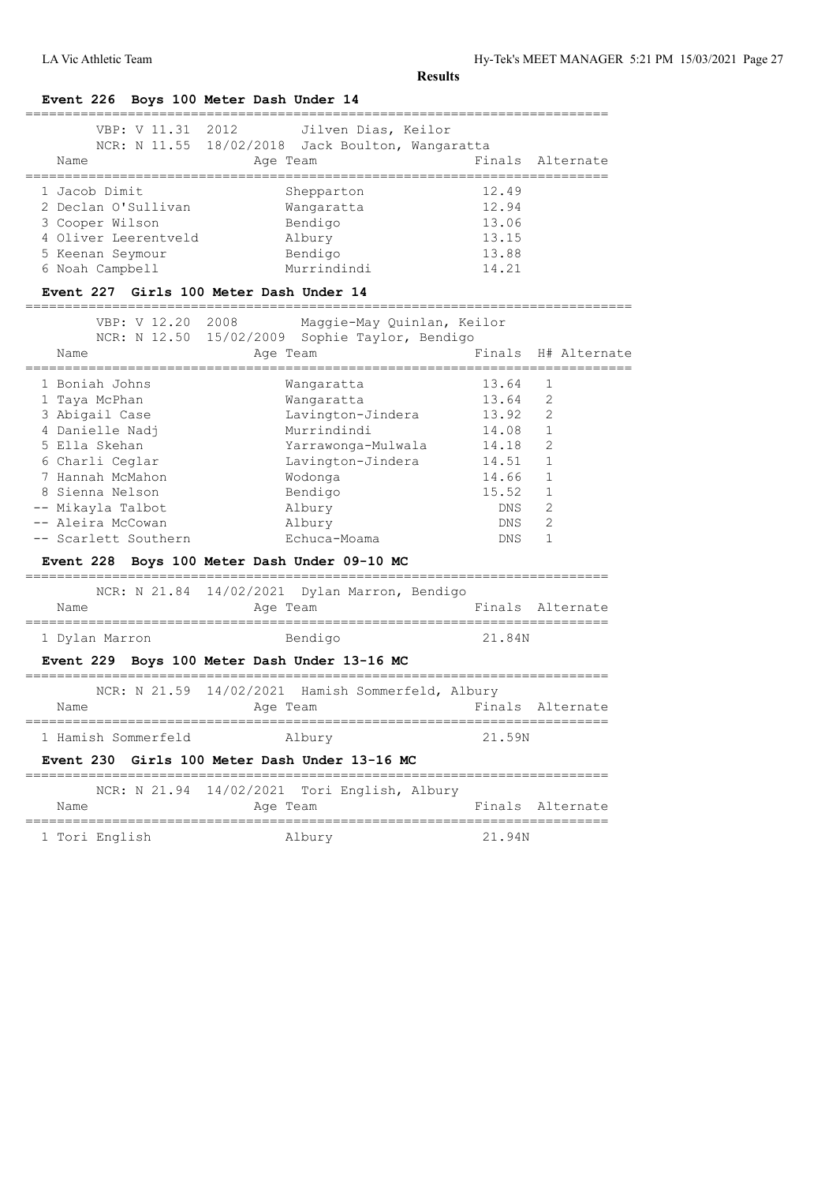**Results**

### Event 226 Boys 100 Meter Dash Under 14

VBP: V 11.31 2012 Jilven Dias, Keilor
NCR: N 11.55 18/02/2018 Jack Boulton, Wangaratta

| Name | Age | Team | Finals | Alternate |
|---|---|---|---|---|
| 1 Jacob Dimit | | Shepparton | 12.49 | |
| 2 Declan O'Sullivan | | Wangaratta | 12.94 | |
| 3 Cooper Wilson | | Bendigo | 13.06 | |
| 4 Oliver Leerentveld | | Albury | 13.15 | |
| 5 Keenan Seymour | | Bendigo | 13.88 | |
| 6 Noah Campbell | | Murrindindi | 14.21 | |

### Event 227 Girls 100 Meter Dash Under 14

VBP: V 12.20 2008 Maggie-May Quinlan, Keilor
NCR: N 12.50 15/02/2009 Sophie Taylor, Bendigo

| Name | Age | Team | Finals | H# | Alternate |
|---|---|---|---|---|---|
| 1 Boniah Johns | | Wangaratta | 13.64 | 1 | |
| 1 Taya McPhan | | Wangaratta | 13.64 | 2 | |
| 3 Abigail Case | | Lavington-Jindera | 13.92 | 2 | |
| 4 Danielle Nadj | | Murrindindi | 14.08 | 1 | |
| 5 Ella Skehan | | Yarrawonga-Mulwala | 14.18 | 2 | |
| 6 Charli Ceglar | | Lavington-Jindera | 14.51 | 1 | |
| 7 Hannah McMahon | | Wodonga | 14.66 | 1 | |
| 8 Sienna Nelson | | Bendigo | 15.52 | 1 | |
| -- Mikayla Talbot | | Albury | DNS | 2 | |
| -- Aleira McCowan | | Albury | DNS | 2 | |
| -- Scarlett Southern | | Echuca-Moama | DNS | 1 | |

### Event 228 Boys 100 Meter Dash Under 09-10 MC

NCR: N 21.84 14/02/2021 Dylan Marron, Bendigo

| Name | Age | Team | Finals | Alternate |
|---|---|---|---|---|
| 1 Dylan Marron | | Bendigo | 21.84N | |

### Event 229 Boys 100 Meter Dash Under 13-16 MC

NCR: N 21.59 14/02/2021 Hamish Sommerfeld, Albury

| Name | Age | Team | Finals | Alternate |
|---|---|---|---|---|
| 1 Hamish Sommerfeld | | Albury | 21.59N | |

### Event 230 Girls 100 Meter Dash Under 13-16 MC

NCR: N 21.94 14/02/2021 Tori English, Albury

| Name | Age | Team | Finals | Alternate |
|---|---|---|---|---|
| 1 Tori English | | Albury | 21.94N | |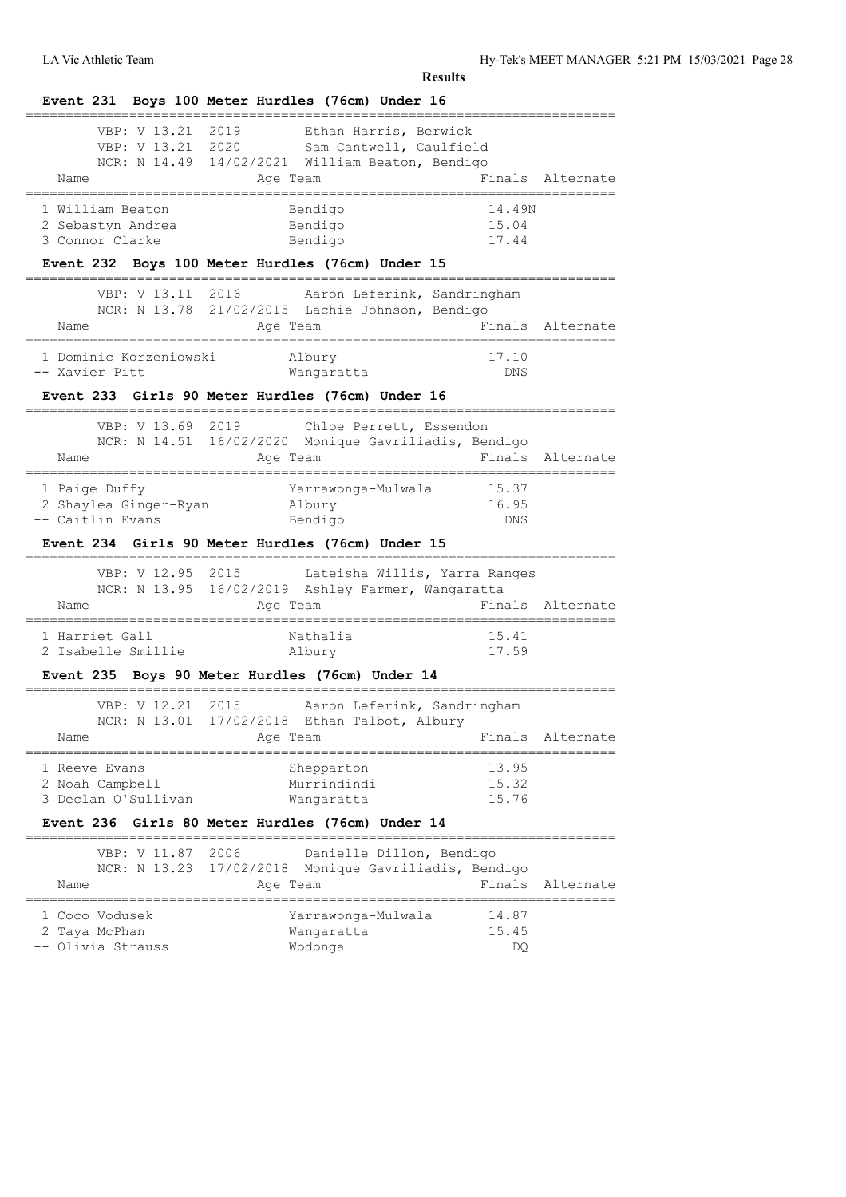**Results**

### Event 231 Boys 100 Meter Hurdles (76cm) Under 16

VBP: V 13.21 2019 Ethan Harris, Berwick
VBP: V 13.21 2020 Sam Cantwell, Caulfield
NCR: N 14.49 14/02/2021 William Beaton, Bendigo

| Name | Age | Team | Finals | Alternate |
|---|---|---|---|---|
| 1 William Beaton | | Bendigo | 14.49N | |
| 2 Sebastyn Andrea | | Bendigo | 15.04 | |
| 3 Connor Clarke | | Bendigo | 17.44 | |

### Event 232 Boys 100 Meter Hurdles (76cm) Under 15

VBP: V 13.11 2016 Aaron Leferink, Sandringham
NCR: N 13.78 21/02/2015 Lachie Johnson, Bendigo

| Name | Age | Team | Finals | Alternate |
|---|---|---|---|---|
| 1 Dominic Korzeniowski | | Albury | 17.10 | |
| -- Xavier Pitt | | Wangaratta | DNS | |

### Event 233 Girls 90 Meter Hurdles (76cm) Under 16

VBP: V 13.69 2019 Chloe Perrett, Essendon
NCR: N 14.51 16/02/2020 Monique Gavriliadis, Bendigo

| Name | Age | Team | Finals | Alternate |
|---|---|---|---|---|
| 1 Paige Duffy | | Yarrawonga-Mulwala | 15.37 | |
| 2 Shaylea Ginger-Ryan | | Albury | 16.95 | |
| -- Caitlin Evans | | Bendigo | DNS | |

### Event 234 Girls 90 Meter Hurdles (76cm) Under 15

VBP: V 12.95 2015 Lateisha Willis, Yarra Ranges
NCR: N 13.95 16/02/2019 Ashley Farmer, Wangaratta

| Name | Age | Team | Finals | Alternate |
|---|---|---|---|---|
| 1 Harriet Gall | | Nathalia | 15.41 | |
| 2 Isabelle Smillie | | Albury | 17.59 | |

### Event 235 Boys 90 Meter Hurdles (76cm) Under 14

VBP: V 12.21 2015 Aaron Leferink, Sandringham
NCR: N 13.01 17/02/2018 Ethan Talbot, Albury

| Name | Age | Team | Finals | Alternate |
|---|---|---|---|---|
| 1 Reeve Evans | | Shepparton | 13.95 | |
| 2 Noah Campbell | | Murrindindi | 15.32 | |
| 3 Declan O'Sullivan | | Wangaratta | 15.76 | |

### Event 236 Girls 80 Meter Hurdles (76cm) Under 14

VBP: V 11.87 2006 Danielle Dillon, Bendigo
NCR: N 13.23 17/02/2018 Monique Gavriliadis, Bendigo

| Name | Age | Team | Finals | Alternate |
|---|---|---|---|---|
| 1 Coco Vodusek | | Yarrawonga-Mulwala | 14.87 | |
| 2 Taya McPhan | | Wangaratta | 15.45 | |
| -- Olivia Strauss | | Wodonga | DQ | |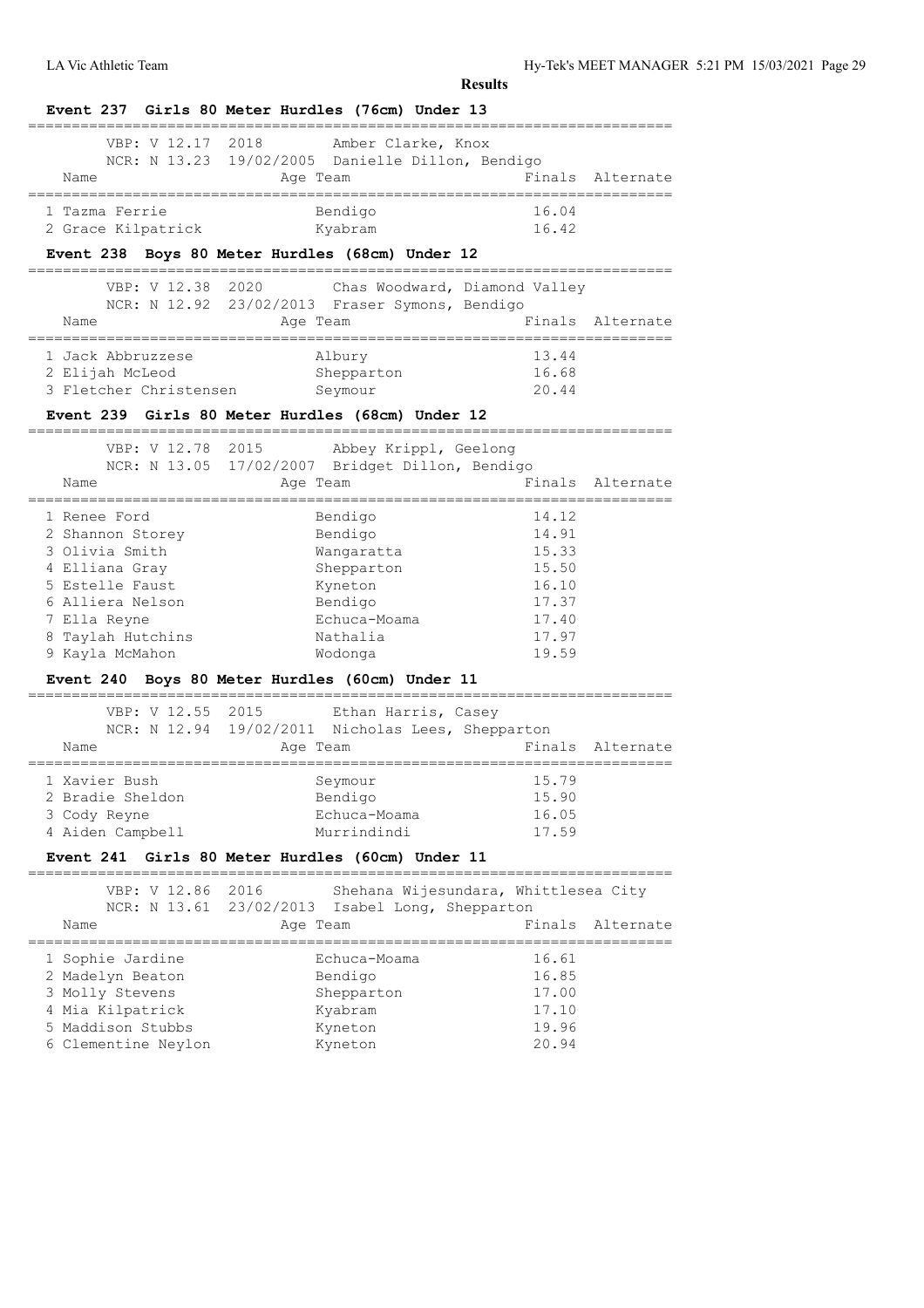**Results**

### Event 237 Girls 80 Meter Hurdles (76cm) Under 13

VBP: V 12.17 2018 Amber Clarke, Knox
NCR: N 13.23 19/02/2005 Danielle Dillon, Bendigo

| Name | Age | Team | Finals | Alternate |
|---|---|---|---|---|
| 1 Tazma Ferrie | | Bendigo | 16.04 | |
| 2 Grace Kilpatrick | | Kyabram | 16.42 | |

### Event 238 Boys 80 Meter Hurdles (68cm) Under 12

VBP: V 12.38 2020 Chas Woodward, Diamond Valley
NCR: N 12.92 23/02/2013 Fraser Symons, Bendigo

| Name | Age | Team | Finals | Alternate |
|---|---|---|---|---|
| 1 Jack Abbruzzese | | Albury | 13.44 | |
| 2 Elijah McLeod | | Shepparton | 16.68 | |
| 3 Fletcher Christensen | | Seymour | 20.44 | |

### Event 239 Girls 80 Meter Hurdles (68cm) Under 12

VBP: V 12.78 2015 Abbey Krippl, Geelong
NCR: N 13.05 17/02/2007 Bridget Dillon, Bendigo

| Name | Age | Team | Finals | Alternate |
|---|---|---|---|---|
| 1 Renee Ford | | Bendigo | 14.12 | |
| 2 Shannon Storey | | Bendigo | 14.91 | |
| 3 Olivia Smith | | Wangaratta | 15.33 | |
| 4 Elliana Gray | | Shepparton | 15.50 | |
| 5 Estelle Faust | | Kyneton | 16.10 | |
| 6 Alliera Nelson | | Bendigo | 17.37 | |
| 7 Ella Reyne | | Echuca-Moama | 17.40 | |
| 8 Taylah Hutchins | | Nathalia | 17.97 | |
| 9 Kayla McMahon | | Wodonga | 19.59 | |

### Event 240 Boys 80 Meter Hurdles (60cm) Under 11

VBP: V 12.55 2015 Ethan Harris, Casey
NCR: N 12.94 19/02/2011 Nicholas Lees, Shepparton

| Name | Age | Team | Finals | Alternate |
|---|---|---|---|---|
| 1 Xavier Bush | | Seymour | 15.79 | |
| 2 Bradie Sheldon | | Bendigo | 15.90 | |
| 3 Cody Reyne | | Echuca-Moama | 16.05 | |
| 4 Aiden Campbell | | Murrindindi | 17.59 | |

### Event 241 Girls 80 Meter Hurdles (60cm) Under 11

VBP: V 12.86 2016 Shehana Wijesundara, Whittlesea City
NCR: N 13.61 23/02/2013 Isabel Long, Shepparton

| Name | Age | Team | Finals | Alternate |
|---|---|---|---|---|
| 1 Sophie Jardine | | Echuca-Moama | 16.61 | |
| 2 Madelyn Beaton | | Bendigo | 16.85 | |
| 3 Molly Stevens | | Shepparton | 17.00 | |
| 4 Mia Kilpatrick | | Kyabram | 17.10 | |
| 5 Maddison Stubbs | | Kyneton | 19.96 | |
| 6 Clementine Neylon | | Kyneton | 20.94 | |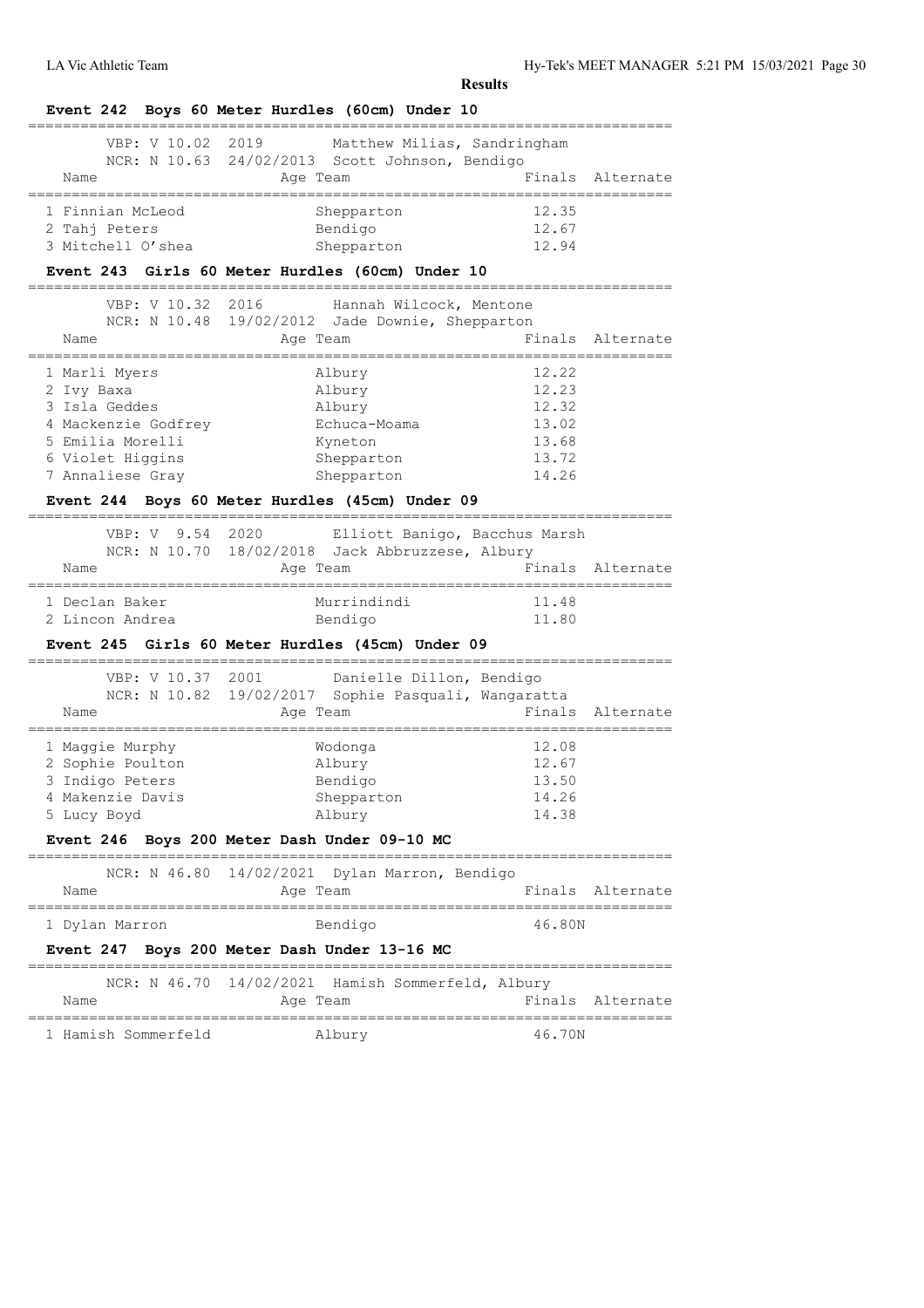**Results**

## Event 242 Boys 60 Meter Hurdles (60cm) Under 10

VBP: V 10.02 2019 Matthew Milias, Sandringham
NCR: N 10.63 24/02/2013 Scott Johnson, Bendigo

| Name | Age | Team | Finals | Alternate |
|---|---|---|---|---|
| 1 Finnian McLeod | | Shepparton | 12.35 | |
| 2 Tahj Peters | | Bendigo | 12.67 | |
| 3 Mitchell O'shea | | Shepparton | 12.94 | |

## Event 243 Girls 60 Meter Hurdles (60cm) Under 10

VBP: V 10.32 2016 Hannah Wilcock, Mentone
NCR: N 10.48 19/02/2012 Jade Downie, Shepparton

| Name | Age | Team | Finals | Alternate |
|---|---|---|---|---|
| 1 Marli Myers | | Albury | 12.22 | |
| 2 Ivy Baxa | | Albury | 12.23 | |
| 3 Isla Geddes | | Albury | 12.32 | |
| 4 Mackenzie Godfrey | | Echuca-Moama | 13.02 | |
| 5 Emilia Morelli | | Kyneton | 13.68 | |
| 6 Violet Higgins | | Shepparton | 13.72 | |
| 7 Annaliese Gray | | Shepparton | 14.26 | |

## Event 244 Boys 60 Meter Hurdles (45cm) Under 09

VBP: V 9.54 2020 Elliott Banigo, Bacchus Marsh
NCR: N 10.70 18/02/2018 Jack Abbruzzese, Albury

| Name | Age | Team | Finals | Alternate |
|---|---|---|---|---|
| 1 Declan Baker | | Murrindindi | 11.48 | |
| 2 Lincon Andrea | | Bendigo | 11.80 | |

## Event 245 Girls 60 Meter Hurdles (45cm) Under 09

VBP: V 10.37 2001 Danielle Dillon, Bendigo
NCR: N 10.82 19/02/2017 Sophie Pasquali, Wangaratta

| Name | Age | Team | Finals | Alternate |
|---|---|---|---|---|
| 1 Maggie Murphy | | Wodonga | 12.08 | |
| 2 Sophie Poulton | | Albury | 12.67 | |
| 3 Indigo Peters | | Bendigo | 13.50 | |
| 4 Makenzie Davis | | Shepparton | 14.26 | |
| 5 Lucy Boyd | | Albury | 14.38 | |

## Event 246 Boys 200 Meter Dash Under 09-10 MC

NCR: N 46.80 14/02/2021 Dylan Marron, Bendigo

| Name | Age | Team | Finals | Alternate |
|---|---|---|---|---|
| 1 Dylan Marron | | Bendigo | 46.80N | |

## Event 247 Boys 200 Meter Dash Under 13-16 MC

NCR: N 46.70 14/02/2021 Hamish Sommerfeld, Albury

| Name | Age | Team | Finals | Alternate |
|---|---|---|---|---|
| 1 Hamish Sommerfeld | | Albury | 46.70N | |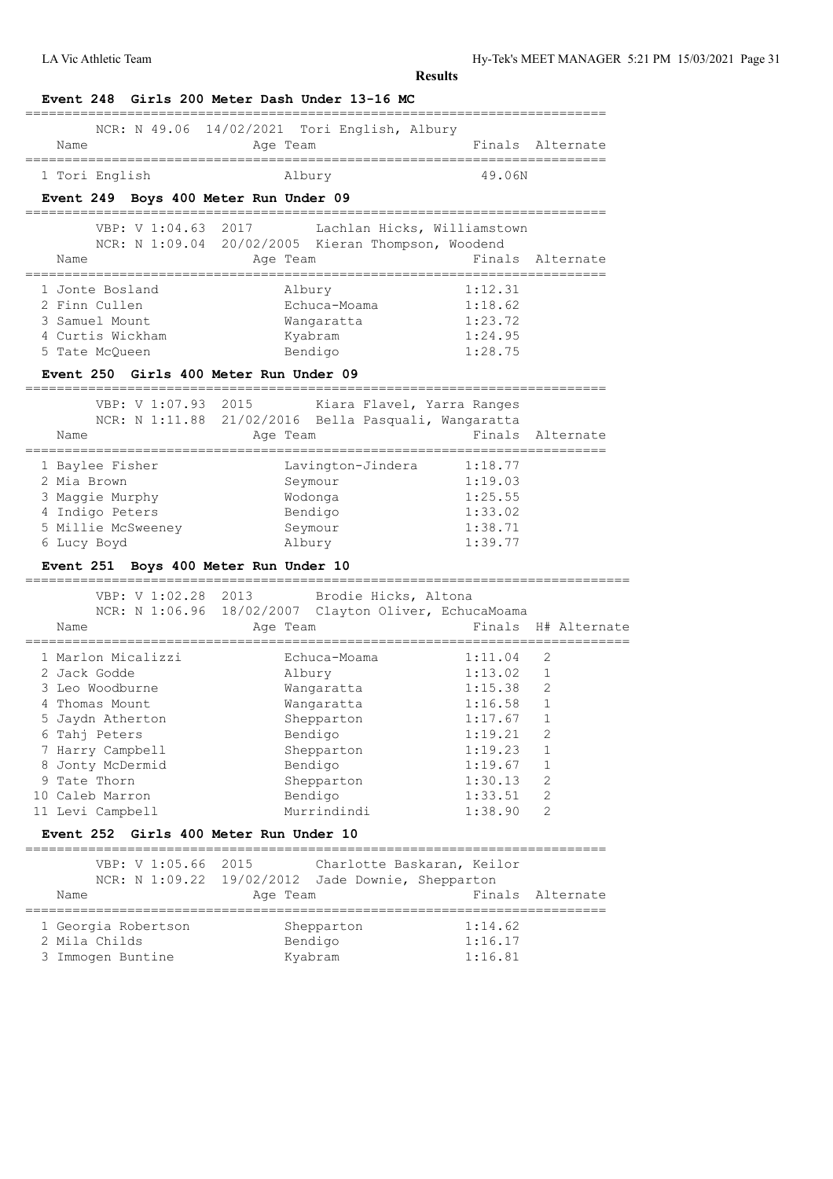## Results

### Event 248 Girls 200 Meter Dash Under 13-16 MC

NCR: N 49.06 14/02/2021 Tori English, Albury

| Name | Age | Team | Finals | Alternate |
|---|---|---|---|---|
| 1 Tori English | | Albury | 49.06N | |

### Event 249 Boys 400 Meter Run Under 09

VBP: V 1:04.63 2017 Lachlan Hicks, Williamstown
NCR: N 1:09.04 20/02/2005 Kieran Thompson, Woodend

| Name | Age | Team | Finals | Alternate |
|---|---|---|---|---|
| 1 Jonte Bosland | | Albury | 1:12.31 | |
| 2 Finn Cullen | | Echuca-Moama | 1:18.62 | |
| 3 Samuel Mount | | Wangaratta | 1:23.72 | |
| 4 Curtis Wickham | | Kyabram | 1:24.95 | |
| 5 Tate McQueen | | Bendigo | 1:28.75 | |

### Event 250 Girls 400 Meter Run Under 09

VBP: V 1:07.93 2015 Kiara Flavel, Yarra Ranges
NCR: N 1:11.88 21/02/2016 Bella Pasquali, Wangaratta

| Name | Age | Team | Finals | Alternate |
|---|---|---|---|---|
| 1 Baylee Fisher | | Lavington-Jindera | 1:18.77 | |
| 2 Mia Brown | | Seymour | 1:19.03 | |
| 3 Maggie Murphy | | Wodonga | 1:25.55 | |
| 4 Indigo Peters | | Bendigo | 1:33.02 | |
| 5 Millie McSweeney | | Seymour | 1:38.71 | |
| 6 Lucy Boyd | | Albury | 1:39.77 | |

### Event 251 Boys 400 Meter Run Under 10

VBP: V 1:02.28 2013 Brodie Hicks, Altona
NCR: N 1:06.96 18/02/2007 Clayton Oliver, EchucaMoama

| Name | Age | Team | Finals | H# | Alternate |
|---|---|---|---|---|---|
| 1 Marlon Micalizzi | | Echuca-Moama | 1:11.04 | 2 | |
| 2 Jack Godde | | Albury | 1:13.02 | 1 | |
| 3 Leo Woodburne | | Wangaratta | 1:15.38 | 2 | |
| 4 Thomas Mount | | Wangaratta | 1:16.58 | 1 | |
| 5 Jaydn Atherton | | Shepparton | 1:17.67 | 1 | |
| 6 Tahj Peters | | Bendigo | 1:19.21 | 2 | |
| 7 Harry Campbell | | Shepparton | 1:19.23 | 1 | |
| 8 Jonty McDermid | | Bendigo | 1:19.67 | 1 | |
| 9 Tate Thorn | | Shepparton | 1:30.13 | 2 | |
| 10 Caleb Marron | | Bendigo | 1:33.51 | 2 | |
| 11 Levi Campbell | | Murrindindi | 1:38.90 | 2 | |

### Event 252 Girls 400 Meter Run Under 10

VBP: V 1:05.66 2015 Charlotte Baskaran, Keilor
NCR: N 1:09.22 19/02/2012 Jade Downie, Shepparton

| Name | Age | Team | Finals | Alternate |
|---|---|---|---|---|
| 1 Georgia Robertson | | Shepparton | 1:14.62 | |
| 2 Mila Childs | | Bendigo | 1:16.17 | |
| 3 Immogen Buntine | | Kyabram | 1:16.81 | |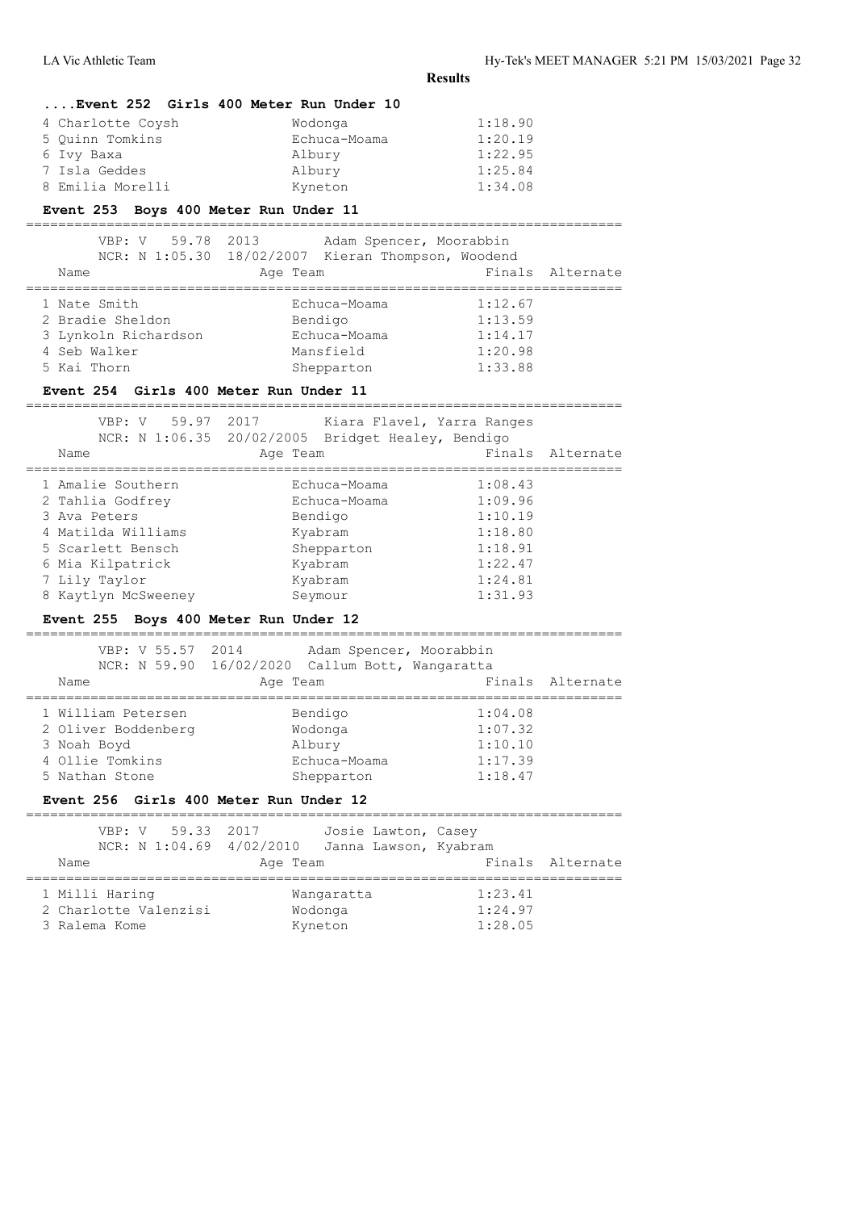**Results**

### ....Event 252 Girls 400 Meter Run Under 10

| Name | Team | Finals |
|---|---|---|
| 4 Charlotte Coysh | Wodonga | 1:18.90 |
| 5 Quinn Tomkins | Echuca-Moama | 1:20.19 |
| 6 Ivy Baxa | Albury | 1:22.95 |
| 7 Isla Geddes | Albury | 1:25.84 |
| 8 Emilia Morelli | Kyneton | 1:34.08 |

### Event 253 Boys 400 Meter Run Under 11

VBP: V 59.78 2013 Adam Spencer, Moorabbin
NCR: N 1:05.30 18/02/2007 Kieran Thompson, Woodend

| Name | Age | Team | Finals | Alternate |
|---|---|---|---|---|
| 1 Nate Smith | | Echuca-Moama | 1:12.67 | |
| 2 Bradie Sheldon | | Bendigo | 1:13.59 | |
| 3 Lynkoln Richardson | | Echuca-Moama | 1:14.17 | |
| 4 Seb Walker | | Mansfield | 1:20.98 | |
| 5 Kai Thorn | | Shepparton | 1:33.88 | |

### Event 254 Girls 400 Meter Run Under 11

VBP: V 59.97 2017 Kiara Flavel, Yarra Ranges
NCR: N 1:06.35 20/02/2005 Bridget Healey, Bendigo

| Name | Age | Team | Finals | Alternate |
|---|---|---|---|---|
| 1 Amalie Southern | | Echuca-Moama | 1:08.43 | |
| 2 Tahlia Godfrey | | Echuca-Moama | 1:09.96 | |
| 3 Ava Peters | | Bendigo | 1:10.19 | |
| 4 Matilda Williams | | Kyabram | 1:18.80 | |
| 5 Scarlett Bensch | | Shepparton | 1:18.91 | |
| 6 Mia Kilpatrick | | Kyabram | 1:22.47 | |
| 7 Lily Taylor | | Kyabram | 1:24.81 | |
| 8 Kaytlyn McSweeney | | Seymour | 1:31.93 | |

### Event 255 Boys 400 Meter Run Under 12

VBP: V 55.57 2014 Adam Spencer, Moorabbin
NCR: N 59.90 16/02/2020 Callum Bott, Wangaratta

| Name | Age | Team | Finals | Alternate |
|---|---|---|---|---|
| 1 William Petersen | | Bendigo | 1:04.08 | |
| 2 Oliver Boddenberg | | Wodonga | 1:07.32 | |
| 3 Noah Boyd | | Albury | 1:10.10 | |
| 4 Ollie Tomkins | | Echuca-Moama | 1:17.39 | |
| 5 Nathan Stone | | Shepparton | 1:18.47 | |

### Event 256 Girls 400 Meter Run Under 12

VBP: V 59.33 2017 Josie Lawton, Casey
NCR: N 1:04.69 4/02/2010 Janna Lawson, Kyabram

| Name | Age | Team | Finals | Alternate |
|---|---|---|---|---|
| 1 Milli Haring | | Wangaratta | 1:23.41 | |
| 2 Charlotte Valenzisi | | Wodonga | 1:24.97 | |
| 3 Ralema Kome | | Kyneton | 1:28.05 | |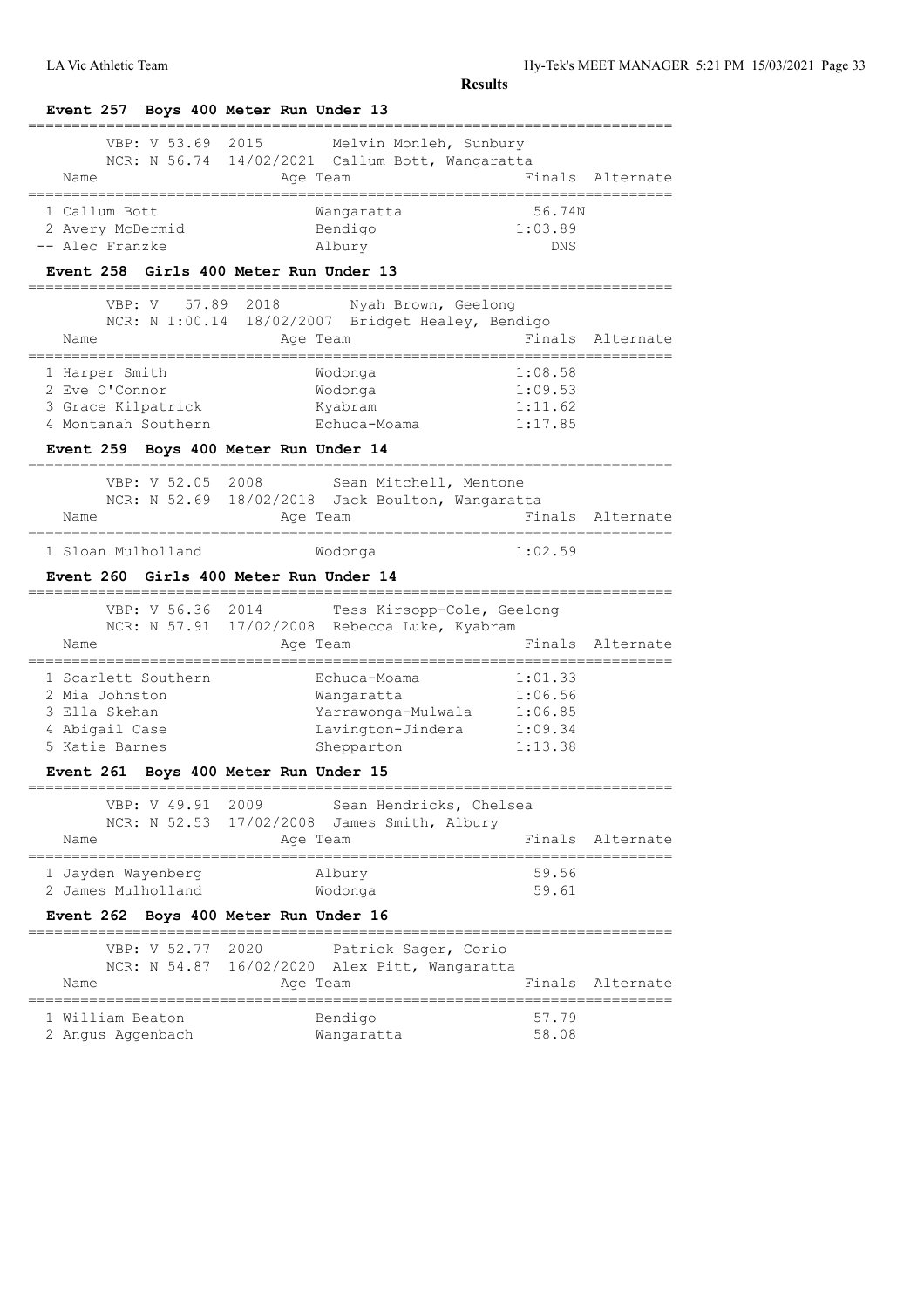**Results**

### Event 257 Boys 400 Meter Run Under 13

VBP: V 53.69 2015 Melvin Monleh, Sunbury
NCR: N 56.74 14/02/2021 Callum Bott, Wangaratta

| | Name | Age | Team | Finals | Alternate |
|---|---|---|---|---|---|
| 1 | Callum Bott | | Wangaratta | 56.74N | |
| 2 | Avery McDermid | | Bendigo | 1:03.89 | |
| -- | Alec Franzke | | Albury | DNS | |

### Event 258 Girls 400 Meter Run Under 13

VBP: V 57.89 2018 Nyah Brown, Geelong
NCR: N 1:00.14 18/02/2007 Bridget Healey, Bendigo

| | Name | Age | Team | Finals | Alternate |
|---|---|---|---|---|---|
| 1 | Harper Smith | | Wodonga | 1:08.58 | |
| 2 | Eve O'Connor | | Wodonga | 1:09.53 | |
| 3 | Grace Kilpatrick | | Kyabram | 1:11.62 | |
| 4 | Montanah Southern | | Echuca-Moama | 1:17.85 | |

### Event 259 Boys 400 Meter Run Under 14

VBP: V 52.05 2008 Sean Mitchell, Mentone
NCR: N 52.69 18/02/2018 Jack Boulton, Wangaratta

| | Name | Age | Team | Finals | Alternate |
|---|---|---|---|---|---|
| 1 | Sloan Mulholland | | Wodonga | 1:02.59 | |

### Event 260 Girls 400 Meter Run Under 14

VBP: V 56.36 2014 Tess Kirsopp-Cole, Geelong
NCR: N 57.91 17/02/2008 Rebecca Luke, Kyabram

| | Name | Age | Team | Finals | Alternate |
|---|---|---|---|---|---|
| 1 | Scarlett Southern | | Echuca-Moama | 1:01.33 | |
| 2 | Mia Johnston | | Wangaratta | 1:06.56 | |
| 3 | Ella Skehan | | Yarrawonga-Mulwala | 1:06.85 | |
| 4 | Abigail Case | | Lavington-Jindera | 1:09.34 | |
| 5 | Katie Barnes | | Shepparton | 1:13.38 | |

### Event 261 Boys 400 Meter Run Under 15

VBP: V 49.91 2009 Sean Hendricks, Chelsea
NCR: N 52.53 17/02/2008 James Smith, Albury

| | Name | Age | Team | Finals | Alternate |
|---|---|---|---|---|---|
| 1 | Jayden Wayenberg | | Albury | 59.56 | |
| 2 | James Mulholland | | Wodonga | 59.61 | |

### Event 262 Boys 400 Meter Run Under 16

VBP: V 52.77 2020 Patrick Sager, Corio
NCR: N 54.87 16/02/2020 Alex Pitt, Wangaratta

| | Name | Age | Team | Finals | Alternate |
|---|---|---|---|---|---|
| 1 | William Beaton | | Bendigo | 57.79 | |
| 2 | Angus Aggenbach | | Wangaratta | 58.08 | |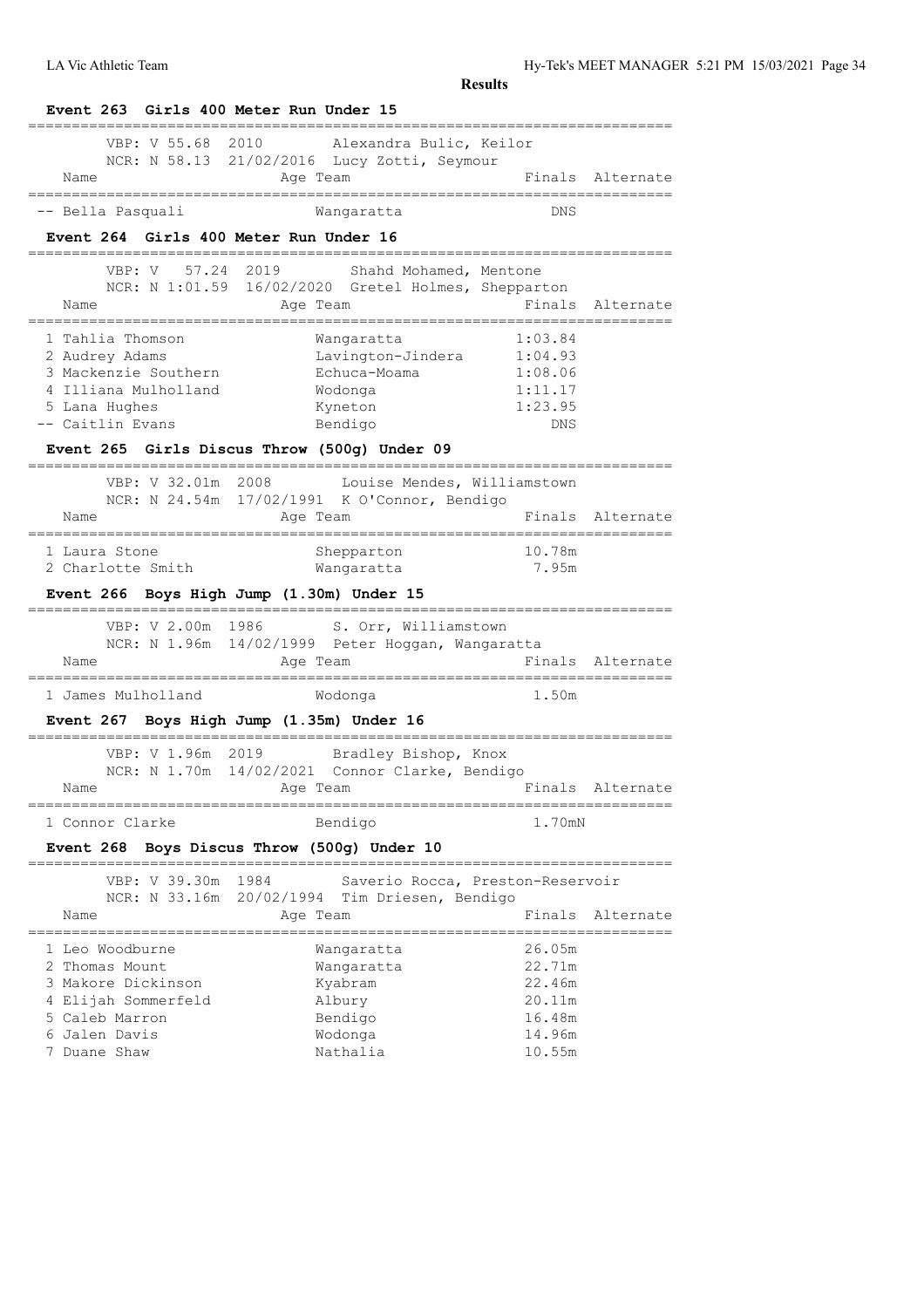**Results**

## Event 263 Girls 400 Meter Run Under 15

VBP: V 55.68 2010 Alexandra Bulic, Keilor
NCR: N 58.13 21/02/2016 Lucy Zotti, Seymour

| Name | Age | Team | Finals | Alternate |
|---|---|---|---|---|
| -- Bella Pasquali | | Wangaratta | DNS | |

## Event 264 Girls 400 Meter Run Under 16

VBP: V 57.24 2019 Shahd Mohamed, Mentone
NCR: N 1:01.59 16/02/2020 Gretel Holmes, Shepparton

| Name | Age | Team | Finals | Alternate |
|---|---|---|---|---|
| 1 Tahlia Thomson | | Wangaratta | 1:03.84 | |
| 2 Audrey Adams | | Lavington-Jindera | 1:04.93 | |
| 3 Mackenzie Southern | | Echuca-Moama | 1:08.06 | |
| 4 Illiana Mulholland | | Wodonga | 1:11.17 | |
| 5 Lana Hughes | | Kyneton | 1:23.95 | |
| -- Caitlin Evans | | Bendigo | DNS | |

## Event 265 Girls Discus Throw (500g) Under 09

VBP: V 32.01m 2008 Louise Mendes, Williamstown
NCR: N 24.54m 17/02/1991 K O'Connor, Bendigo

| Name | Age | Team | Finals | Alternate |
|---|---|---|---|---|
| 1 Laura Stone | | Shepparton | 10.78m | |
| 2 Charlotte Smith | | Wangaratta | 7.95m | |

## Event 266 Boys High Jump (1.30m) Under 15

VBP: V 2.00m 1986 S. Orr, Williamstown
NCR: N 1.96m 14/02/1999 Peter Hoggan, Wangaratta

| Name | Age | Team | Finals | Alternate |
|---|---|---|---|---|
| 1 James Mulholland | | Wodonga | 1.50m | |

## Event 267 Boys High Jump (1.35m) Under 16

VBP: V 1.96m 2019 Bradley Bishop, Knox
NCR: N 1.70m 14/02/2021 Connor Clarke, Bendigo

| Name | Age | Team | Finals | Alternate |
|---|---|---|---|---|
| 1 Connor Clarke | | Bendigo | 1.70mN | |

## Event 268 Boys Discus Throw (500g) Under 10

VBP: V 39.30m 1984 Saverio Rocca, Preston-Reservoir
NCR: N 33.16m 20/02/1994 Tim Driesen, Bendigo

| Name | Age | Team | Finals | Alternate |
|---|---|---|---|---|
| 1 Leo Woodburne | | Wangaratta | 26.05m | |
| 2 Thomas Mount | | Wangaratta | 22.71m | |
| 3 Makore Dickinson | | Kyabram | 22.46m | |
| 4 Elijah Sommerfeld | | Albury | 20.11m | |
| 5 Caleb Marron | | Bendigo | 16.48m | |
| 6 Jalen Davis | | Wodonga | 14.96m | |
| 7 Duane Shaw | | Nathalia | 10.55m | |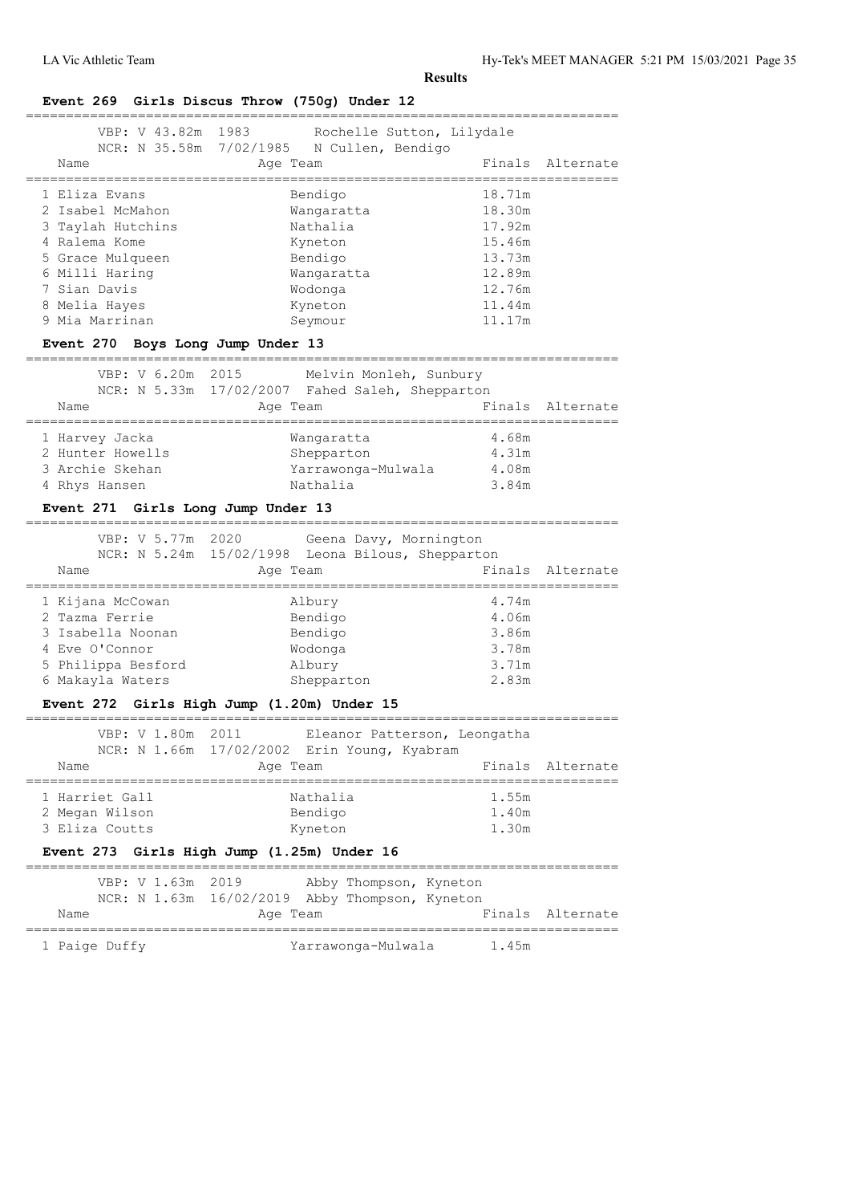**Results**

## Event 269 Girls Discus Throw (750g) Under 12

VBP: V 43.82m 1983 Rochelle Sutton, Lilydale
NCR: N 35.58m 7/02/1985 N Cullen, Bendigo

| Name | Age | Team | Finals | Alternate |
|---|---|---|---|---|
| 1 Eliza Evans | | Bendigo | 18.71m | |
| 2 Isabel McMahon | | Wangaratta | 18.30m | |
| 3 Taylah Hutchins | | Nathalia | 17.92m | |
| 4 Ralema Kome | | Kyneton | 15.46m | |
| 5 Grace Mulqueen | | Bendigo | 13.73m | |
| 6 Milli Haring | | Wangaratta | 12.89m | |
| 7 Sian Davis | | Wodonga | 12.76m | |
| 8 Melia Hayes | | Kyneton | 11.44m | |
| 9 Mia Marrinan | | Seymour | 11.17m | |

## Event 270 Boys Long Jump Under 13

VBP: V 6.20m 2015 Melvin Monleh, Sunbury
NCR: N 5.33m 17/02/2007 Fahed Saleh, Shepparton

| Name | Age | Team | Finals | Alternate |
|---|---|---|---|---|
| 1 Harvey Jacka | | Wangaratta | 4.68m | |
| 2 Hunter Howells | | Shepparton | 4.31m | |
| 3 Archie Skehan | | Yarrawonga-Mulwala | 4.08m | |
| 4 Rhys Hansen | | Nathalia | 3.84m | |

## Event 271 Girls Long Jump Under 13

VBP: V 5.77m 2020 Geena Davy, Mornington
NCR: N 5.24m 15/02/1998 Leona Bilous, Shepparton

| Name | Age | Team | Finals | Alternate |
|---|---|---|---|---|
| 1 Kijana McCowan | | Albury | 4.74m | |
| 2 Tazma Ferrie | | Bendigo | 4.06m | |
| 3 Isabella Noonan | | Bendigo | 3.86m | |
| 4 Eve O'Connor | | Wodonga | 3.78m | |
| 5 Philippa Besford | | Albury | 3.71m | |
| 6 Makayla Waters | | Shepparton | 2.83m | |

## Event 272 Girls High Jump (1.20m) Under 15

VBP: V 1.80m 2011 Eleanor Patterson, Leongatha
NCR: N 1.66m 17/02/2002 Erin Young, Kyabram

| Name | Age | Team | Finals | Alternate |
|---|---|---|---|---|
| 1 Harriet Gall | | Nathalia | 1.55m | |
| 2 Megan Wilson | | Bendigo | 1.40m | |
| 3 Eliza Coutts | | Kyneton | 1.30m | |

## Event 273 Girls High Jump (1.25m) Under 16

VBP: V 1.63m 2019 Abby Thompson, Kyneton
NCR: N 1.63m 16/02/2019 Abby Thompson, Kyneton

| Name | Age | Team | Finals | Alternate |
|---|---|---|---|---|
| 1 Paige Duffy | | Yarrawonga-Mulwala | 1.45m | |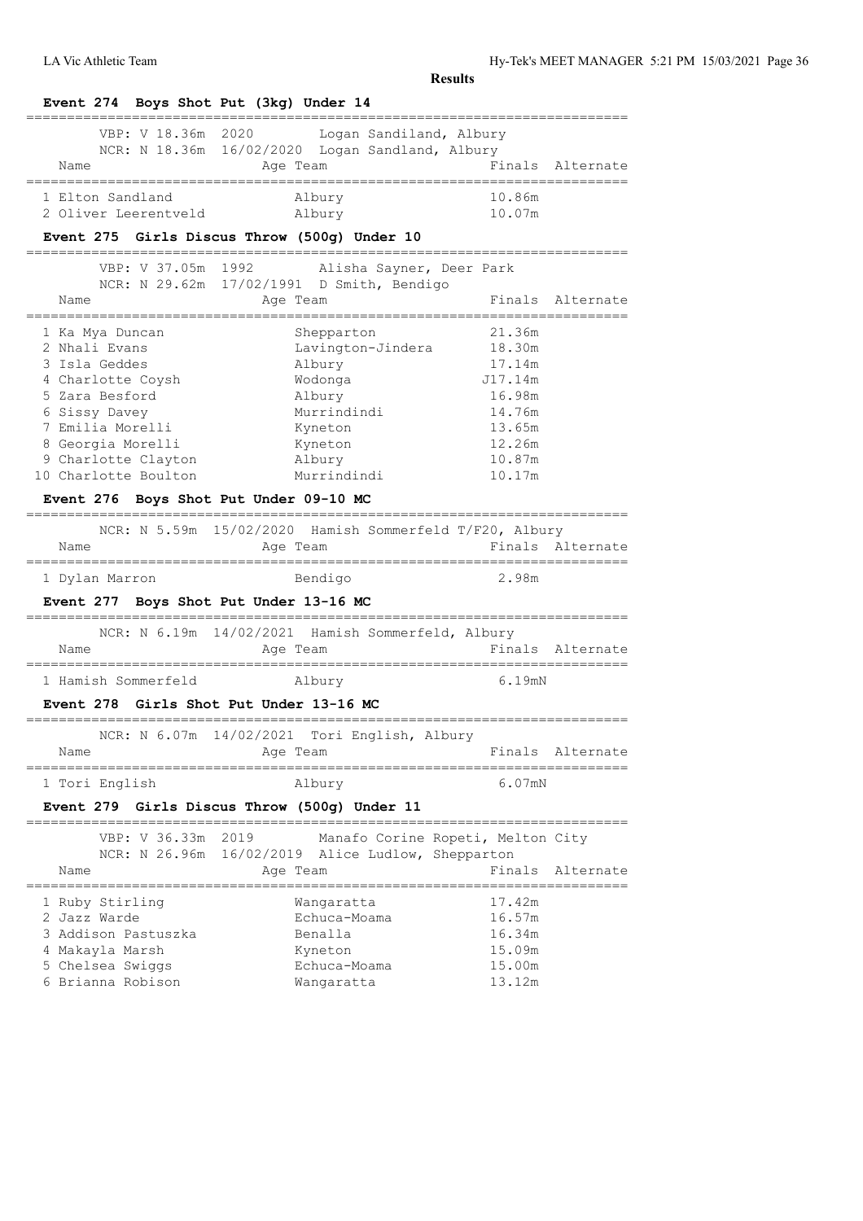**Results**

### Event 274 Boys Shot Put (3kg) Under 14

VBP: V 18.36m 2020 Logan Sandiland, Albury
NCR: N 18.36m 16/02/2020 Logan Sandland, Albury

| Name | Age Team | Finals | Alternate |
|---|---|---|---|
| 1 Elton Sandland | Albury | 10.86m | |
| 2 Oliver Leerentveld | Albury | 10.07m | |

### Event 275 Girls Discus Throw (500g) Under 10

VBP: V 37.05m 1992 Alisha Sayner, Deer Park
NCR: N 29.62m 17/02/1991 D Smith, Bendigo

| Name | Age Team | Finals | Alternate |
|---|---|---|---|
| 1 Ka Mya Duncan | Shepparton | 21.36m | |
| 2 Nhali Evans | Lavington-Jindera | 18.30m | |
| 3 Isla Geddes | Albury | 17.14m | |
| 4 Charlotte Coysh | Wodonga | J17.14m | |
| 5 Zara Besford | Albury | 16.98m | |
| 6 Sissy Davey | Murrindindi | 14.76m | |
| 7 Emilia Morelli | Kyneton | 13.65m | |
| 8 Georgia Morelli | Kyneton | 12.26m | |
| 9 Charlotte Clayton | Albury | 10.87m | |
| 10 Charlotte Boulton | Murrindindi | 10.17m | |

### Event 276 Boys Shot Put Under 09-10 MC

NCR: N 5.59m 15/02/2020 Hamish Sommerfeld T/F20, Albury

| Name | Age Team | Finals | Alternate |
|---|---|---|---|
| 1 Dylan Marron | Bendigo | 2.98m | |

### Event 277 Boys Shot Put Under 13-16 MC

NCR: N 6.19m 14/02/2021 Hamish Sommerfeld, Albury

| Name | Age Team | Finals | Alternate |
|---|---|---|---|
| 1 Hamish Sommerfeld | Albury | 6.19mN | |

### Event 278 Girls Shot Put Under 13-16 MC

NCR: N 6.07m 14/02/2021 Tori English, Albury

| Name | Age Team | Finals | Alternate |
|---|---|---|---|
| 1 Tori English | Albury | 6.07mN | |

### Event 279 Girls Discus Throw (500g) Under 11

VBP: V 36.33m 2019 Manafo Corine Ropeti, Melton City
NCR: N 26.96m 16/02/2019 Alice Ludlow, Shepparton

| Name | Age Team | Finals | Alternate |
|---|---|---|---|
| 1 Ruby Stirling | Wangaratta | 17.42m | |
| 2 Jazz Warde | Echuca-Moama | 16.57m | |
| 3 Addison Pastuszka | Benalla | 16.34m | |
| 4 Makayla Marsh | Kyneton | 15.09m | |
| 5 Chelsea Swiggs | Echuca-Moama | 15.00m | |
| 6 Brianna Robison | Wangaratta | 13.12m | |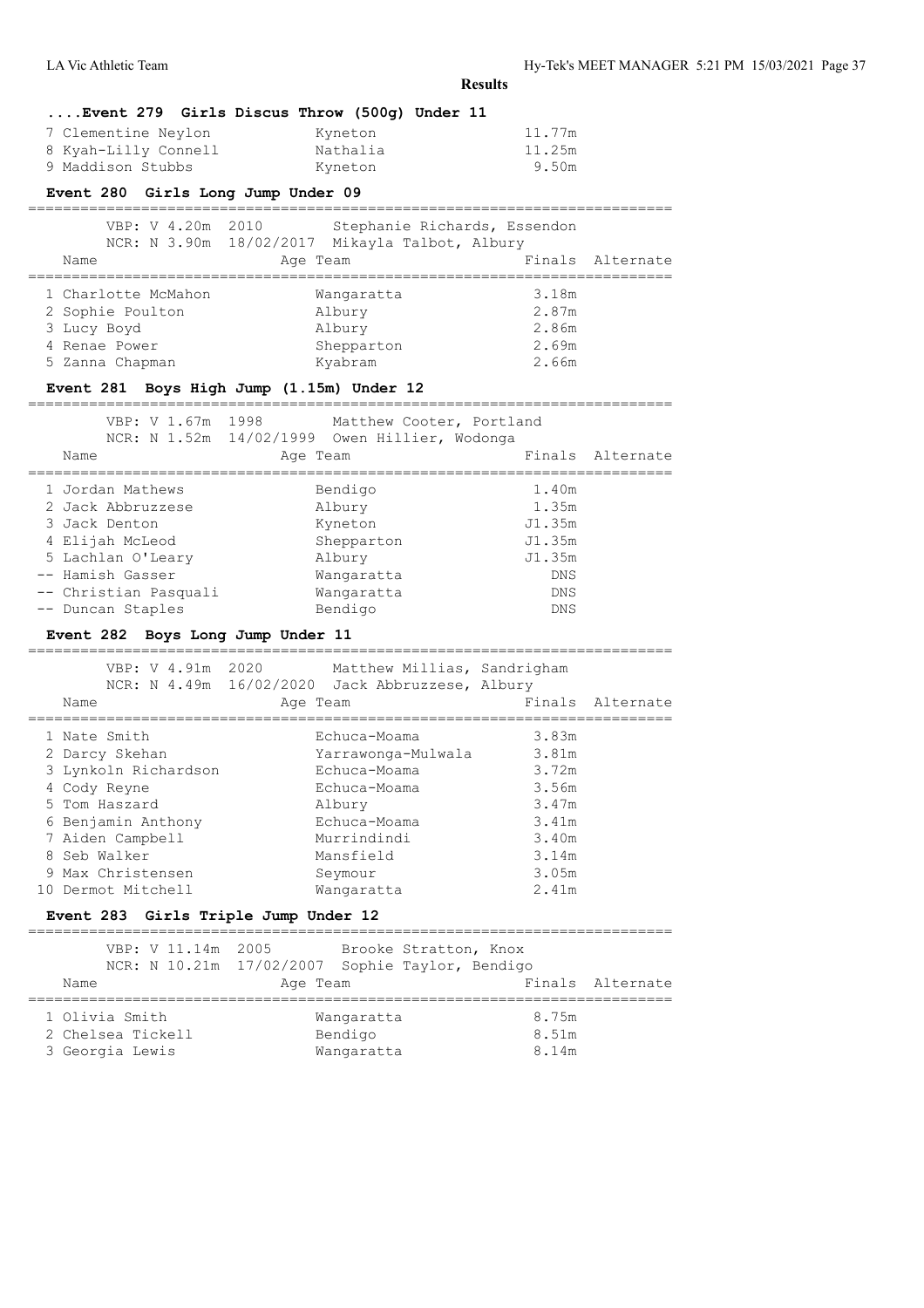## Results

### ....Event 279 Girls Discus Throw (500g) Under 11

| Name | Team | Finals |
|---|---|---|
| 7 Clementine Neylon | Kyneton | 11.77m |
| 8 Kyah-Lilly Connell | Nathalia | 11.25m |
| 9 Maddison Stubbs | Kyneton | 9.50m |

### Event 280 Girls Long Jump Under 09

VBP: V 4.20m 2010 Stephanie Richards, Essendon
NCR: N 3.90m 18/02/2017 Mikayla Talbot, Albury

| Name | Age Team | Finals | Alternate |
|---|---|---|---|
| 1 Charlotte McMahon | Wangaratta | 3.18m | |
| 2 Sophie Poulton | Albury | 2.87m | |
| 3 Lucy Boyd | Albury | 2.86m | |
| 4 Renae Power | Shepparton | 2.69m | |
| 5 Zanna Chapman | Kyabram | 2.66m | |

### Event 281 Boys High Jump (1.15m) Under 12

VBP: V 1.67m 1998 Matthew Cooter, Portland
NCR: N 1.52m 14/02/1999 Owen Hillier, Wodonga

| Name | Age Team | Finals | Alternate |
|---|---|---|---|
| 1 Jordan Mathews | Bendigo | 1.40m | |
| 2 Jack Abbruzzese | Albury | 1.35m | |
| 3 Jack Denton | Kyneton | J1.35m | |
| 4 Elijah McLeod | Shepparton | J1.35m | |
| 5 Lachlan O'Leary | Albury | J1.35m | |
| -- Hamish Gasser | Wangaratta | DNS | |
| -- Christian Pasquali | Wangaratta | DNS | |
| -- Duncan Staples | Bendigo | DNS | |

### Event 282 Boys Long Jump Under 11

VBP: V 4.91m 2020 Matthew Millias, Sandrigham
NCR: N 4.49m 16/02/2020 Jack Abbruzzese, Albury

| Name | Age Team | Finals | Alternate |
|---|---|---|---|
| 1 Nate Smith | Echuca-Moama | 3.83m | |
| 2 Darcy Skehan | Yarrawonga-Mulwala | 3.81m | |
| 3 Lynkoln Richardson | Echuca-Moama | 3.72m | |
| 4 Cody Reyne | Echuca-Moama | 3.56m | |
| 5 Tom Haszard | Albury | 3.47m | |
| 6 Benjamin Anthony | Echuca-Moama | 3.41m | |
| 7 Aiden Campbell | Murrindindi | 3.40m | |
| 8 Seb Walker | Mansfield | 3.14m | |
| 9 Max Christensen | Seymour | 3.05m | |
| 10 Dermot Mitchell | Wangaratta | 2.41m | |

### Event 283 Girls Triple Jump Under 12

VBP: V 11.14m 2005 Brooke Stratton, Knox
NCR: N 10.21m 17/02/2007 Sophie Taylor, Bendigo

| Name | Age Team | Finals | Alternate |
|---|---|---|---|
| 1 Olivia Smith | Wangaratta | 8.75m | |
| 2 Chelsea Tickell | Bendigo | 8.51m | |
| 3 Georgia Lewis | Wangaratta | 8.14m | |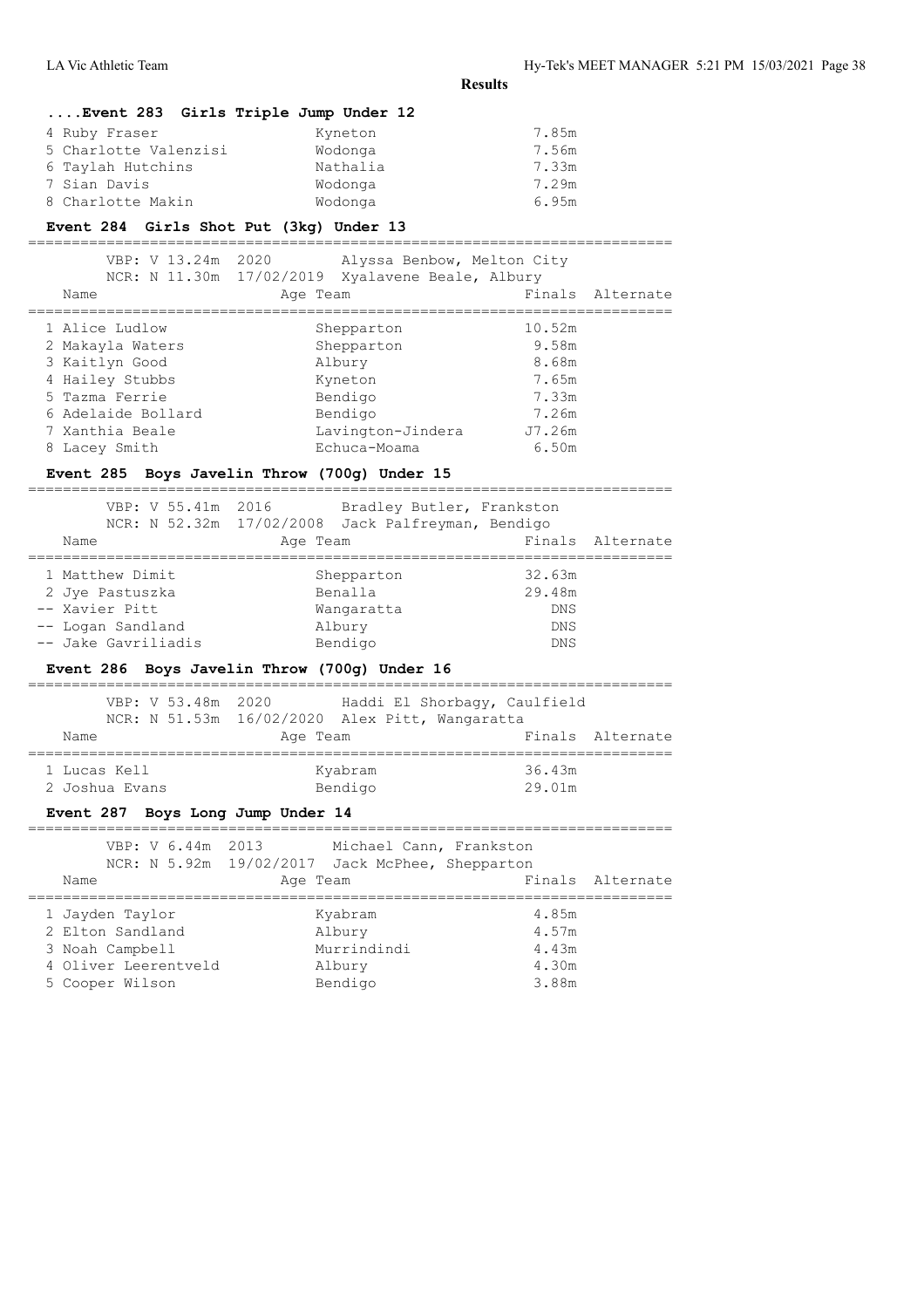**Results**

### ....Event 283 Girls Triple Jump Under 12

| Name | Age Team | Finals | Alternate |
|---|---|---|---|
| 4 Ruby Fraser | Kyneton | 7.85m | |
| 5 Charlotte Valenzisi | Wodonga | 7.56m | |
| 6 Taylah Hutchins | Nathalia | 7.33m | |
| 7 Sian Davis | Wodonga | 7.29m | |
| 8 Charlotte Makin | Wodonga | 6.95m | |

### Event 284 Girls Shot Put (3kg) Under 13

VBP: V 13.24m 2020 Alyssa Benbow, Melton City
NCR: N 11.30m 17/02/2019 Xyalavene Beale, Albury

| Name | Age Team | Finals | Alternate |
|---|---|---|---|
| 1 Alice Ludlow | Shepparton | 10.52m | |
| 2 Makayla Waters | Shepparton | 9.58m | |
| 3 Kaitlyn Good | Albury | 8.68m | |
| 4 Hailey Stubbs | Kyneton | 7.65m | |
| 5 Tazma Ferrie | Bendigo | 7.33m | |
| 6 Adelaide Bollard | Bendigo | 7.26m | |
| 7 Xanthia Beale | Lavington-Jindera | J7.26m | |
| 8 Lacey Smith | Echuca-Moama | 6.50m | |

### Event 285 Boys Javelin Throw (700g) Under 15

VBP: V 55.41m 2016 Bradley Butler, Frankston
NCR: N 52.32m 17/02/2008 Jack Palfreyman, Bendigo

| Name | Age Team | Finals | Alternate |
|---|---|---|---|
| 1 Matthew Dimit | Shepparton | 32.63m | |
| 2 Jye Pastuszka | Benalla | 29.48m | |
| -- Xavier Pitt | Wangaratta | DNS | |
| -- Logan Sandland | Albury | DNS | |
| -- Jake Gavriliadis | Bendigo | DNS | |

### Event 286 Boys Javelin Throw (700g) Under 16

VBP: V 53.48m 2020 Haddi El Shorbagy, Caulfield
NCR: N 51.53m 16/02/2020 Alex Pitt, Wangaratta

| Name | Age Team | Finals | Alternate |
|---|---|---|---|
| 1 Lucas Kell | Kyabram | 36.43m | |
| 2 Joshua Evans | Bendigo | 29.01m | |

### Event 287 Boys Long Jump Under 14

VBP: V 6.44m 2013 Michael Cann, Frankston
NCR: N 5.92m 19/02/2017 Jack McPhee, Shepparton

| Name | Age Team | Finals | Alternate |
|---|---|---|---|
| 1 Jayden Taylor | Kyabram | 4.85m | |
| 2 Elton Sandland | Albury | 4.57m | |
| 3 Noah Campbell | Murrindindi | 4.43m | |
| 4 Oliver Leerentveld | Albury | 4.30m | |
| 5 Cooper Wilson | Bendigo | 3.88m | |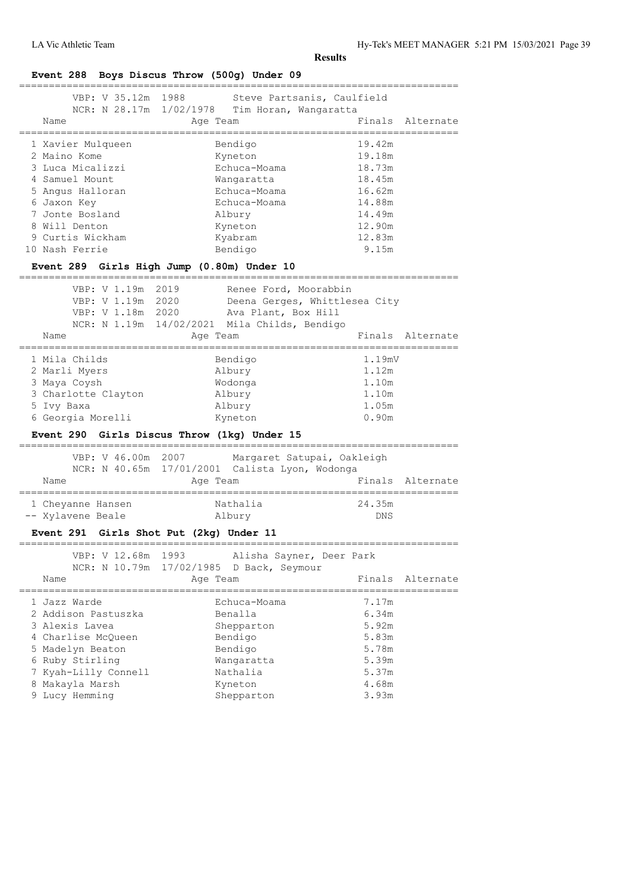**Results**

## Event 288 Boys Discus Throw (500g) Under 09

VBP: V 35.12m 1988 Steve Partsanis, Caulfield
NCR: N 28.17m 1/02/1978 Tim Horan, Wangaratta

| Name | Age | Team | Finals | Alternate |
|---|---|---|---|---|
| 1 Xavier Mulqueen | | Bendigo | 19.42m | |
| 2 Maino Kome | | Kyneton | 19.18m | |
| 3 Luca Micalizzi | | Echuca-Moama | 18.73m | |
| 4 Samuel Mount | | Wangaratta | 18.45m | |
| 5 Angus Halloran | | Echuca-Moama | 16.62m | |
| 6 Jaxon Key | | Echuca-Moama | 14.88m | |
| 7 Jonte Bosland | | Albury | 14.49m | |
| 8 Will Denton | | Kyneton | 12.90m | |
| 9 Curtis Wickham | | Kyabram | 12.83m | |
| 10 Nash Ferrie | | Bendigo | 9.15m | |

## Event 289 Girls High Jump (0.80m) Under 10

VBP: V 1.19m 2019 Renee Ford, Moorabbin
VBP: V 1.19m 2020 Deena Gerges, Whittlesea City
VBP: V 1.18m 2020 Ava Plant, Box Hill
NCR: N 1.19m 14/02/2021 Mila Childs, Bendigo

| Name | Age | Team | Finals | Alternate |
|---|---|---|---|---|
| 1 Mila Childs | | Bendigo | 1.19mV | |
| 2 Marli Myers | | Albury | 1.12m | |
| 3 Maya Coysh | | Wodonga | 1.10m | |
| 3 Charlotte Clayton | | Albury | 1.10m | |
| 5 Ivy Baxa | | Albury | 1.05m | |
| 6 Georgia Morelli | | Kyneton | 0.90m | |

## Event 290 Girls Discus Throw (1kg) Under 15

VBP: V 46.00m 2007 Margaret Satupai, Oakleigh
NCR: N 40.65m 17/01/2001 Calista Lyon, Wodonga

| Name | Age | Team | Finals | Alternate |
|---|---|---|---|---|
| 1 Cheyanne Hansen | | Nathalia | 24.35m | |
| -- Xylavene Beale | | Albury | DNS | |

## Event 291 Girls Shot Put (2kg) Under 11

VBP: V 12.68m 1993 Alisha Sayner, Deer Park
NCR: N 10.79m 17/02/1985 D Back, Seymour

| Name | Age | Team | Finals | Alternate |
|---|---|---|---|---|
| 1 Jazz Warde | | Echuca-Moama | 7.17m | |
| 2 Addison Pastuszka | | Benalla | 6.34m | |
| 3 Alexis Lavea | | Shepparton | 5.92m | |
| 4 Charlise McQueen | | Bendigo | 5.83m | |
| 5 Madelyn Beaton | | Bendigo | 5.78m | |
| 6 Ruby Stirling | | Wangaratta | 5.39m | |
| 7 Kyah-Lilly Connell | | Nathalia | 5.37m | |
| 8 Makayla Marsh | | Kyneton | 4.68m | |
| 9 Lucy Hemming | | Shepparton | 3.93m | |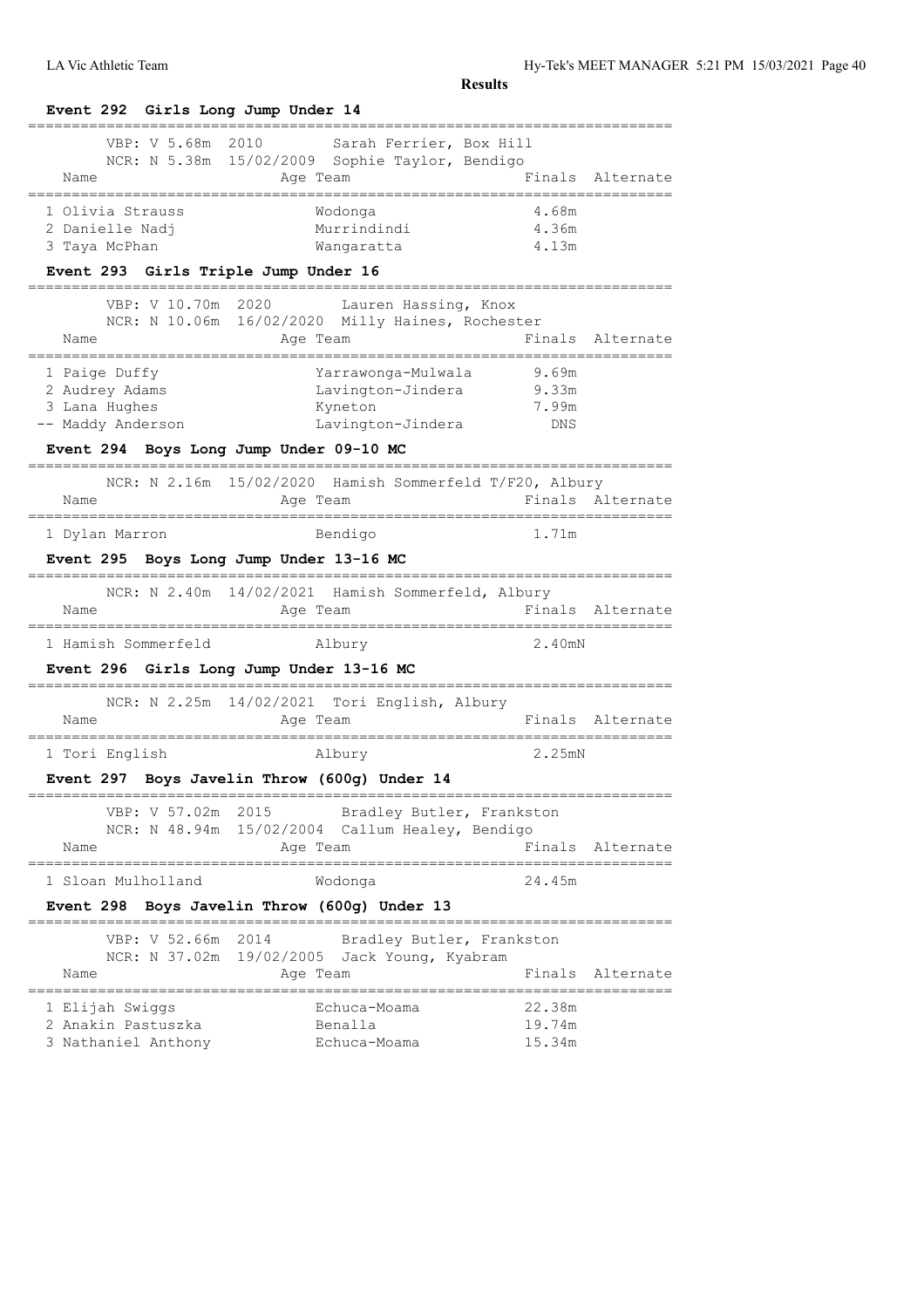**Results**

### Event 292 Girls Long Jump Under 14

VBP: V 5.68m 2010 Sarah Ferrier, Box Hill
NCR: N 5.38m 15/02/2009 Sophie Taylor, Bendigo

| Name | Age | Team | Finals | Alternate |
|---|---|---|---|---|
| 1 Olivia Strauss | | Wodonga | 4.68m | |
| 2 Danielle Nadj | | Murrindindi | 4.36m | |
| 3 Taya McPhan | | Wangaratta | 4.13m | |

### Event 293 Girls Triple Jump Under 16

VBP: V 10.70m 2020 Lauren Hassing, Knox
NCR: N 10.06m 16/02/2020 Milly Haines, Rochester

| Name | Age | Team | Finals | Alternate |
|---|---|---|---|---|
| 1 Paige Duffy | | Yarrawonga-Mulwala | 9.69m | |
| 2 Audrey Adams | | Lavington-Jindera | 9.33m | |
| 3 Lana Hughes | | Kyneton | 7.99m | |
| -- Maddy Anderson | | Lavington-Jindera | DNS | |

### Event 294 Boys Long Jump Under 09-10 MC

NCR: N 2.16m 15/02/2020 Hamish Sommerfeld T/F20, Albury

| Name | Age | Team | Finals | Alternate |
|---|---|---|---|---|
| 1 Dylan Marron | | Bendigo | 1.71m | |

### Event 295 Boys Long Jump Under 13-16 MC

NCR: N 2.40m 14/02/2021 Hamish Sommerfeld, Albury

| Name | Age | Team | Finals | Alternate |
|---|---|---|---|---|
| 1 Hamish Sommerfeld | | Albury | 2.40mN | |

### Event 296 Girls Long Jump Under 13-16 MC

NCR: N 2.25m 14/02/2021 Tori English, Albury

| Name | Age | Team | Finals | Alternate |
|---|---|---|---|---|
| 1 Tori English | | Albury | 2.25mN | |

### Event 297 Boys Javelin Throw (600g) Under 14

VBP: V 57.02m 2015 Bradley Butler, Frankston
NCR: N 48.94m 15/02/2004 Callum Healey, Bendigo

| Name | Age | Team | Finals | Alternate |
|---|---|---|---|---|
| 1 Sloan Mulholland | | Wodonga | 24.45m | |

### Event 298 Boys Javelin Throw (600g) Under 13

VBP: V 52.66m 2014 Bradley Butler, Frankston
NCR: N 37.02m 19/02/2005 Jack Young, Kyabram

| Name | Age | Team | Finals | Alternate |
|---|---|---|---|---|
| 1 Elijah Swiggs | | Echuca-Moama | 22.38m | |
| 2 Anakin Pastuszka | | Benalla | 19.74m | |
| 3 Nathaniel Anthony | | Echuca-Moama | 15.34m | |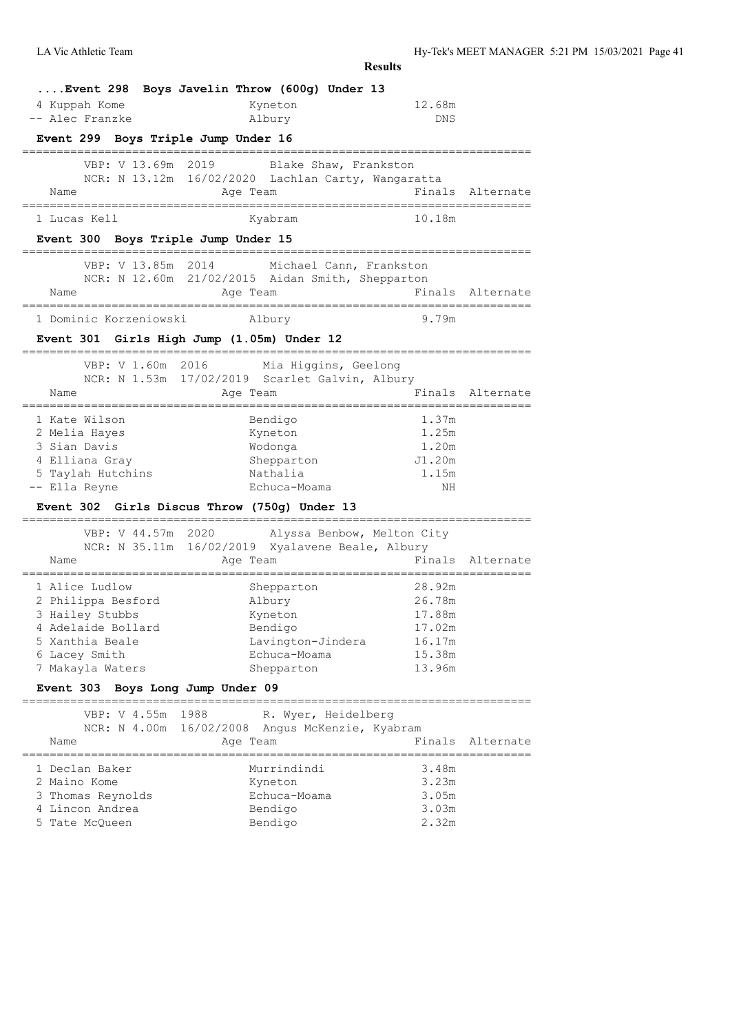**Results**

### ....Event 298 Boys Javelin Throw (600g) Under 13

| Name | Age | Team | Finals | Alternate |
|---|---|---|---|---|
| 4 Kuppah Kome | | Kyneton | 12.68m | |
| -- Alec Franzke | | Albury | DNS | |

### Event 299 Boys Triple Jump Under 16

VBP: V 13.69m 2019 Blake Shaw, Frankston
NCR: N 13.12m 16/02/2020 Lachlan Carty, Wangaratta

| Name | Age | Team | Finals | Alternate |
|---|---|---|---|---|
| 1 Lucas Kell | | Kyabram | 10.18m | |

### Event 300 Boys Triple Jump Under 15

VBP: V 13.85m 2014 Michael Cann, Frankston
NCR: N 12.60m 21/02/2015 Aidan Smith, Shepparton

| Name | Age | Team | Finals | Alternate |
|---|---|---|---|---|
| 1 Dominic Korzeniowski | | Albury | 9.79m | |

### Event 301 Girls High Jump (1.05m) Under 12

VBP: V 1.60m 2016 Mia Higgins, Geelong
NCR: N 1.53m 17/02/2019 Scarlet Galvin, Albury

| Name | Age | Team | Finals | Alternate |
|---|---|---|---|---|
| 1 Kate Wilson | | Bendigo | 1.37m | |
| 2 Melia Hayes | | Kyneton | 1.25m | |
| 3 Sian Davis | | Wodonga | 1.20m | |
| 4 Elliana Gray | | Shepparton | J1.20m | |
| 5 Taylah Hutchins | | Nathalia | 1.15m | |
| -- Ella Reyne | | Echuca-Moama | NH | |

### Event 302 Girls Discus Throw (750g) Under 13

VBP: V 44.57m 2020 Alyssa Benbow, Melton City
NCR: N 35.11m 16/02/2019 Xyalavene Beale, Albury

| Name | Age | Team | Finals | Alternate |
|---|---|---|---|---|
| 1 Alice Ludlow | | Shepparton | 28.92m | |
| 2 Philippa Besford | | Albury | 26.78m | |
| 3 Hailey Stubbs | | Kyneton | 17.88m | |
| 4 Adelaide Bollard | | Bendigo | 17.02m | |
| 5 Xanthia Beale | | Lavington-Jindera | 16.17m | |
| 6 Lacey Smith | | Echuca-Moama | 15.38m | |
| 7 Makayla Waters | | Shepparton | 13.96m | |

### Event 303 Boys Long Jump Under 09

VBP: V 4.55m 1988 R. Wyer, Heidelberg
NCR: N 4.00m 16/02/2008 Angus McKenzie, Kyabram

| Name | Age | Team | Finals | Alternate |
|---|---|---|---|---|
| 1 Declan Baker | | Murrindindi | 3.48m | |
| 2 Maino Kome | | Kyneton | 3.23m | |
| 3 Thomas Reynolds | | Echuca-Moama | 3.05m | |
| 4 Lincon Andrea | | Bendigo | 3.03m | |
| 5 Tate McQueen | | Bendigo | 2.32m | |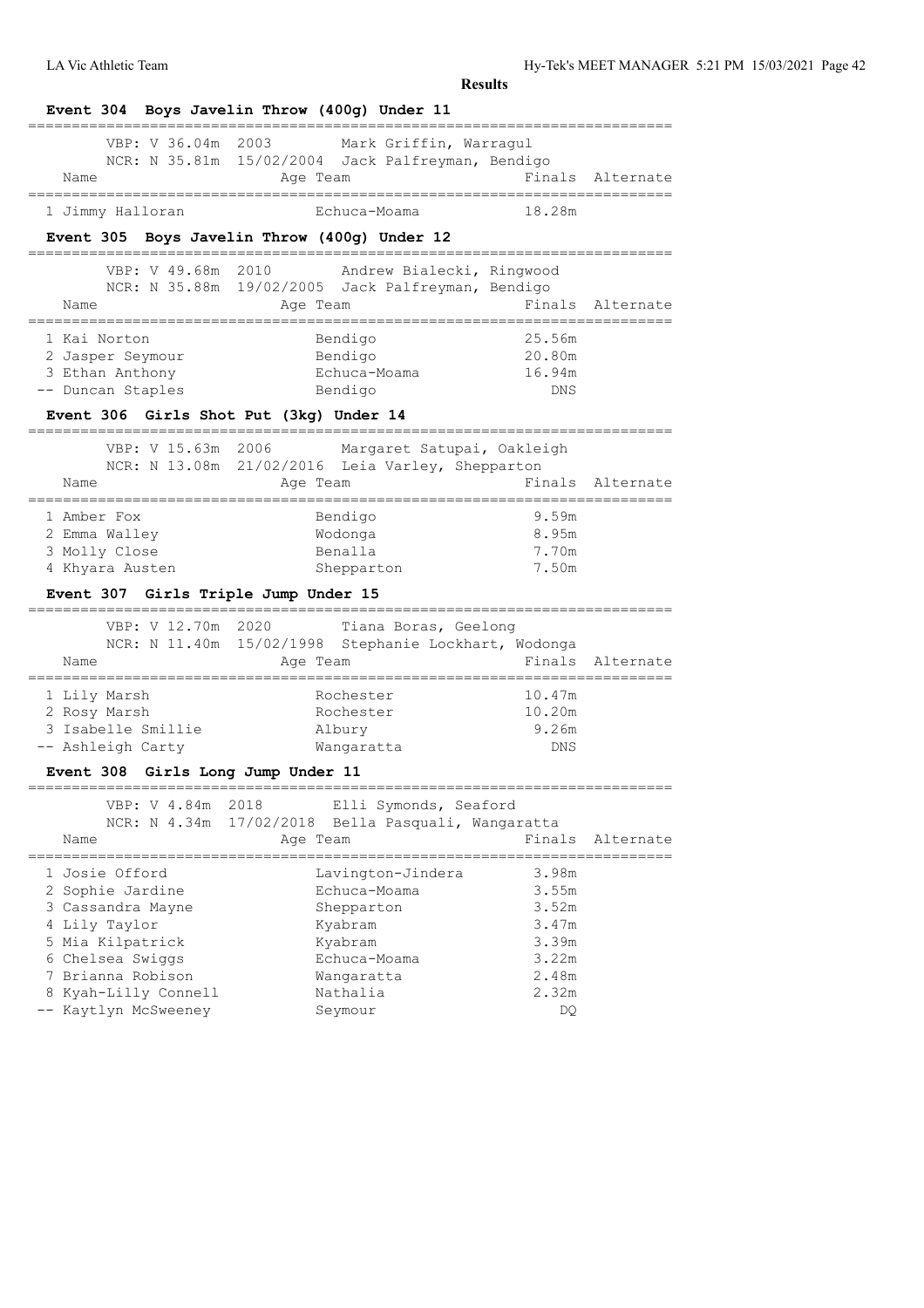**Results**

## Event 304 Boys Javelin Throw (400g) Under 11

VBP: V 36.04m 2003 Mark Griffin, Warragul
NCR: N 35.81m 15/02/2004 Jack Palfreyman, Bendigo

| Name | Age Team | Finals | Alternate |
|---|---|---|---|
| 1 Jimmy Halloran | Echuca-Moama | 18.28m | |

## Event 305 Boys Javelin Throw (400g) Under 12

VBP: V 49.68m 2010 Andrew Bialecki, Ringwood
NCR: N 35.88m 19/02/2005 Jack Palfreyman, Bendigo

| Name | Age Team | Finals | Alternate |
|---|---|---|---|
| 1 Kai Norton | Bendigo | 25.56m | |
| 2 Jasper Seymour | Bendigo | 20.80m | |
| 3 Ethan Anthony | Echuca-Moama | 16.94m | |
| -- Duncan Staples | Bendigo | DNS | |

## Event 306 Girls Shot Put (3kg) Under 14

VBP: V 15.63m 2006 Margaret Satupai, Oakleigh
NCR: N 13.08m 21/02/2016 Leia Varley, Shepparton

| Name | Age Team | Finals | Alternate |
|---|---|---|---|
| 1 Amber Fox | Bendigo | 9.59m | |
| 2 Emma Walley | Wodonga | 8.95m | |
| 3 Molly Close | Benalla | 7.70m | |
| 4 Khyara Austen | Shepparton | 7.50m | |

## Event 307 Girls Triple Jump Under 15

VBP: V 12.70m 2020 Tiana Boras, Geelong
NCR: N 11.40m 15/02/1998 Stephanie Lockhart, Wodonga

| Name | Age Team | Finals | Alternate |
|---|---|---|---|
| 1 Lily Marsh | Rochester | 10.47m | |
| 2 Rosy Marsh | Rochester | 10.20m | |
| 3 Isabelle Smillie | Albury | 9.26m | |
| -- Ashleigh Carty | Wangaratta | DNS | |

## Event 308 Girls Long Jump Under 11

VBP: V 4.84m 2018 Elli Symonds, Seaford
NCR: N 4.34m 17/02/2018 Bella Pasquali, Wangaratta

| Name | Age Team | Finals | Alternate |
|---|---|---|---|
| 1 Josie Offord | Lavington-Jindera | 3.98m | |
| 2 Sophie Jardine | Echuca-Moama | 3.55m | |
| 3 Cassandra Mayne | Shepparton | 3.52m | |
| 4 Lily Taylor | Kyabram | 3.47m | |
| 5 Mia Kilpatrick | Kyabram | 3.39m | |
| 6 Chelsea Swiggs | Echuca-Moama | 3.22m | |
| 7 Brianna Robison | Wangaratta | 2.48m | |
| 8 Kyah-Lilly Connell | Nathalia | 2.32m | |
| -- Kaytlyn McSweeney | Seymour | DQ | |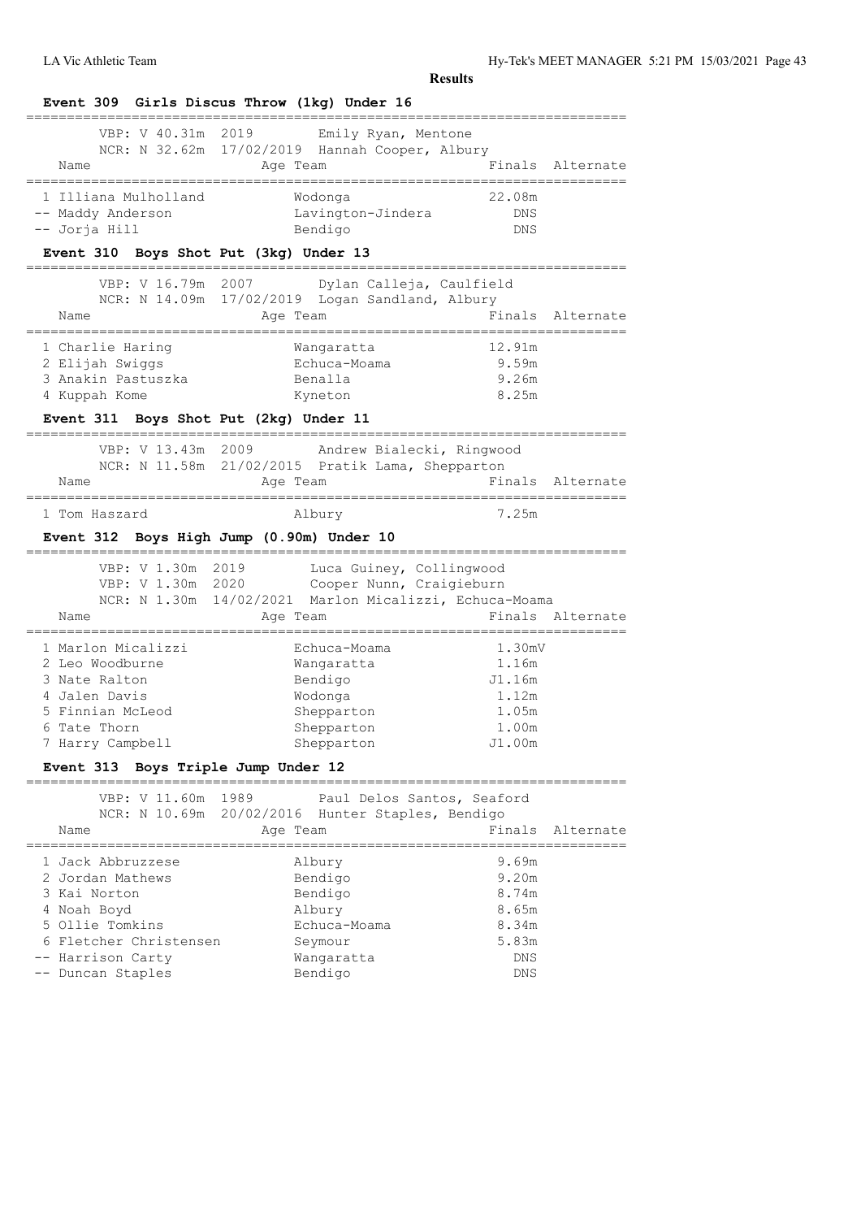**Results**

## Event 309 Girls Discus Throw (1kg) Under 16

VBP: V 40.31m 2019 Emily Ryan, Mentone
NCR: N 32.62m 17/02/2019 Hannah Cooper, Albury

| Name | Age | Team | Finals | Alternate |
|---|---|---|---|---|
| 1 Illiana Mulholland | | Wodonga | 22.08m | |
| -- Maddy Anderson | | Lavington-Jindera | DNS | |
| -- Jorja Hill | | Bendigo | DNS | |

## Event 310 Boys Shot Put (3kg) Under 13

VBP: V 16.79m 2007 Dylan Calleja, Caulfield
NCR: N 14.09m 17/02/2019 Logan Sandland, Albury

| Name | Age | Team | Finals | Alternate |
|---|---|---|---|---|
| 1 Charlie Haring | | Wangaratta | 12.91m | |
| 2 Elijah Swiggs | | Echuca-Moama | 9.59m | |
| 3 Anakin Pastuszka | | Benalla | 9.26m | |
| 4 Kuppah Kome | | Kyneton | 8.25m | |

## Event 311 Boys Shot Put (2kg) Under 11

VBP: V 13.43m 2009 Andrew Bialecki, Ringwood
NCR: N 11.58m 21/02/2015 Pratik Lama, Shepparton

| Name | Age | Team | Finals | Alternate |
|---|---|---|---|---|
| 1 Tom Haszard | | Albury | 7.25m | |

## Event 312 Boys High Jump (0.90m) Under 10

VBP: V 1.30m 2019 Luca Guiney, Collingwood
VBP: V 1.30m 2020 Cooper Nunn, Craigieburn
NCR: N 1.30m 14/02/2021 Marlon Micalizzi, Echuca-Moama

| Name | Age | Team | Finals | Alternate |
|---|---|---|---|---|
| 1 Marlon Micalizzi | | Echuca-Moama | 1.30mV | |
| 2 Leo Woodburne | | Wangaratta | 1.16m | |
| 3 Nate Ralton | | Bendigo | J1.16m | |
| 4 Jalen Davis | | Wodonga | 1.12m | |
| 5 Finnian McLeod | | Shepparton | 1.05m | |
| 6 Tate Thorn | | Shepparton | 1.00m | |
| 7 Harry Campbell | | Shepparton | J1.00m | |

## Event 313 Boys Triple Jump Under 12

VBP: V 11.60m 1989 Paul Delos Santos, Seaford
NCR: N 10.69m 20/02/2016 Hunter Staples, Bendigo

| Name | Age | Team | Finals | Alternate |
|---|---|---|---|---|
| 1 Jack Abbruzzese | | Albury | 9.69m | |
| 2 Jordan Mathews | | Bendigo | 9.20m | |
| 3 Kai Norton | | Bendigo | 8.74m | |
| 4 Noah Boyd | | Albury | 8.65m | |
| 5 Ollie Tomkins | | Echuca-Moama | 8.34m | |
| 6 Fletcher Christensen | | Seymour | 5.83m | |
| -- Harrison Carty | | Wangaratta | DNS | |
| -- Duncan Staples | | Bendigo | DNS | |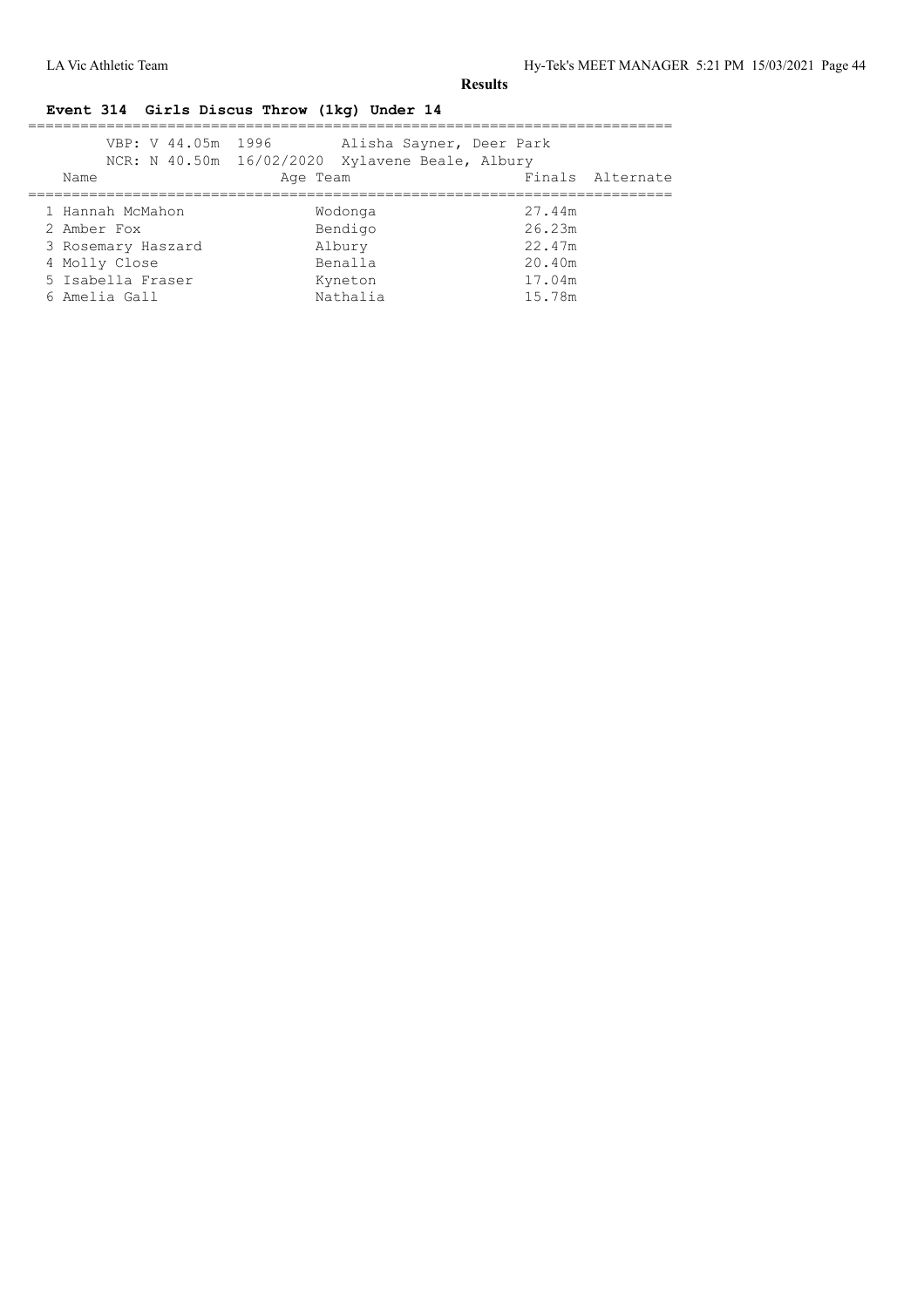**Results**

### Event 314 Girls Discus Throw (1kg) Under 14

VBP: V 44.05m 1996 Alisha Sayner, Deer Park
NCR: N 40.50m 16/02/2020 Xylavene Beale, Albury

| Name | Age | Team | Finals | Alternate |
|---|---|---|---|---|
| 1 Hannah McMahon | | Wodonga | 27.44m | |
| 2 Amber Fox | | Bendigo | 26.23m | |
| 3 Rosemary Haszard | | Albury | 22.47m | |
| 4 Molly Close | | Benalla | 20.40m | |
| 5 Isabella Fraser | | Kyneton | 17.04m | |
| 6 Amelia Gall | | Nathalia | 15.78m | |